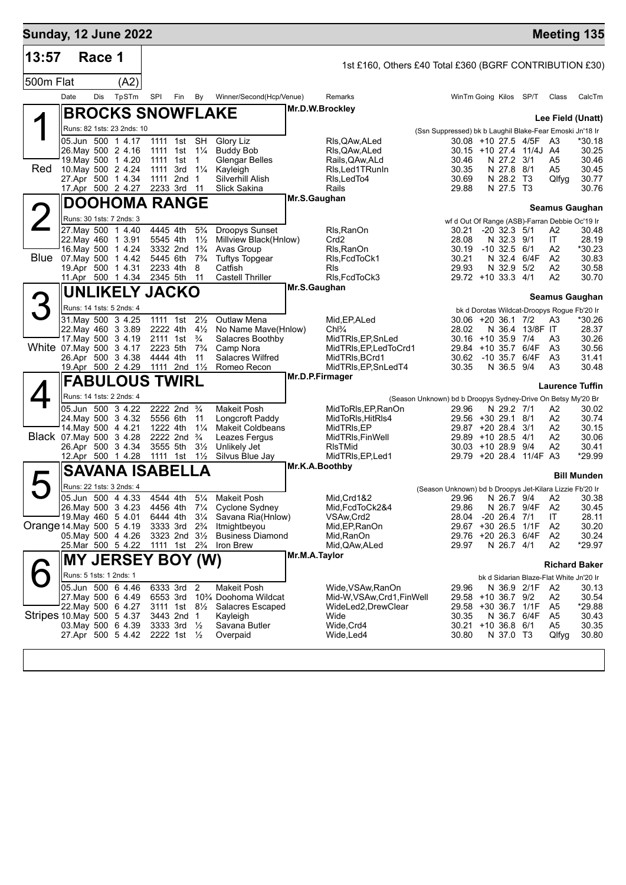## Sunday, 12 June 2022 — Meeting 135

**13:57 Race 1** — 1st £160, Others £40 Total £360 (BGRF CONTRIBUTION £30)

**500m Flat (A2)**

| Date | Dis | TpSTm | SPI | Fin | By | Winner/Second(Hcp/Venue) | Remarks | WinTm | Going | Kilos | SP/T | Class | CalcTm |
|---|---|---|---|---|---|---|---|---|---|---|---|---|---|

### 1 (Red) BROCKS SNOWFLAKE — Mr.D.W.Brockley — Lee Field (Unatt)

Runs: 82 1sts: 23 2nds: 10 — (Ssn Suppressed) bk b Laughil Blake-Fear Emoski Jn'18 Ir

| Date | Dis | TpSTm | SPI | Fin | By | Winner/Second(Hcp/Venue) | Remarks | WinTm | Going | Kilos | SP/T | Class | CalcTm |
|---|---|---|---|---|---|---|---|---|---|---|---|---|---|
| 05.Jun | 500 | 1 4.17 | 1111 | 1st | SH | Glory Liz | Rls,QAw,ALed | 30.08 | +10 | 27.5 | 4/5F | A3 | *30.18 |
| 26.May | 500 | 2 4.16 | 1111 | 1st | 1¼ | Buddy Bob | Rls,QAw,ALed | 30.15 | +10 | 27.4 | 11/4J | A4 | 30.25 |
| 19.May | 500 | 1 4.20 | 1111 | 1st | 1 | Glengar Belles | Rails,QAw,ALd | 30.46 | N | 27.2 | 3/1 | A5 | 30.46 |
| 10.May | 500 | 2 4.24 | 1111 | 3rd | 1¼ | Kayleigh | Rls,Led1TRunIn | 30.35 | N | 27.8 | 8/1 | A5 | 30.45 |
| 27.Apr | 500 | 1 4.34 | 1111 | 2nd | 1 | Silverhill Alish | Rls,LedTo4 | 30.69 | N | 28.2 | T3 | Qlfyg | 30.77 |
| 17.Apr | 500 | 2 4.27 | 2233 | 3rd | 11 | Slick Sakina | Rails | 29.88 | N | 27.5 | T3 | | 30.76 |

### 2 (Blue) DOOHOMA RANGE — Mr.S.Gaughan — Seamus Gaughan

Runs: 30 1sts: 7 2nds: 3 — wf d Out Of Range (ASB)-Farran Debbie Oc'19 Ir

| Date | Dis | TpSTm | SPI | Fin | By | Winner/Second(Hcp/Venue) | Remarks | WinTm | Going | Kilos | SP/T | Class | CalcTm |
|---|---|---|---|---|---|---|---|---|---|---|---|---|---|
| 27.May | 500 | 1 4.40 | 4445 | 4th | 5¾ | Droopys Sunset | Rls,RanOn | 30.21 | -20 | 32.3 | 5/1 | A2 | 30.48 |
| 22.May | 460 | 1 3.91 | 5545 | 4th | 1½ | Millview Black(Hnlow) | Crd2 | 28.08 | N | 32.3 | 9/1 | IT | 28.19 |
| 16.May | 500 | 1 4.24 | 3332 | 2nd | 1¾ | Avas Group | Rls,RanOn | 30.19 | -10 | 32.5 | 6/1 | A2 | *30.23 |
| 07.May | 500 | 1 4.42 | 5445 | 6th | 7¾ | Tuftys Topgear | Rls,FcdToCk1 | 30.21 | N | 32.4 | 6/4F | A2 | 30.83 |
| 19.Apr | 500 | 1 4.31 | 2233 | 4th | 8 | Catfish | Rls | 29.93 | N | 32.9 | 5/2 | A2 | 30.58 |
| 11.Apr | 500 | 1 4.34 | 2345 | 5th | 11 | Castell Thriller | Rls,FcdToCk3 | 29.72 | +10 | 33.3 | 4/1 | A2 | 30.70 |

### 3 (White) UNLIKELY JACKO — Mr.S.Gaughan — Seamus Gaughan

Runs: 14 1sts: 5 2nds: 4 — bk d Dorotas Wildcat-Droopys Rogue Fb'20 Ir

| Date | Dis | TpSTm | SPI | Fin | By | Winner/Second(Hcp/Venue) | Remarks | WinTm | Going | Kilos | SP/T | Class | CalcTm |
|---|---|---|---|---|---|---|---|---|---|---|---|---|---|
| 31.May | 500 | 3 4.25 | 1111 | 1st | 2½ | Outlaw Mena | Mid,EP,ALed | 30.06 | +20 | 36.1 | 7/2 | A3 | *30.26 |
| 22.May | 460 | 3 3.89 | 2222 | 4th | 4½ | No Name Mave(Hnlow) | Chl¾ | 28.02 | N | 36.4 | 13/8F | IT | 28.37 |
| 17.May | 500 | 3 4.19 | 2111 | 1st | ¾ | Salacres Boothby | MidTRls,EP,SnLed | 30.16 | +10 | 35.9 | 7/4 | A3 | 30.26 |
| 07.May | 500 | 3 4.17 | 2223 | 5th | 7¾ | Camp Nora | MidTRls,EP,LedToCrd1 | 29.84 | +10 | 35.7 | 6/4F | A3 | 30.56 |
| 26.Apr | 500 | 3 4.38 | 4444 | 4th | 11 | Salacres Wilfred | MidTRls,BCrd1 | 30.62 | -10 | 35.7 | 6/4F | A3 | 31.41 |
| 19.Apr | 500 | 2 4.29 | 1111 | 2nd | 1½ | Romeo Recon | MidTRls,EP,SnLedT4 | 30.35 | N | 36.5 | 9/4 | A3 | 30.48 |

### 4 (Black) FABULOUS TWIRL — Mr.D.P.Firmager — Laurence Tuffin

Runs: 14 1sts: 2 2nds: 4 — (Season Unknown) bd b Droopys Sydney-Drive On Betsy My'20 Br

| Date | Dis | TpSTm | SPI | Fin | By | Winner/Second(Hcp/Venue) | Remarks | WinTm | Going | Kilos | SP/T | Class | CalcTm |
|---|---|---|---|---|---|---|---|---|---|---|---|---|---|
| 05.Jun | 500 | 3 4.22 | 2222 | 2nd | ¾ | Makeit Posh | MidToRls,EP,RanOn | 29.96 | N | 29.2 | 7/1 | A2 | 30.02 |
| 24.May | 500 | 3 4.32 | 5556 | 6th | 11 | Longcroft Paddy | MidToRls,HitRls4 | 29.56 | +30 | 29.1 | 8/1 | A2 | 30.74 |
| 14.May | 500 | 4 4.21 | 1222 | 4th | 1¼ | Makeit Coldbeans | MidTRls,EP | 29.87 | +20 | 28.4 | 3/1 | A2 | 30.15 |
| 07.May | 500 | 3 4.28 | 2222 | 2nd | ¾ | Leazes Fergus | MidTRls,FinWell | 29.89 | +10 | 28.5 | 4/1 | A2 | 30.06 |
| 26.Apr | 500 | 3 4.34 | 3555 | 5th | 3½ | Unlikely Jet | RlsTMid | 30.03 | +10 | 28.9 | 9/4 | A2 | 30.41 |
| 12.Apr | 500 | 1 4.28 | 1111 | 1st | 1½ | Silvus Blue Jay | MidTRls,EP,Led1 | 29.79 | +20 | 28.4 | 11/4F | A3 | *29.99 |

### 5 (Orange) SAVANA ISABELLA — Mr.K.A.Boothby — Bill Munden

Runs: 22 1sts: 3 2nds: 4 — (Season Unknown) bd b Droopys Jet-Kilara Lizzie Fb'20 Ir

| Date | Dis | TpSTm | SPI | Fin | By | Winner/Second(Hcp/Venue) | Remarks | WinTm | Going | Kilos | SP/T | Class | CalcTm |
|---|---|---|---|---|---|---|---|---|---|---|---|---|---|
| 05.Jun | 500 | 4 4.33 | 4544 | 4th | 5¼ | Makeit Posh | Mid,Crd1&2 | 29.96 | N | 26.7 | 9/4 | A2 | 30.38 |
| 26.May | 500 | 3 4.23 | 4456 | 4th | 7¼ | Cyclone Sydney | Mid,FcdToCk2&4 | 29.86 | N | 26.7 | 9/4F | A2 | 30.45 |
| 19.May | 460 | 5 4.01 | 6444 | 4th | 3¼ | Savana Ria(Hnlow) | VSAw,Crd2 | 28.04 | -20 | 26.4 | 7/1 | IT | 28.11 |
| 14.May | 500 | 5 4.19 | 3333 | 3rd | 2¾ | Itmightbeyou | Mid,EP,RanOn | 29.67 | +30 | 26.5 | 1/1F | A2 | 30.20 |
| 05.May | 500 | 4 4.26 | 3323 | 2nd | 3½ | Business Diamond | Mid,RanOn | 29.76 | +20 | 26.3 | 6/4F | A2 | 30.24 |
| 25.Mar | 500 | 5 4.22 | 1111 | 1st | 2¾ | Iron Brew | Mid,QAw,ALed | 29.97 | N | 26.7 | 4/1 | A2 | *29.97 |

### 6 (Stripes) MY JERSEY BOY (W) — Mr.M.A.Taylor — Richard Baker

Runs: 5 1sts: 1 2nds: 1 — bk d Sidarian Blaze-Flat White Jn'20 Ir

| Date | Dis | TpSTm | SPI | Fin | By | Winner/Second(Hcp/Venue) | Remarks | WinTm | Going | Kilos | SP/T | Class | CalcTm |
|---|---|---|---|---|---|---|---|---|---|---|---|---|---|
| 05.Jun | 500 | 6 4.46 | 6333 | 3rd | 2 | Makeit Posh | Wide,VSAw,RanOn | 29.96 | N | 36.9 | 2/1F | A2 | 30.13 |
| 27.May | 500 | 6 4.49 | 6553 | 3rd | 10¾ | Doohoma Wildcat | Mid-W,VSAw,Crd1,FinWell | 29.58 | +10 | 36.7 | 9/2 | A2 | 30.54 |
| 22.May | 500 | 6 4.27 | 3111 | 1st | 8½ | Salacres Escaped | WideLed2,DrewClear | 29.58 | +30 | 36.7 | 1/1F | A5 | *29.88 |
| 10.May | 500 | 5 4.37 | 3443 | 2nd | 1 | Kayleigh | Wide | 30.35 | N | 36.7 | 6/4F | A5 | 30.43 |
| 03.May | 500 | 6 4.39 | 3333 | 3rd | ½ | Savana Butler | Wide,Crd4 | 30.21 | +10 | 36.8 | 6/1 | A5 | 30.35 |
| 27.Apr | 500 | 5 4.42 | 2222 | 1st | ½ | Overpaid | Wide,Led4 | 30.80 | N | 37.0 | T3 | Qlfyg | 30.80 |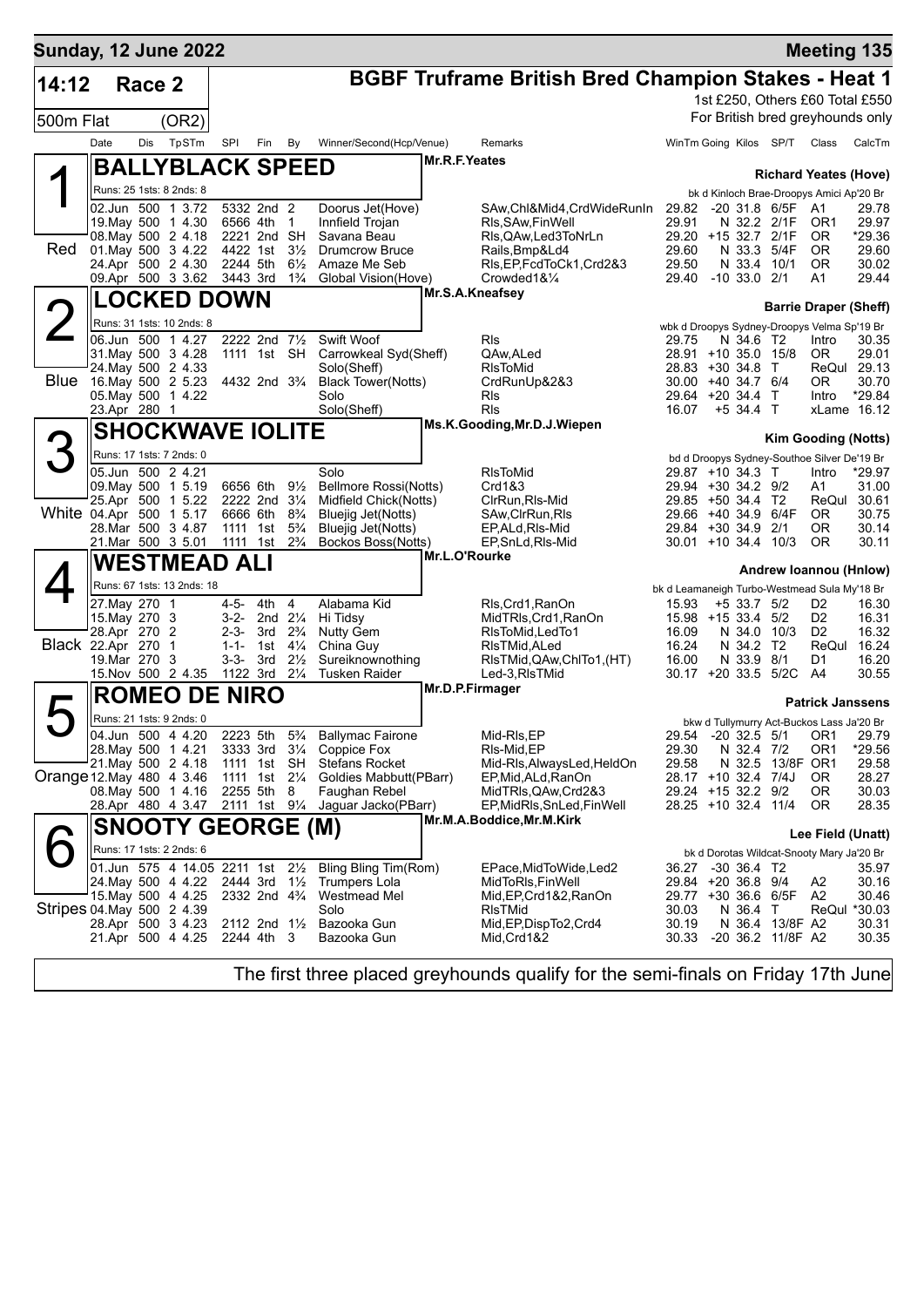# Sunday, 12 June 2022 — Meeting 135

**14:12 Race 2** — **BGBF Truframe British Bred Champion Stakes - Heat 1**

500m Flat (OR2) — 1st £250, Others £60 Total £550 — For British bred greyhounds only

| Date | Dis | TpSTm | SPI | Fin | By | Winner/Second(Hcp/Venue) | Remarks | WinTm | Going | Kilos | SP/T | Class | CalcTm |
|---|---|---|---|---|---|---|---|---|---|---|---|---|---|

## 1 (Red) BALLYBLACK SPEED — Mr.R.F.Yeates — Richard Yeates (Hove)

Runs: 25 1sts: 8 2nds: 8 — bk d Kinloch Brae-Droopys Amici Ap'20 Br

| Date | Dis | TpSTm | SPI | Fin | By | Winner/Second(Hcp/Venue) | Remarks | WinTm | Going | Kilos | SP/T | Class | CalcTm |
|---|---|---|---|---|---|---|---|---|---|---|---|---|---|
| 02.Jun | 500 | 1 3.72 | 5332 | 2nd | 2 | Doorus Jet(Hove) | SAw,Chl&Mid4,CrdWideRunIn | 29.82 | -20 | 31.8 | 6/5F | A1 | 29.78 |
| 19.May | 500 | 1 4.30 | 6566 | 4th | 1 | Innfield Trojan | Rls,SAw,FinWell | 29.91 | N | 32.2 | 2/1F | OR1 | 29.97 |
| 08.May | 500 | 2 4.18 | 2221 | 2nd | SH | Savana Beau | Rls,QAw,Led3ToNrLn | 29.20 | +15 | 32.7 | 2/1F | OR | *29.36 |
| 01.May | 500 | 3 4.22 | 4422 | 1st | 3½ | Drumcrow Bruce | Rails,Bmp&Ld4 | 29.60 | N | 33.3 | 5/4F | OR | 29.60 |
| 24.Apr | 500 | 2 4.30 | 2244 | 5th | 6½ | Amaze Me Seb | Rls,EP,FcdToCk1,Crd2&3 | 29.50 | N | 33.4 | 10/1 | OR | 30.02 |
| 09.Apr | 500 | 3 3.62 | 3443 | 3rd | 1¾ | Global Vision(Hove) | Crowded1&¼ | 29.40 | -10 | 33.0 | 2/1 | A1 | 29.44 |

## 2 (Blue) LOCKED DOWN — Mr.S.A.Kneafsey — Barrie Draper (Sheff)

Runs: 31 1sts: 10 2nds: 8 — wbk d Droopys Sydney-Droopys Velma Sp'19 Br

| Date | Dis | TpSTm | SPI | Fin | By | Winner/Second(Hcp/Venue) | Remarks | WinTm | Going | Kilos | SP/T | Class | CalcTm |
|---|---|---|---|---|---|---|---|---|---|---|---|---|---|
| 06.Jun | 500 | 1 4.27 | 2222 | 2nd | 7½ | Swift Woof | Rls | 29.75 | N | 34.6 | T2 | Intro | 30.35 |
| 31.May | 500 | 3 4.28 | 1111 | 1st | SH | Carrowkeal Syd(Sheff) | QAw,ALed | 28.91 | +10 | 35.0 | 15/8 | OR | 29.01 |
| 24.May | 500 | 2 4.33 | | | | Solo(Sheff) | RlsToMid | 28.83 | +30 | 34.8 | T | ReQul | 29.13 |
| 16.May | 500 | 2 5.23 | 4432 | 2nd | 3¾ | Black Tower(Notts) | CrdRunUp&2&3 | 30.00 | +40 | 34.7 | 6/4 | OR | 30.70 |
| 05.May | 500 | 1 4.22 | | | | Solo | Rls | 29.64 | +20 | 34.4 | T | Intro | *29.84 |
| 23.Apr | 280 | 1 | | | | Solo(Sheff) | Rls | 16.07 | +5 | 34.4 | T | xLame | 16.12 |

## 3 (White) SHOCKWAVE IOLITE — Ms.K.Gooding,Mr.D.J.Wiepen — Kim Gooding (Notts)

Runs: 17 1sts: 7 2nds: 0 — bd d Droopys Sydney-Southoe Silver De'19 Br

| Date | Dis | TpSTm | SPI | Fin | By | Winner/Second(Hcp/Venue) | Remarks | WinTm | Going | Kilos | SP/T | Class | CalcTm |
|---|---|---|---|---|---|---|---|---|---|---|---|---|---|
| 05.Jun | 500 | 2 4.21 | | | | Solo | RlsToMid | 29.87 | +10 | 34.3 | T | Intro | *29.97 |
| 09.May | 500 | 1 5.19 | 6656 | 6th | 9½ | Bellmore Rossi(Notts) | Crd1&3 | 29.94 | +30 | 34.2 | 9/2 | A1 | 31.00 |
| 25.Apr | 500 | 1 5.22 | 2222 | 2nd | 3¼ | Midfield Chick(Notts) | ClrRun,Rls-Mid | 29.85 | +50 | 34.4 | T2 | ReQul | 30.61 |
| 04.Apr | 500 | 1 5.17 | 6666 | 6th | 8¾ | Bluejig Jet(Notts) | SAw,ClrRun,Rls | 29.66 | +40 | 34.9 | 6/4F | OR | 30.75 |
| 28.Mar | 500 | 3 4.87 | 1111 | 1st | 5¾ | Bluejig Jet(Notts) | EP,ALd,Rls-Mid | 29.84 | +30 | 34.9 | 2/1 | OR | 30.14 |
| 21.Mar | 500 | 3 5.01 | 1111 | 1st | 2¾ | Bockos Boss(Notts) | EP,SnLd,Rls-Mid | 30.01 | +10 | 34.4 | 10/3 | OR | 30.11 |

## 4 (Black) WESTMEAD ALI — Mr.L.O'Rourke — Andrew Ioannou (Hnlow)

Runs: 67 1sts: 13 2nds: 18 — bk d Leamaneigh Turbo-Westmead Sula My'18 Br

| Date | Dis | TpSTm | SPI | Fin | By | Winner/Second(Hcp/Venue) | Remarks | WinTm | Going | Kilos | SP/T | Class | CalcTm |
|---|---|---|---|---|---|---|---|---|---|---|---|---|---|
| 27.May | 270 | 1 | 4-5- | 4th | 4 | Alabama Kid | Rls,Crd1,RanOn | 15.93 | +5 | 33.7 | 5/2 | D2 | 16.30 |
| 15.May | 270 | 3 | 3-2- | 2nd | 2¼ | Hi Tidsy | MidTRls,Crd1,RanOn | 15.98 | +15 | 33.4 | 5/2 | D2 | 16.31 |
| 28.Apr | 270 | 2 | 2-3- | 3rd | 2¾ | Nutty Gem | RlsToMid,LedTo1 | 16.09 | N | 34.0 | 10/3 | D2 | 16.32 |
| 22.Apr | 270 | 1 | 1-1- | 1st | 4¼ | China Guy | RlsTMid,ALed | 16.24 | N | 34.2 | T2 | ReQul | 16.24 |
| 19.Mar | 270 | 3 | 3-3- | 3rd | 2½ | Sureiknownothing | RlsTMid,QAw,ChlTo1,(HT) | 16.00 | N | 33.9 | 8/1 | D1 | 16.20 |
| 15.Nov | 500 | 2 4.35 | 1122 | 3rd | 2¼ | Tusken Raider | Led-3,RlsTMid | 30.17 | +20 | 33.5 | 5/2C | A4 | 30.55 |

## 5 (Orange) ROMEO DE NIRO — Mr.D.P.Firmager — Patrick Janssens

Runs: 21 1sts: 9 2nds: 0 — bkw d Tullymurry Act-Buckos Lass Ja'20 Br

| Date | Dis | TpSTm | SPI | Fin | By | Winner/Second(Hcp/Venue) | Remarks | WinTm | Going | Kilos | SP/T | Class | CalcTm |
|---|---|---|---|---|---|---|---|---|---|---|---|---|---|
| 04.Jun | 500 | 4 4.20 | 2223 | 5th | 5¾ | Ballymac Fairone | Mid-Rls,EP | 29.54 | -20 | 32.5 | 5/1 | OR1 | 29.79 |
| 28.May | 500 | 1 4.21 | 3333 | 3rd | 3¼ | Coppice Fox | Rls-Mid,EP | 29.30 | N | 32.4 | 7/2 | OR1 | *29.56 |
| 21.May | 500 | 2 4.18 | 1111 | 1st | SH | Stefans Rocket | Mid-Rls,AlwaysLed,HeldOn | 29.58 | N | 32.5 | 13/8F | OR1 | 29.58 |
| 12.May | 480 | 4 3.46 | 1111 | 1st | 2¼ | Goldies Mabbutt(PBarr) | EP,Mid,ALd,RanOn | 28.17 | +10 | 32.4 | 7/4J | OR | 28.27 |
| 08.May | 500 | 1 4.16 | 2255 | 5th | 8 | Faughan Rebel | MidTRls,QAw,Crd2&3 | 29.24 | +15 | 32.2 | 9/2 | OR | 30.03 |
| 28.Apr | 480 | 4 3.47 | 2111 | 1st | 9¼ | Jaguar Jacko(PBarr) | EP,MidRls,SnLed,FinWell | 28.25 | +10 | 32.4 | 11/4 | OR | 28.35 |

## 6 (Stripes) SNOOTY GEORGE (M) — Mr.M.A.Boddice,Mr.M.Kirk — Lee Field (Unatt)

Runs: 17 1sts: 2 2nds: 6 — bk d Dorotas Wildcat-Snooty Mary Ja'20 Br

| Date | Dis | TpSTm | SPI | Fin | By | Winner/Second(Hcp/Venue) | Remarks | WinTm | Going | Kilos | SP/T | Class | CalcTm |
|---|---|---|---|---|---|---|---|---|---|---|---|---|---|
| 01.Jun | 575 | 4 14.05 | 2211 | 1st | 2½ | Bling Bling Tim(Rom) | EPace,MidToWide,Led2 | 36.27 | -30 | 36.4 | T2 | | 35.97 |
| 24.May | 500 | 4 4.22 | 2444 | 3rd | 1½ | Trumpers Lola | MidToRls,FinWell | 29.84 | +20 | 36.8 | 9/4 | A2 | 30.16 |
| 15.May | 500 | 4 4.25 | 2332 | 2nd | 4¾ | Westmead Mel | Mid,EP,Crd1&2,RanOn | 29.77 | +30 | 36.6 | 6/5F | A2 | 30.46 |
| 04.May | 500 | 2 4.39 | | | | Solo | RlsTMid | 30.03 | N | 36.4 | T | ReQul | *30.03 |
| 28.Apr | 500 | 3 4.23 | 2112 | 2nd | 1½ | Bazooka Gun | Mid,EP,DispTo2,Crd4 | 30.19 | N | 36.4 | 13/8F | A2 | 30.31 |
| 21.Apr | 500 | 4 4.25 | 2244 | 4th | 3 | Bazooka Gun | Mid,Crd1&2 | 30.33 | -20 | 36.2 | 11/8F | A2 | 30.35 |

The first three placed greyhounds qualify for the semi-finals on Friday 17th June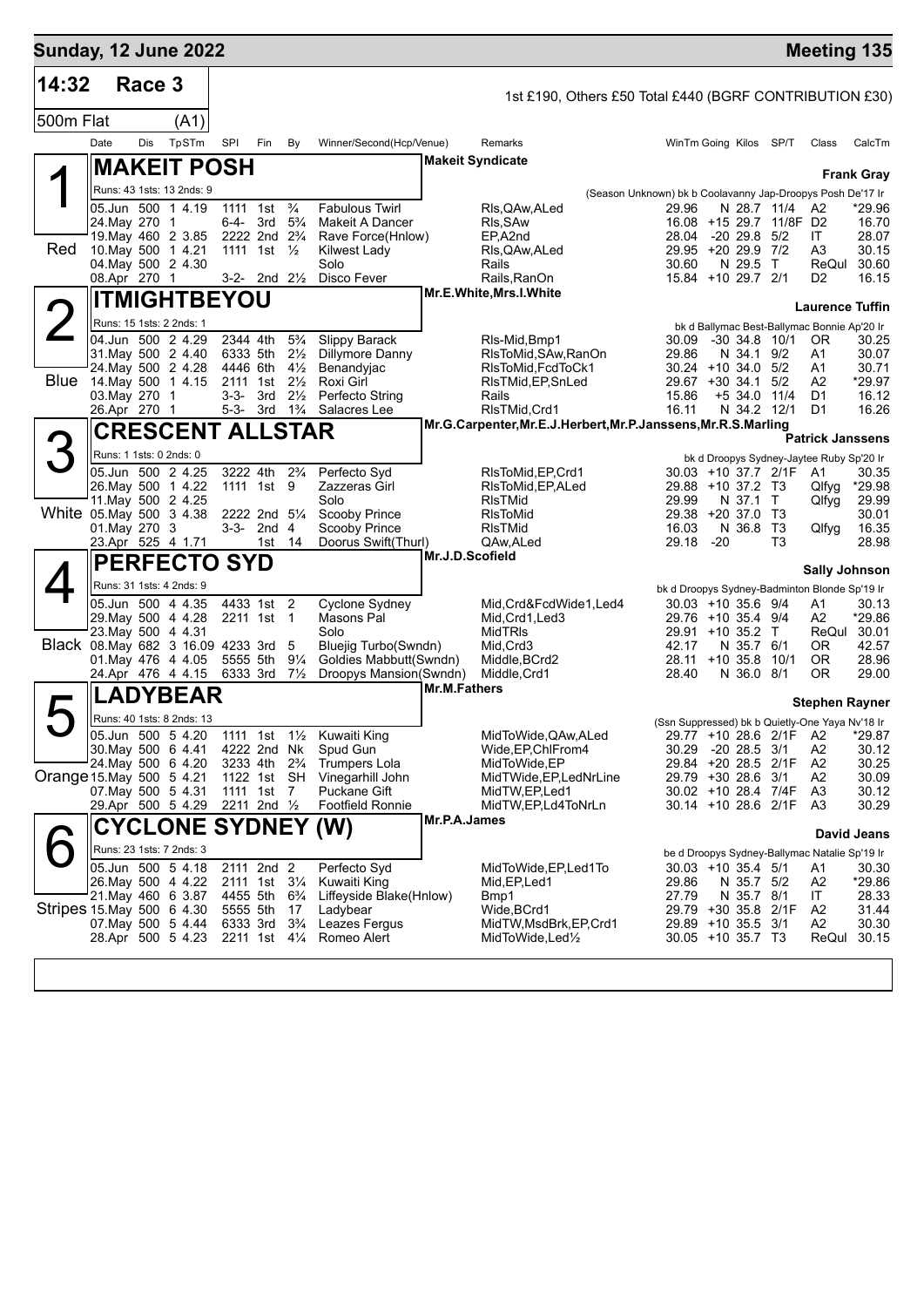# Sunday, 12 June 2022 — Meeting 135

## 14:32 Race 3

1st £190, Others £50 Total £440 (BGRF CONTRIBUTION £30)

500m Flat (A1)

| Date | Dis | TpSTm | SPl | Fin | By | Winner/Second(Hcp/Venue) | Remarks | WinTm | Going | Kilos | SP/T | Class | CalcTm |
|---|---|---|---|---|---|---|---|---|---|---|---|---|---|

### 1 (Red) MAKEIT POSH — Makeit Syndicate — Frank Gray

Runs: 43 1sts: 13 2nds: 9 — (Season Unknown) bk b Coolavanny Jap-Droopys Posh De'17 Ir

| Date | Dis | TpSTm | SPl | Fin | By | Winner/Second(Hcp/Venue) | Remarks | WinTm | Going | Kilos | SP/T | Class | CalcTm |
|---|---|---|---|---|---|---|---|---|---|---|---|---|---|
| 05.Jun | 500 | 1 4.19 | 1111 | 1st | ¾ | Fabulous Twirl | Rls,QAw,ALed | 29.96 | N | 28.7 | 11/4 | A2 | *29.96 |
| 24.May | 270 | 1 | 6-4- | 3rd | 5¾ | Makeit A Dancer | Rls,SAw | 16.08 | +15 | 29.7 | 11/8F | D2 | 16.70 |
| 19.May | 460 | 2 3.85 | 2222 | 2nd | 2¾ | Rave Force(Hnlow) | EP,A2nd | 28.04 | -20 | 29.8 | 5/2 | IT | 28.07 |
| 10.May | 500 | 1 4.21 | 1111 | 1st | ½ | Kilwest Lady | Rls,QAw,ALed | 29.95 | +20 | 29.9 | 7/2 | A3 | 30.15 |
| 04.May | 500 | 2 4.30 | | | | Solo | Rails | 30.60 | N | 29.5 | T | ReQul | 30.60 |
| 08.Apr | 270 | 1 | 3-2- | 2nd | 2½ | Disco Fever | Rails,RanOn | 15.84 | +10 | 29.7 | 2/1 | D2 | 16.15 |

### 2 (Blue) ITMIGHTBEYOU — Mr.E.White,Mrs.I.White — Laurence Tuffin

Runs: 15 1sts: 2 2nds: 1 — bk d Ballymac Best-Ballymac Bonnie Ap'20 Ir

| Date | Dis | TpSTm | SPl | Fin | By | Winner/Second(Hcp/Venue) | Remarks | WinTm | Going | Kilos | SP/T | Class | CalcTm |
|---|---|---|---|---|---|---|---|---|---|---|---|---|---|
| 04.Jun | 500 | 2 4.29 | 2344 | 4th | 5¾ | Slippy Barack | Rls-Mid,Bmp1 | 30.09 | -30 | 34.8 | 10/1 | OR | 30.25 |
| 31.May | 500 | 2 4.40 | 6333 | 5th | 2½ | Dillymore Danny | RlsToMid,SAw,RanOn | 29.86 | N | 34.1 | 9/2 | A1 | 30.07 |
| 24.May | 500 | 2 4.28 | 4446 | 6th | 4½ | Benandyjac | RlsToMid,FcdToCk1 | 30.24 | +10 | 34.0 | 5/2 | A1 | 30.71 |
| 14.May | 500 | 1 4.15 | 2111 | 1st | 2½ | Roxi Girl | RlsTMid,EP,SnLed | 29.67 | +30 | 34.1 | 5/2 | A2 | *29.97 |
| 03.May | 270 | 1 | 3-3- | 3rd | 2½ | Perfecto String | Rails | 15.86 | +5 | 34.0 | 11/4 | D1 | 16.12 |
| 26.Apr | 270 | 1 | 5-3- | 3rd | 1¾ | Salacres Lee | RlsTMid,Crd1 | 16.11 | N | 34.2 | 12/1 | D1 | 16.26 |

### 3 (White) CRESCENT ALLSTAR — Mr.G.Carpenter,Mr.E.J.Herbert,Mr.P.Janssens,Mr.R.S.Marling — Patrick Janssens

Runs: 1 1sts: 0 2nds: 0 — bk d Droopys Sydney-Jaytee Ruby Sp'20 Ir

| Date | Dis | TpSTm | SPl | Fin | By | Winner/Second(Hcp/Venue) | Remarks | WinTm | Going | Kilos | SP/T | Class | CalcTm |
|---|---|---|---|---|---|---|---|---|---|---|---|---|---|
| 05.Jun | 500 | 2 4.25 | 3222 | 4th | 2¾ | Perfecto Syd | RlsToMid,EP,Crd1 | 30.03 | +10 | 37.7 | 2/1F | A1 | 30.35 |
| 26.May | 500 | 1 4.22 | 1111 | 1st | 9 | Zazzeras Girl | RlsToMid,EP,ALed | 29.88 | +10 | 37.2 | T3 | Qlfyg | *29.98 |
| 11.May | 500 | 2 4.25 | | | | Solo | RlsTMid | 29.99 | N | 37.1 | T | Qlfyg | 29.99 |
| 05.May | 500 | 3 4.38 | 2222 | 2nd | 5¼ | Scooby Prince | RlsToMid | 29.38 | +20 | 37.0 | T3 | | 30.01 |
| 01.May | 270 | 3 | 3-3- | 2nd | 4 | Scooby Prince | RlsTMid | 16.03 | N | 36.8 | T3 | Qlfyg | 16.35 |
| 23.Apr | 525 | 4 1.71 | | 1st | 14 | Doorus Swift(Thurl) | QAw,ALed | 29.18 | -20 | | T3 | | 28.98 |

### 4 (Black) PERFECTO SYD — Mr.J.D.Scofield — Sally Johnson

Runs: 31 1sts: 4 2nds: 9 — bk d Droopys Sydney-Badminton Blonde Sp'19 Ir

| Date | Dis | TpSTm | SPl | Fin | By | Winner/Second(Hcp/Venue) | Remarks | WinTm | Going | Kilos | SP/T | Class | CalcTm |
|---|---|---|---|---|---|---|---|---|---|---|---|---|---|
| 05.Jun | 500 | 4 4.35 | 4433 | 1st | 2 | Cyclone Sydney | Mid,Crd&FcdWide1,Led4 | 30.03 | +10 | 35.6 | 9/4 | A1 | 30.13 |
| 29.May | 500 | 4 4.28 | 2211 | 1st | 1 | Masons Pal | Mid,Crd1,Led3 | 29.76 | +10 | 35.4 | 9/4 | A2 | *29.86 |
| 23.May | 500 | 4 4.31 | | | | Solo | MidTRls | 29.91 | +10 | 35.2 | T | ReQul | 30.01 |
| 08.May | 682 | 3 16.09 | 4233 | 3rd | 5 | Bluejig Turbo(Swndn) | Mid,Crd3 | 42.17 | N | 35.7 | 6/1 | OR | 42.57 |
| 01.May | 476 | 4 4.05 | 5555 | 5th | 9¼ | Goldies Mabbutt(Swndn) | Middle,BCrd2 | 28.11 | +10 | 35.8 | 10/1 | OR | 28.96 |
| 24.Apr | 476 | 4 4.15 | 6333 | 3rd | 7½ | Droopys Mansion(Swndn) | Middle,Crd1 | 28.40 | N | 36.0 | 8/1 | OR | 29.00 |

### 5 (Orange) LADYBEAR — Mr.M.Fathers — Stephen Rayner

Runs: 40 1sts: 8 2nds: 13 — (Ssn Suppressed) bk b Quietly-One Yaya Nv'18 Ir

| Date | Dis | TpSTm | SPl | Fin | By | Winner/Second(Hcp/Venue) | Remarks | WinTm | Going | Kilos | SP/T | Class | CalcTm |
|---|---|---|---|---|---|---|---|---|---|---|---|---|---|
| 05.Jun | 500 | 5 4.20 | 1111 | 1st | 1½ | Kuwaiti King | MidToWide,QAw,ALed | 29.77 | +10 | 28.6 | 2/1F | A2 | *29.87 |
| 30.May | 500 | 6 4.41 | 4222 | 2nd | Nk | Spud Gun | Wide,EP,ChlFrom4 | 30.29 | -20 | 28.5 | 3/1 | A2 | 30.12 |
| 24.May | 500 | 6 4.20 | 3233 | 4th | 2¾ | Trumpers Lola | MidToWide,EP | 29.84 | +20 | 28.5 | 2/1F | A2 | 30.25 |
| 15.May | 500 | 5 4.21 | 1122 | 1st | SH | Vinegarhill John | MidTWide,EP,LedNrLine | 29.79 | +30 | 28.6 | 3/1 | A2 | 30.09 |
| 07.May | 500 | 5 4.31 | 1111 | 1st | 7 | Puckane Gift | MidTW,EP,Led1 | 30.02 | +10 | 28.4 | 7/4F | A3 | 30.12 |
| 29.Apr | 500 | 5 4.29 | 2211 | 2nd | ½ | Footfield Ronnie | MidTW,EP,Ld4ToNrLn | 30.14 | +10 | 28.6 | 2/1F | A3 | 30.29 |

### 6 (Stripes) CYCLONE SYDNEY (W) — Mr.P.A.James — David Jeans

Runs: 23 1sts: 7 2nds: 3 — be d Droopys Sydney-Ballymac Natalie Sp'19 Ir

| Date | Dis | TpSTm | SPl | Fin | By | Winner/Second(Hcp/Venue) | Remarks | WinTm | Going | Kilos | SP/T | Class | CalcTm |
|---|---|---|---|---|---|---|---|---|---|---|---|---|---|
| 05.Jun | 500 | 5 4.18 | 2111 | 2nd | 2 | Perfecto Syd | MidToWide,EP,Led1To | 30.03 | +10 | 35.4 | 5/1 | A1 | 30.30 |
| 26.May | 500 | 4 4.22 | 2111 | 1st | 3¼ | Kuwaiti King | Mid,EP,Led1 | 29.86 | N | 35.7 | 5/2 | A2 | *29.86 |
| 21.May | 460 | 6 3.87 | 4455 | 5th | 6¾ | Liffeyside Blake(Hnlow) | Bmp1 | 27.79 | N | 35.7 | 8/1 | IT | 28.33 |
| 15.May | 500 | 6 4.30 | 5555 | 5th | 17 | Ladybear | Wide,BCrd1 | 29.79 | +30 | 35.8 | 2/1F | A2 | 31.44 |
| 07.May | 500 | 5 4.44 | 6333 | 3rd | 3¾ | Leazes Fergus | MidTW,MsdBrk,EP,Crd1 | 29.89 | +10 | 35.5 | 3/1 | A2 | 30.30 |
| 28.Apr | 500 | 5 4.23 | 2211 | 1st | 4¼ | Romeo Alert | MidToWide,Led½ | 30.05 | +10 | 35.7 | T3 | ReQul | 30.15 |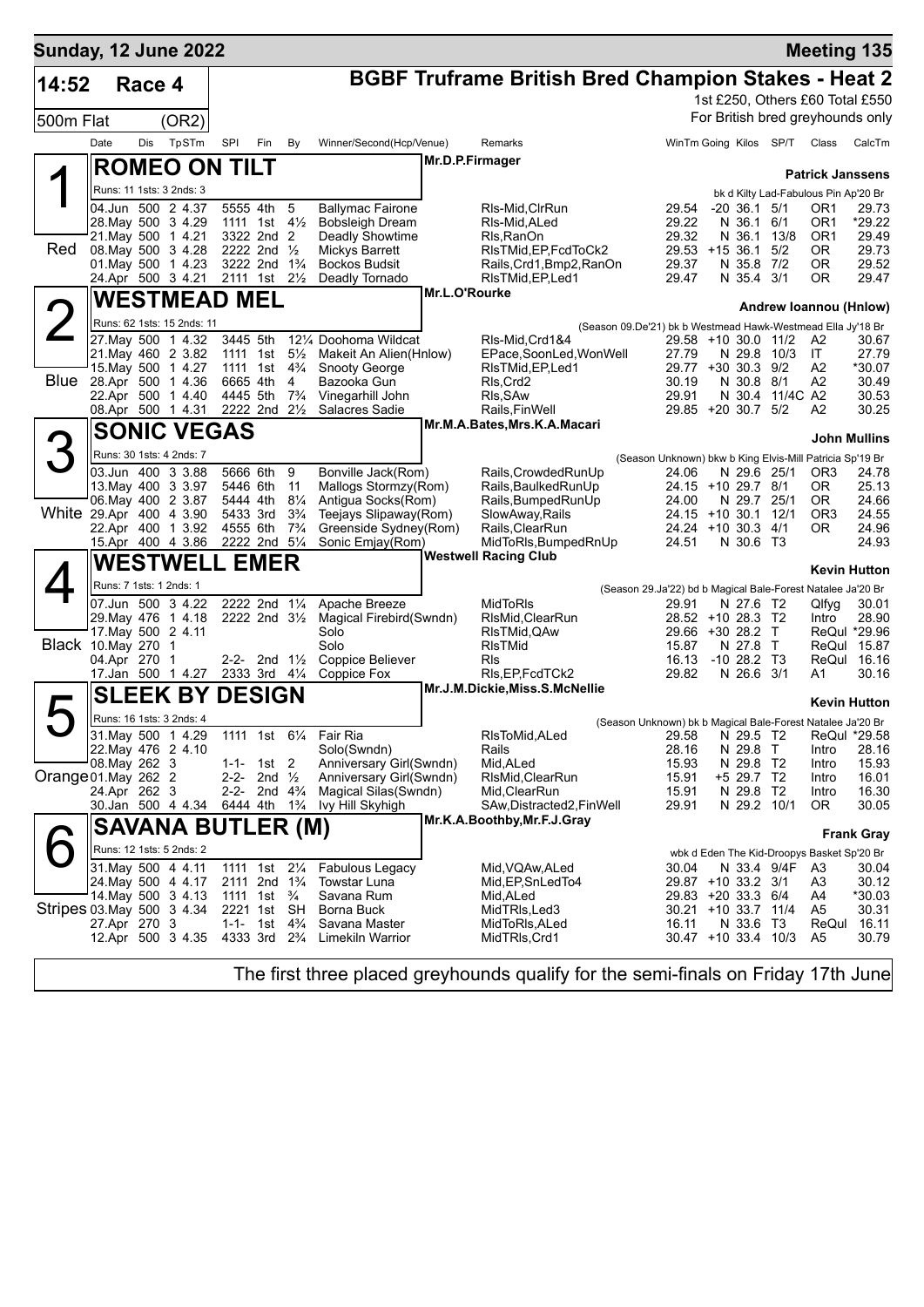**Sunday, 12 June 2022** — **Meeting 135**

**14:52 Race 4** — **BGBF Truframe British Bred Champion Stakes - Heat 2**

1st £250, Others £60 Total £550

**500m Flat (OR2)** — For British bred greyhounds only

## 1 — ROMEO ON TILT (Red)

Mr.D.P.Firmager — **Patrick Janssens**

Runs: 11 1sts: 3 2nds: 3 — bk d Kilty Lad-Fabulous Pin Ap'20 Br

| Date | Dis | TpSTm | SPI | Fin | By | Winner/Second(Hcp/Venue) | Remarks | WinTm | Going | Kilos | SP/T | Class | CalcTm |
|---|---|---|---|---|---|---|---|---|---|---|---|---|---|
| 04.Jun | 500 | 2 4.37 | 5555 | 4th | 5 | Ballymac Fairone | Rls-Mid,ClrRun | 29.54 | -20 | 36.1 | 5/1 | OR1 | 29.73 |
| 28.May | 500 | 3 4.29 | 1111 | 1st | 4½ | Bobsleigh Dream | Rls-Mid,ALed | 29.22 | N | 36.1 | 6/1 | OR1 | *29.22 |
| 21.May | 500 | 1 4.21 | 3322 | 2nd | 2 | Deadly Showtime | Rls,RanOn | 29.32 | N | 36.1 | 13/8 | OR1 | 29.49 |
| 08.May | 500 | 3 4.28 | 2222 | 2nd | ½ | Mickys Barrett | RlsTMid,EP,FcdToCk2 | 29.53 | +15 | 36.1 | 5/2 | OR | 29.73 |
| 01.May | 500 | 1 4.23 | 3222 | 2nd | 1¾ | Bockos Budsit | Rails,Crd1,Bmp2,RanOn | 29.37 | N | 35.8 | 7/2 | OR | 29.52 |
| 24.Apr | 500 | 3 4.21 | 2111 | 1st | 2½ | Deadly Tornado | RlsTMid,EP,Led1 | 29.47 | N | 35.4 | 3/1 | OR | 29.47 |

## 2 — WESTMEAD MEL (Blue)

Mr.L.O'Rourke — **Andrew Ioannou (Hnlow)**

Runs: 62 1sts: 15 2nds: 11 — (Season 09.De'21) bk b Westmead Hawk-Westmead Ella Jy'18 Br

| Date | Dis | TpSTm | SPI | Fin | By | Winner/Second(Hcp/Venue) | Remarks | WinTm | Going | Kilos | SP/T | Class | CalcTm |
|---|---|---|---|---|---|---|---|---|---|---|---|---|---|
| 27.May | 500 | 1 4.32 | 3445 | 5th | 12¼ | Doohoma Wildcat | Rls-Mid,Crd1&4 | 29.58 | +10 | 30.0 | 11/2 | A2 | 30.67 |
| 21.May | 460 | 2 3.82 | 1111 | 1st | 5½ | Makeit An Alien(Hnlow) | EPace,SoonLed,WonWell | 27.79 | N | 29.8 | 10/3 | IT | 27.79 |
| 15.May | 500 | 1 4.27 | 1111 | 1st | 4¾ | Snooty George | RlsTMid,EP,Led1 | 29.77 | +30 | 30.3 | 9/2 | A2 | *30.07 |
| 28.Apr | 500 | 1 4.36 | 6665 | 4th | 4 | Bazooka Gun | Rls,Crd2 | 30.19 | N | 30.8 | 8/1 | A2 | 30.49 |
| 22.Apr | 500 | 1 4.40 | 4445 | 5th | 7¾ | Vinegarhill John | Rls,SAw | 29.91 | N | 30.4 | 11/4C | A2 | 30.53 |
| 08.Apr | 500 | 1 4.31 | 2222 | 2nd | 2½ | Salacres Sadie | Rails,FinWell | 29.85 | +20 | 30.7 | 5/2 | A2 | 30.25 |

## 3 — SONIC VEGAS (White)

Mr.M.A.Bates,Mrs.K.A.Macari — **John Mullins**

Runs: 30 1sts: 4 2nds: 7 — (Season Unknown) bkw b King Elvis-Mill Patricia Sp'19 Br

| Date | Dis | TpSTm | SPI | Fin | By | Winner/Second(Hcp/Venue) | Remarks | WinTm | Going | Kilos | SP/T | Class | CalcTm |
|---|---|---|---|---|---|---|---|---|---|---|---|---|---|
| 03.Jun | 400 | 3 3.88 | 5666 | 6th | 9 | Bonville Jack(Rom) | Rails,CrowdedRunUp | 24.06 | N | 29.6 | 25/1 | OR3 | 24.78 |
| 13.May | 400 | 3 3.97 | 5446 | 6th | 11 | Mallogs Stormzy(Rom) | Rails,BaulkedRunUp | 24.15 | +10 | 29.7 | 8/1 | OR | 25.13 |
| 06.May | 400 | 2 3.87 | 5444 | 4th | 8¼ | Antigua Socks(Rom) | Rails,BumpedRunUp | 24.00 | N | 29.7 | 25/1 | OR | 24.66 |
| 29.Apr | 400 | 4 3.90 | 5433 | 3rd | 3¾ | Teejays Slipaway(Rom) | SlowAway,Rails | 24.15 | +10 | 30.1 | 12/1 | OR3 | 24.55 |
| 22.Apr | 400 | 1 3.92 | 4555 | 6th | 7¾ | Greenside Sydney(Rom) | Rails,ClearRun | 24.24 | +10 | 30.3 | 4/1 | OR | 24.96 |
| 15.Apr | 400 | 4 3.86 | 2222 | 2nd | 5¼ | Sonic Emjay(Rom) | MidToRls,BumpedRnUp | 24.51 | N | 30.6 | T3 | | 24.93 |

## 4 — WESTWELL EMER (Black)

Westwell Racing Club — **Kevin Hutton**

Runs: 7 1sts: 1 2nds: 1 — (Season 29.Ja'22) bd b Magical Bale-Forest Natalee Ja'20 Br

| Date | Dis | TpSTm | SPI | Fin | By | Winner/Second(Hcp/Venue) | Remarks | WinTm | Going | Kilos | SP/T | Class | CalcTm |
|---|---|---|---|---|---|---|---|---|---|---|---|---|---|
| 07.Jun | 500 | 3 4.22 | 2222 | 2nd | 1¼ | Apache Breeze | MidToRls | 29.91 | N | 27.6 | T2 | Qlfyg | 30.01 |
| 29.May | 476 | 1 4.18 | 2222 | 2nd | 3½ | Magical Firebird(Swndn) | RlsMid,ClearRun | 28.52 | +10 | 28.3 | T2 | Intro | 28.90 |
| 17.May | 500 | 2 4.11 | | | | Solo | RlsTMid,QAw | 29.66 | +30 | 28.2 | T | ReQul | *29.96 |
| 10.May | 270 | 1 | | | | Solo | RlsTMid | 15.87 | N | 27.8 | T | ReQul | 15.87 |
| 04.Apr | 270 | 1 | 2-2- | 2nd | 1½ | Coppice Believer | Rls | 16.13 | -10 | 28.2 | T3 | ReQul | 16.16 |
| 17.Jan | 500 | 1 4.27 | 2333 | 3rd | 4¼ | Coppice Fox | Rls,EP,FcdTCk2 | 29.82 | N | 26.6 | 3/1 | A1 | 30.16 |

## 5 — SLEEK BY DESIGN (Orange)

Mr.J.M.Dickie,Miss.S.McNellie — **Kevin Hutton**

Runs: 16 1sts: 3 2nds: 4 — (Season Unknown) bk b Magical Bale-Forest Natalee Ja'20 Br

| Date | Dis | TpSTm | SPI | Fin | By | Winner/Second(Hcp/Venue) | Remarks | WinTm | Going | Kilos | SP/T | Class | CalcTm |
|---|---|---|---|---|---|---|---|---|---|---|---|---|---|
| 31.May | 500 | 1 4.29 | 1111 | 1st | 6¼ | Fair Ria | RlsToMid,ALed | 29.58 | N | 29.5 | T2 | ReQul | *29.58 |
| 22.May | 476 | 2 4.10 | | | | Solo(Swndn) | Rails | 28.16 | N | 29.8 | T | Intro | 28.16 |
| 08.May | 262 | 3 | 1-1- | 1st | 2 | Anniversary Girl(Swndn) | Mid,ALed | 15.93 | N | 29.8 | T2 | Intro | 15.93 |
| 01.May | 262 | 2 | 2-2- | 2nd | ½ | Anniversary Girl(Swndn) | RlsMid,ClearRun | 15.91 | +5 | 29.7 | T2 | Intro | 16.01 |
| 24.Apr | 262 | 3 | 2-2- | 2nd | 4¾ | Magical Silas(Swndn) | Mid,ClearRun | 15.91 | N | 29.8 | T2 | Intro | 16.30 |
| 30.Jan | 500 | 4 4.34 | 6444 | 4th | 1¾ | Ivy Hill Skyhigh | SAw,Distracted2,FinWell | 29.91 | N | 29.2 | 10/1 | OR | 30.05 |

## 6 — SAVANA BUTLER (M) (Stripes)

Mr.K.A.Boothby,Mr.F.J.Gray — **Frank Gray**

Runs: 12 1sts: 5 2nds: 2 — wbk d Eden The Kid-Droopys Basket Sp'20 Br

| Date | Dis | TpSTm | SPI | Fin | By | Winner/Second(Hcp/Venue) | Remarks | WinTm | Going | Kilos | SP/T | Class | CalcTm |
|---|---|---|---|---|---|---|---|---|---|---|---|---|---|
| 31.May | 500 | 4 4.11 | 1111 | 1st | 2¼ | Fabulous Legacy | Mid,VQAw,ALed | 30.04 | N | 33.4 | 9/4F | A3 | 30.04 |
| 24.May | 500 | 4 4.17 | 2111 | 2nd | 1¾ | Towstar Luna | Mid,EP,SnLedTo4 | 29.87 | +10 | 33.2 | 3/1 | A3 | 30.12 |
| 14.May | 500 | 3 4.13 | 1111 | 1st | ¾ | Savana Rum | Mid,ALed | 29.83 | +20 | 33.3 | 6/4 | A4 | *30.03 |
| 03.May | 500 | 3 4.34 | 2221 | 1st | SH | Borna Buck | MidTRls,Led3 | 30.21 | +10 | 33.7 | 11/4 | A5 | 30.31 |
| 27.Apr | 270 | 3 | 1-1- | 1st | 4¾ | Savana Master | MidToRls,ALed | 16.11 | N | 33.6 | T3 | ReQul | 16.11 |
| 12.Apr | 500 | 3 4.35 | 4333 | 3rd | 2¾ | Limekiln Warrior | MidTRls,Crd1 | 30.47 | +10 | 33.4 | 10/3 | A5 | 30.79 |

The first three placed greyhounds qualify for the semi-finals on Friday 17th June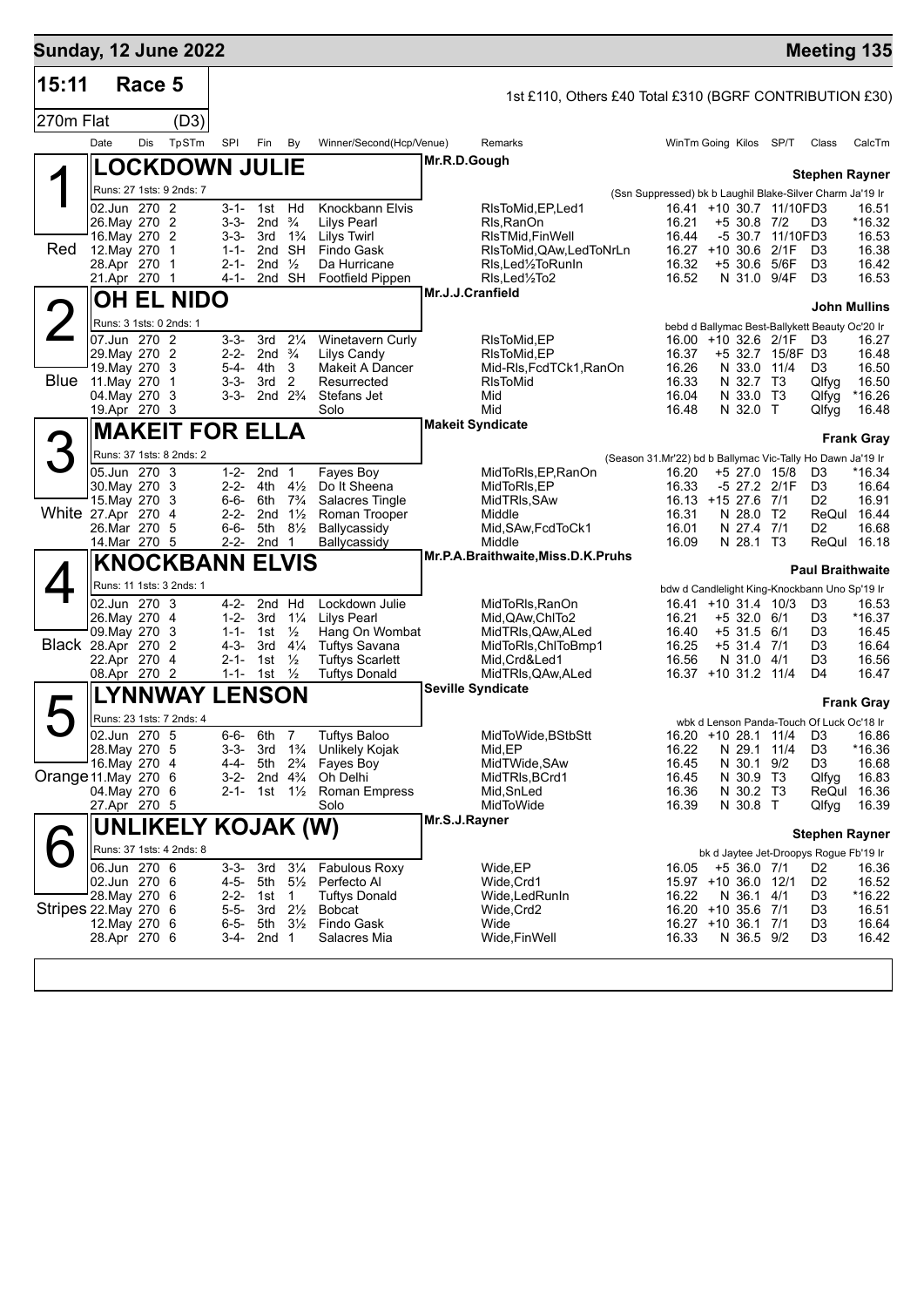# Sunday, 12 June 2022 — Meeting 135

**15:11 Race 5** — 1st £110, Others £40 Total £310 (BGRF CONTRIBUTION £30)

**270m Flat (D3)**

| Date | Dis | TpSTm | SPI | Fin | By | Winner/Second(Hcp/Venue) | Remarks | WinTm | Going | Kilos | SP/T | Class | CalcTm |
|---|---|---|---|---|---|---|---|---|---|---|---|---|---|

## 1 (Red) LOCKDOWN JULIE — Mr.R.D.Gough — Stephen Rayner

Runs: 27 1sts: 9 2nds: 7 — (Ssn Suppressed) bk b Laughil Blake-Silver Charm Ja'19 Ir

| Date | Dis | TpSTm | SPI | Fin | By | Winner/Second(Hcp/Venue) | Remarks | WinTm | Going | Kilos | SP/T | Class | CalcTm |
|---|---|---|---|---|---|---|---|---|---|---|---|---|---|
| 02.Jun | 270 | 2 | 3-1- | 1st | Hd | Knockbann Elvis | RlsToMid,EP,Led1 | 16.41 | +10 | 30.7 | 11/10F | D3 | 16.51 |
| 26.May | 270 | 2 | 3-3- | 2nd | ¾ | Lilys Pearl | Rls,RanOn | 16.21 | +5 | 30.8 | 7/2 | D3 | *16.32 |
| 16.May | 270 | 2 | 3-3- | 3rd | 1¾ | Lilys Twirl | RlsTMid,FinWell | 16.44 | -5 | 30.7 | 11/10F | D3 | 16.53 |
| 12.May | 270 | 1 | 1-1- | 2nd | SH | Findo Gask | RlsToMid,QAw,LedToNrLn | 16.27 | +10 | 30.6 | 2/1F | D3 | 16.38 |
| 28.Apr | 270 | 1 | 2-1- | 2nd | ½ | Da Hurricane | Rls,Led½ToRunIn | 16.32 | +5 | 30.6 | 5/6F | D3 | 16.42 |
| 21.Apr | 270 | 1 | 4-1- | 2nd | SH | Footfield Pippen | Rls,Led½To2 | 16.52 | N | 31.0 | 9/4F | D3 | 16.53 |

## 2 (Blue) OH EL NIDO — Mr.J.J.Cranfield — John Mullins

Runs: 3 1sts: 0 2nds: 1 — bebd d Ballymac Best-Ballykett Beauty Oc'20 Ir

| Date | Dis | TpSTm | SPI | Fin | By | Winner/Second(Hcp/Venue) | Remarks | WinTm | Going | Kilos | SP/T | Class | CalcTm |
|---|---|---|---|---|---|---|---|---|---|---|---|---|---|
| 07.Jun | 270 | 2 | 3-3- | 3rd | 2¼ | Winetavern Curly | RlsToMid,EP | 16.00 | +10 | 32.6 | 2/1F | D3 | 16.27 |
| 29.May | 270 | 2 | 2-2- | 2nd | ¾ | Lilys Candy | RlsToMid,EP | 16.37 | +5 | 32.7 | 15/8F | D3 | 16.48 |
| 19.May | 270 | 3 | 5-4- | 4th | 3 | Makeit A Dancer | Mid-Rls,FcdTCk1,RanOn | 16.26 | N | 33.0 | 11/4 | D3 | 16.50 |
| 11.May | 270 | 1 | 3-3- | 3rd | 2 | Resurrected | RlsToMid | 16.33 | N | 32.7 | T3 | Qlfyg | 16.50 |
| 04.May | 270 | 3 | 3-3- | 2nd | 2¾ | Stefans Jet | Mid | 16.04 | N | 33.0 | T3 | Qlfyg | *16.26 |
| 19.Apr | 270 | 3 | | | | Solo | Mid | 16.48 | N | 32.0 | T | Qlfyg | 16.48 |

## 3 (White) MAKEIT FOR ELLA — Makeit Syndicate — Frank Gray

Runs: 37 1sts: 8 2nds: 2 — (Season 31.Mr'22) bd b Ballymac Vic-Tally Ho Dawn Ja'19 Ir

| Date | Dis | TpSTm | SPI | Fin | By | Winner/Second(Hcp/Venue) | Remarks | WinTm | Going | Kilos | SP/T | Class | CalcTm |
|---|---|---|---|---|---|---|---|---|---|---|---|---|---|
| 05.Jun | 270 | 3 | 1-2- | 2nd | 1 | Fayes Boy | MidToRls,EP,RanOn | 16.20 | +5 | 27.0 | 15/8 | D3 | *16.34 |
| 30.May | 270 | 3 | 2-2- | 4th | 4½ | Do It Sheena | MidToRls,EP | 16.33 | -5 | 27.2 | 2/1F | D3 | 16.64 |
| 15.May | 270 | 3 | 6-6- | 6th | 7¾ | Salacres Tingle | MidTRls,SAw | 16.13 | +15 | 27.6 | 7/1 | D2 | 16.91 |
| 27.Apr | 270 | 4 | 2-2- | 2nd | 1½ | Roman Trooper | Middle | 16.31 | N | 28.0 | T2 | ReQul | 16.44 |
| 26.Mar | 270 | 5 | 6-6- | 5th | 8½ | Ballycassidy | Mid,SAw,FcdToCk1 | 16.01 | N | 27.4 | 7/1 | D2 | 16.68 |
| 14.Mar | 270 | 5 | 2-2- | 2nd | 1 | Ballycassidy | Middle | 16.09 | N | 28.1 | T3 | ReQul | 16.18 |

## 4 (Black) KNOCKBANN ELVIS — Mr.P.A.Braithwaite,Miss.D.K.Pruhs — Paul Braithwaite

Runs: 11 1sts: 3 2nds: 1 — bdw d Candlelight King-Knockbann Uno Sp'19 Ir

| Date | Dis | TpSTm | SPI | Fin | By | Winner/Second(Hcp/Venue) | Remarks | WinTm | Going | Kilos | SP/T | Class | CalcTm |
|---|---|---|---|---|---|---|---|---|---|---|---|---|---|
| 02.Jun | 270 | 3 | 4-2- | 2nd | Hd | Lockdown Julie | MidToRls,RanOn | 16.41 | +10 | 31.4 | 10/3 | D3 | 16.53 |
| 26.May | 270 | 4 | 1-2- | 3rd | 1¼ | Lilys Pearl | Mid,QAw,ChlTo2 | 16.21 | +5 | 32.0 | 6/1 | D3 | *16.37 |
| 09.May | 270 | 3 | 1-1- | 1st | ½ | Hang On Wombat | MidTRls,QAw,ALed | 16.40 | +5 | 31.5 | 6/1 | D3 | 16.45 |
| 28.Apr | 270 | 2 | 4-3- | 3rd | 4¼ | Tuftys Savana | MidToRls,ChlToBmp1 | 16.25 | +5 | 31.4 | 7/1 | D3 | 16.64 |
| 22.Apr | 270 | 4 | 2-1- | 1st | ½ | Tuftys Scarlett | Mid,Crd&Led1 | 16.56 | N | 31.0 | 4/1 | D3 | 16.56 |
| 08.Apr | 270 | 2 | 1-1- | 1st | ½ | Tuftys Donald | MidTRls,QAw,ALed | 16.37 | +10 | 31.2 | 11/4 | D4 | 16.47 |

## 5 (Orange) LYNNWAY LENSON — Seville Syndicate — Frank Gray

Runs: 23 1sts: 7 2nds: 4 — wbk d Lenson Panda-Touch Of Luck Oc'18 Ir

| Date | Dis | TpSTm | SPI | Fin | By | Winner/Second(Hcp/Venue) | Remarks | WinTm | Going | Kilos | SP/T | Class | CalcTm |
|---|---|---|---|---|---|---|---|---|---|---|---|---|---|
| 02.Jun | 270 | 5 | 6-6- | 6th | 7 | Tuftys Baloo | MidToWide,BStbStt | 16.20 | +10 | 28.1 | 11/4 | D3 | 16.86 |
| 28.May | 270 | 5 | 3-3- | 3rd | 1¾ | Unlikely Kojak | Mid,EP | 16.22 | N | 29.1 | 11/4 | D3 | *16.36 |
| 16.May | 270 | 4 | 4-4- | 5th | 2¾ | Fayes Boy | MidTWide,SAw | 16.45 | N | 30.1 | 9/2 | D3 | 16.68 |
| 11.May | 270 | 6 | 3-2- | 2nd | 4¾ | Oh Delhi | MidTRls,BCrd1 | 16.45 | N | 30.9 | T3 | Qlfyg | 16.83 |
| 04.May | 270 | 6 | 2-1- | 1st | 1½ | Roman Empress | Mid,SnLed | 16.36 | N | 30.2 | T3 | ReQul | 16.36 |
| 27.Apr | 270 | 5 | | | | Solo | MidToWide | 16.39 | N | 30.8 | T | Qlfyg | 16.39 |

## 6 (Stripes) UNLIKELY KOJAK (W) — Mr.S.J.Rayner — Stephen Rayner

Runs: 37 1sts: 4 2nds: 8 — bk d Jaytee Jet-Droopys Rogue Fb'19 Ir

| Date | Dis | TpSTm | SPI | Fin | By | Winner/Second(Hcp/Venue) | Remarks | WinTm | Going | Kilos | SP/T | Class | CalcTm |
|---|---|---|---|---|---|---|---|---|---|---|---|---|---|
| 06.Jun | 270 | 6 | 3-3- | 3rd | 3¼ | Fabulous Roxy | Wide,EP | 16.05 | +5 | 36.0 | 7/1 | D2 | 16.36 |
| 02.Jun | 270 | 6 | 4-5- | 5th | 5½ | Perfecto Al | Wide,Crd1 | 15.97 | +10 | 36.0 | 12/1 | D2 | 16.52 |
| 28.May | 270 | 6 | 2-2- | 1st | 1 | Tuftys Donald | Wide,LedRunIn | 16.22 | N | 36.1 | 4/1 | D3 | *16.22 |
| 22.May | 270 | 6 | 5-5- | 3rd | 2½ | Bobcat | Wide,Crd2 | 16.20 | +10 | 35.6 | 7/1 | D3 | 16.51 |
| 12.May | 270 | 6 | 6-5- | 5th | 3½ | Findo Gask | Wide | 16.27 | +10 | 36.1 | 7/1 | D3 | 16.64 |
| 28.Apr | 270 | 6 | 3-4- | 2nd | 1 | Salacres Mia | Wide,FinWell | 16.33 | N | 36.5 | 9/2 | D3 | 16.42 |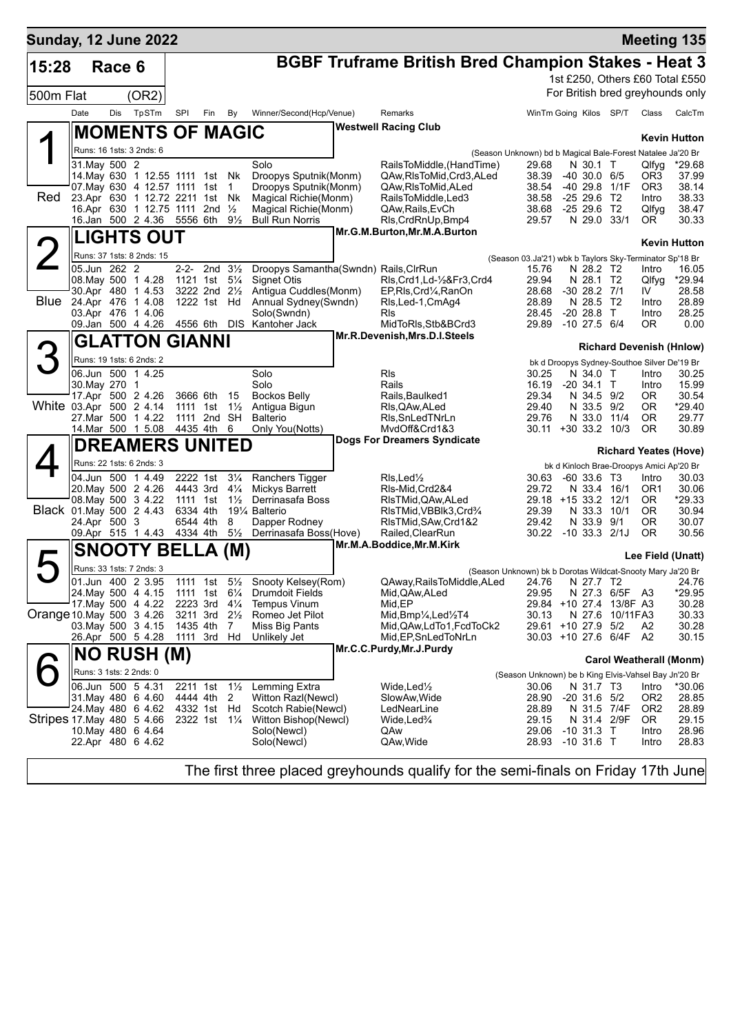**Sunday, 12 June 2022** — **Meeting 135**

## 15:28 Race 6 — BGBF Truframe British Bred Champion Stakes - Heat 3

500m Flat (OR2)

1st £250, Others £60 Total £550
For British bred greyhounds only

### 1 Red — MOMENTS OF MAGIC
Westwell Racing Club — Kevin Hutton
Runs: 16 1sts: 3 2nds: 6 — (Season Unknown) bd b Magical Bale-Forest Natalee Ja'20 Br

| Date | Dis | TpSTm | SPI | Fin | By | Winner/Second(Hcp/Venue) | Remarks | WinTm | Going | Kilos | SP/T | Class | CalcTm |
|---|---|---|---|---|---|---|---|---|---|---|---|---|---|
| 31.May | 500 | 2 | | | | Solo | RailsToMiddle,(HandTime) | 29.68 | N | 30.1 | T | Qlfyg | *29.68 |
| 14.May | 630 | 1 12.55 | 1111 | 1st | Nk | Droopys Sputnik(Monm) | QAw,RlsToMid,Crd3,ALed | 38.39 | -40 | 30.0 | 6/5 | OR3 | 37.99 |
| 07.May | 630 | 4 12.57 | 1111 | 1st | 1 | Droopys Sputnik(Monm) | QAw,RlsToMid,ALed | 38.54 | -40 | 29.8 | 1/1F | OR3 | 38.14 |
| 23.Apr | 630 | 1 12.72 | 2211 | 1st | Nk | Magical Richie(Monm) | RailsToMiddle,Led3 | 38.58 | -25 | 29.6 | T2 | Intro | 38.33 |
| 16.Apr | 630 | 1 12.75 | 1111 | 2nd | ½ | Magical Richie(Monm) | QAw,Rails,EvCh | 38.68 | -25 | 29.6 | T2 | Qlfyg | 38.47 |
| 16.Jan | 500 | 2 4.36 | 5556 | 6th | 9½ | Bull Run Norris | Rls,CrdRnUp,Bmp4 | 29.57 | N | 29.0 | 33/1 | OR | 30.33 |

### 2 Blue — LIGHTS OUT
Mr.G.M.Burton,Mr.M.A.Burton — Kevin Hutton
Runs: 37 1sts: 8 2nds: 15 — (Season 03.Ja'21) wbk b Taylors Sky-Terminator Sp'18 Br

| Date | Dis | TpSTm | SPI | Fin | By | Winner/Second(Hcp/Venue) | Remarks | WinTm | Going | Kilos | SP/T | Class | CalcTm |
|---|---|---|---|---|---|---|---|---|---|---|---|---|---|
| 05.Jun | 262 | 2 | 2-2- | 2nd | 3½ | Droopys Samantha(Swndn) | Rails,ClrRun | 15.76 | N | 28.2 | T2 | Intro | 16.05 |
| 08.May | 500 | 1 4.28 | 1121 | 1st | 5¼ | Signet Otis | Rls,Crd1,Ld-½&Fr3,Crd4 | 29.94 | N | 28.1 | T2 | Qlfyg | *29.94 |
| 30.Apr | 480 | 1 4.53 | 3222 | 2nd | 2½ | Antigua Cuddles(Monm) | EP,Rls,Crd¼,RanOn | 28.68 | -30 | 28.2 | 7/1 | IV | 28.58 |
| 24.Apr | 476 | 1 4.08 | 1222 | 1st | Hd | Annual Sydney(Swndn) | Rls,Led-1,CmAg4 | 28.89 | N | 28.5 | T2 | Intro | 28.89 |
| 03.Apr | 476 | 1 4.06 | | | | Solo(Swndn) | Rls | 28.45 | -20 | 28.8 | T | Intro | 28.25 |
| 09.Jan | 500 | 4 4.26 | 4556 | 6th | DIS | Kantoher Jack | MidToRls,Stb&BCrd3 | 29.89 | -10 | 27.5 | 6/4 | OR | 0.00 |

### 3 White — GLATTON GIANNI
Mr.R.Devenish,Mrs.D.I.Steels — Richard Devenish (Hnlow)
Runs: 19 1sts: 6 2nds: 2 — bk d Droopys Sydney-Southoe Silver De'19 Br

| Date | Dis | TpSTm | SPI | Fin | By | Winner/Second(Hcp/Venue) | Remarks | WinTm | Going | Kilos | SP/T | Class | CalcTm |
|---|---|---|---|---|---|---|---|---|---|---|---|---|---|
| 06.Jun | 500 | 1 4.25 | | | | Solo | Rls | 30.25 | N | 34.0 | T | Intro | 30.25 |
| 30.May | 270 | 1 | | | | Solo | Rails | 16.19 | -20 | 34.1 | T | Intro | 15.99 |
| 17.Apr | 500 | 2 4.26 | 3666 | 6th | 15 | Bockos Belly | Rails,Baulked1 | 29.34 | N | 34.5 | 9/2 | OR | 30.54 |
| 03.Apr | 500 | 2 4.14 | 1111 | 1st | 1½ | Antigua Bigun | Rls,QAw,ALed | 29.40 | N | 33.5 | 9/2 | OR | *29.40 |
| 27.Mar | 500 | 1 4.22 | 1111 | 2nd | SH | Balterio | Rls,SnLedTNrLn | 29.76 | N | 33.0 | 11/4 | OR | 29.77 |
| 14.Mar | 500 | 1 5.08 | 4435 | 4th | 6 | Only You(Notts) | MvdOff&Crd1&3 | 30.11 | +30 | 33.2 | 10/3 | OR | 30.89 |

### 4 Black — DREAMERS UNITED
Dogs For Dreamers Syndicate — Richard Yeates (Hove)
Runs: 22 1sts: 6 2nds: 3 — bk d Kinloch Brae-Droopys Amici Ap'20 Br

| Date | Dis | TpSTm | SPI | Fin | By | Winner/Second(Hcp/Venue) | Remarks | WinTm | Going | Kilos | SP/T | Class | CalcTm |
|---|---|---|---|---|---|---|---|---|---|---|---|---|---|
| 04.Jun | 500 | 1 4.49 | 2222 | 1st | 3¼ | Ranchers Tigger | Rls,Led½ | 30.63 | -60 | 33.6 | T3 | Intro | 30.03 |
| 20.May | 500 | 2 4.26 | 4443 | 3rd | 4¼ | Mickys Barrett | Rls-Mid,Crd2&4 | 29.72 | N | 33.4 | 16/1 | OR1 | 30.06 |
| 08.May | 500 | 3 4.22 | 1111 | 1st | 1½ | Derrinasafa Boss | RlsTMid,QAw,ALed | 29.18 | +15 | 33.2 | 12/1 | OR | *29.33 |
| 01.May | 500 | 2 4.43 | 6334 | 4th | 19¼ | Balterio | RlsTMid,VBBlk3,Crd¾ | 29.39 | N | 33.3 | 10/1 | OR | 30.94 |
| 24.Apr | 500 | 3 | 6544 | 4th | 8 | Dapper Rodney | RlsTMid,SAw,Crd1&2 | 29.42 | N | 33.9 | 9/1 | OR | 30.07 |
| 09.Apr | 515 | 1 4.43 | 4334 | 4th | 5½ | Derrinasafa Boss(Hove) | Railed,ClearRun | 30.22 | -10 | 33.3 | 2/1J | OR | 30.56 |

### 5 Orange — SNOOTY BELLA (M)
Mr.M.A.Boddice,Mr.M.Kirk — Lee Field (Unatt)
Runs: 33 1sts: 7 2nds: 3 — (Season Unknown) bk b Dorotas Wildcat-Snooty Mary Ja'20 Br

| Date | Dis | TpSTm | SPI | Fin | By | Winner/Second(Hcp/Venue) | Remarks | WinTm | Going | Kilos | SP/T | Class | CalcTm |
|---|---|---|---|---|---|---|---|---|---|---|---|---|---|
| 01.Jun | 400 | 2 3.95 | 1111 | 1st | 5½ | Snooty Kelsey(Rom) | QAway,RailsToMiddle,ALed | 24.76 | N | 27.7 | T2 | | 24.76 |
| 24.May | 500 | 4 4.15 | 1111 | 1st | 6¼ | Drumdoit Fields | Mid,QAw,ALed | 29.95 | N | 27.3 | 6/5F | A3 | *29.95 |
| 17.May | 500 | 4 4.22 | 2223 | 3rd | 4¼ | Tempus Vinum | Mid,EP | 29.84 | +10 | 27.4 | 13/8F | A3 | 30.28 |
| 10.May | 500 | 3 4.26 | 3211 | 3rd | 2½ | Romeo Jet Pilot | Mid,Bmp¼,Led½T4 | 30.13 | N | 27.6 | 10/11F | A3 | 30.33 |
| 03.May | 500 | 3 4.15 | 1435 | 4th | 7 | Miss Big Pants | Mid,QAw,LdTo1,FcdToCk2 | 29.61 | +10 | 27.9 | 5/2 | A2 | 30.28 |
| 26.Apr | 500 | 5 4.28 | 1111 | 3rd | Hd | Unlikely Jet | Mid,EP,SnLedToNrLn | 30.03 | +10 | 27.6 | 6/4F | A2 | 30.15 |

### 6 Stripes — NO RUSH (M)
Mr.C.C.Purdy,Mr.J.Purdy — Carol Weatherall (Monm)
Runs: 3 1sts: 2 2nds: 0 — (Season Unknown) be b King Elvis-Vahsel Bay Jn'20 Br

| Date | Dis | TpSTm | SPI | Fin | By | Winner/Second(Hcp/Venue) | Remarks | WinTm | Going | Kilos | SP/T | Class | CalcTm |
|---|---|---|---|---|---|---|---|---|---|---|---|---|---|
| 06.Jun | 500 | 5 4.31 | 2211 | 1st | 1½ | Lemming Extra | Wide,Led½ | 30.06 | N | 31.7 | T3 | Intro | *30.06 |
| 31.May | 480 | 6 4.60 | 4444 | 4th | 2 | Witton Razl(Newcl) | SlowAw,Wide | 28.90 | -20 | 31.6 | 5/2 | OR2 | 28.85 |
| 24.May | 480 | 6 4.62 | 4332 | 1st | Hd | Scotch Rabie(Newcl) | LedNearLine | 28.89 | N | 31.5 | 7/4F | OR2 | 28.89 |
| 17.May | 480 | 5 4.66 | 2322 | 1st | 1¼ | Witton Bishop(Newcl) | Wide,Led¾ | 29.15 | N | 31.4 | 2/9F | OR | 29.15 |
| 10.May | 480 | 6 4.64 | | | | Solo(Newcl) | QAw | 29.06 | -10 | 31.3 | T | Intro | 28.96 |
| 22.Apr | 480 | 6 4.62 | | | | Solo(Newcl) | QAw,Wide | 28.93 | -10 | 31.6 | T | Intro | 28.83 |

The first three placed greyhounds qualify for the semi-finals on Friday 17th June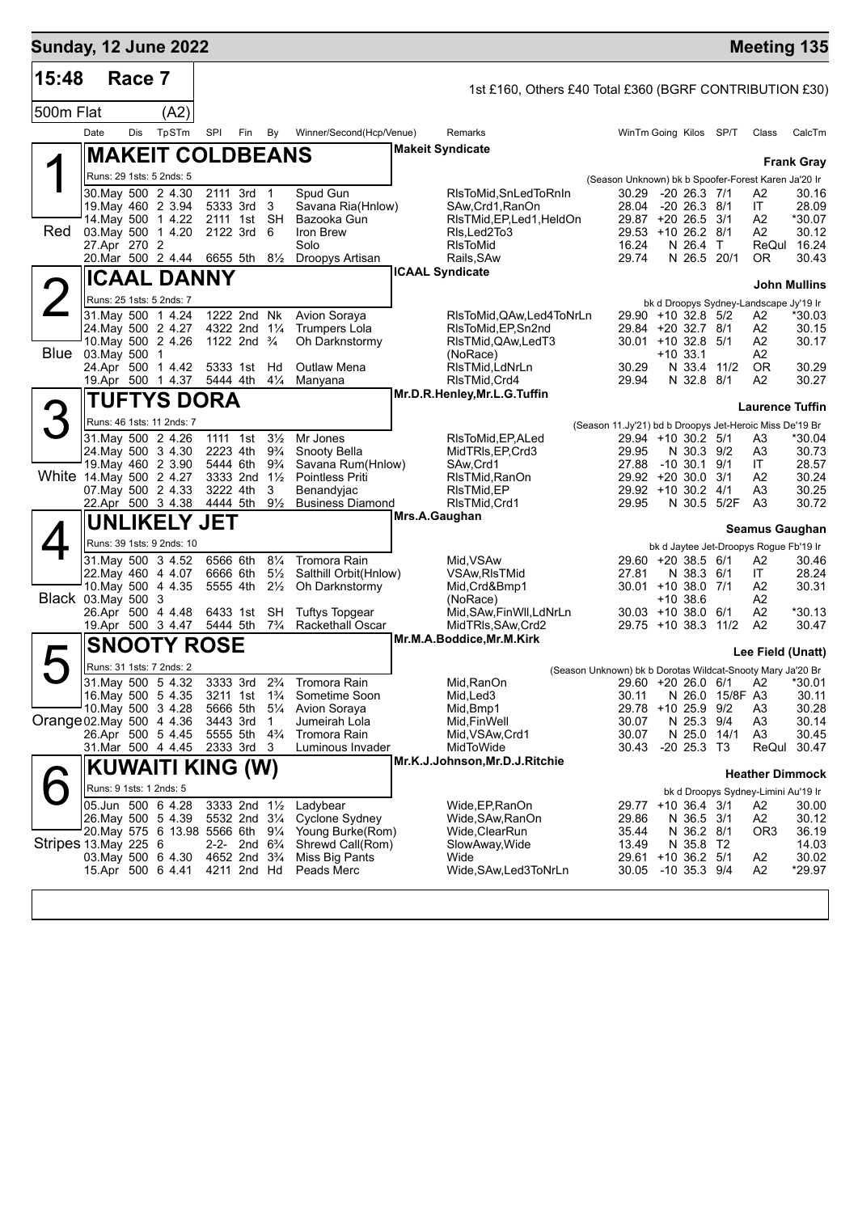## Sunday, 12 June 2022 — Meeting 135

**15:48 Race 7** — 1st £160, Others £40 Total £360 (BGRF CONTRIBUTION £30)

**500m Flat (A2)**

| Date | Dis | TpSTm | SPI | Fin | By | Winner/Second(Hcp/Venue) | Remarks | WinTm | Going | Kilos | SP/T | Class | CalcTm |
|---|---|---|---|---|---|---|---|---|---|---|---|---|---|

### 1 (Red) MAKEIT COLDBEANS — Makeit Syndicate — Frank Gray

Runs: 29 1sts: 5 2nds: 5 — (Season Unknown) bk b Spoofer-Forest Karen Ja'20 Ir

| Date | Dis | TpSTm | SPI | Fin | By | Winner/Second(Hcp/Venue) | Remarks | WinTm | Going | Kilos | SP/T | Class | CalcTm |
|---|---|---|---|---|---|---|---|---|---|---|---|---|---|
| 30.May | 500 | 2 4.30 | 2111 | 3rd | 1 | Spud Gun | RlsToMid,SnLedToRnIn | 30.29 | -20 | 26.3 | 7/1 | A2 | 30.16 |
| 19.May | 460 | 2 3.94 | 5333 | 3rd | 3 | Savana Ria(Hnlow) | SAw,Crd1,RanOn | 28.04 | -20 | 26.3 | 8/1 | IT | 28.09 |
| 14.May | 500 | 1 4.22 | 2111 | 1st | SH | Bazooka Gun | RlsTMid,EP,Led1,HeldOn | 29.87 | +20 | 26.5 | 3/1 | A2 | *30.07 |
| 03.May | 500 | 1 4.20 | 2122 | 3rd | 6 | Iron Brew | Rls,Led2To3 | 29.53 | +10 | 26.2 | 8/1 | A2 | 30.12 |
| 27.Apr | 270 | 2 | | | | Solo | RlsToMid | 16.24 | N | 26.4 | T | ReQul | 16.24 |
| 20.Mar | 500 | 2 4.44 | 6655 | 5th | 8½ | Droopys Artisan | Rails,SAw | 29.74 | N | 26.5 | 20/1 | OR | 30.43 |

### 2 (Blue) ICAAL DANNY — ICAAL Syndicate — John Mullins

Runs: 25 1sts: 5 2nds: 7 — bk d Droopys Sydney-Landscape Jy'19 Ir

| Date | Dis | TpSTm | SPI | Fin | By | Winner/Second(Hcp/Venue) | Remarks | WinTm | Going | Kilos | SP/T | Class | CalcTm |
|---|---|---|---|---|---|---|---|---|---|---|---|---|---|
| 31.May | 500 | 1 4.24 | 1222 | 2nd | Nk | Avion Soraya | RlsToMid,QAw,Led4ToNrLn | 29.90 | +10 | 32.8 | 5/2 | A2 | *30.03 |
| 24.May | 500 | 2 4.27 | 4322 | 2nd | 1¼ | Trumpers Lola | RlsToMid,EP,Sn2nd | 29.84 | +20 | 32.7 | 8/1 | A2 | 30.15 |
| 10.May | 500 | 2 4.26 | 1122 | 2nd | ¾ | Oh Darknstormy | RlsTMid,QAw,LedT3 | 30.01 | +10 | 32.8 | 5/1 | A2 | 30.17 |
| 03.May | 500 | 1 | | | | | (NoRace) | | +10 | 33.1 | | A2 | |
| 24.Apr | 500 | 1 4.42 | 5333 | 1st | Hd | Outlaw Mena | RlsTMid,LdNrLn | 30.29 | N | 33.4 | 11/2 | OR | 30.29 |
| 19.Apr | 500 | 1 4.37 | 5444 | 4th | 4¼ | Manyana | RlsTMid,Crd4 | 29.94 | N | 32.8 | 8/1 | A2 | 30.27 |

### 3 (White) TUFTYS DORA — Mr.D.R.Henley,Mr.L.G.Tuffin — Laurence Tuffin

Runs: 46 1sts: 11 2nds: 7 — (Season 11.Jy'21) bd b Droopys Jet-Heroic Miss De'19 Br

| Date | Dis | TpSTm | SPI | Fin | By | Winner/Second(Hcp/Venue) | Remarks | WinTm | Going | Kilos | SP/T | Class | CalcTm |
|---|---|---|---|---|---|---|---|---|---|---|---|---|---|
| 31.May | 500 | 2 4.26 | 1111 | 1st | 3½ | Mr Jones | RlsToMid,EP,ALed | 29.94 | +10 | 30.2 | 5/1 | A3 | *30.04 |
| 24.May | 500 | 3 4.30 | 2223 | 4th | 9¾ | Snooty Bella | MidTRls,EP,Crd3 | 29.95 | N | 30.3 | 9/2 | A3 | 30.73 |
| 19.May | 460 | 2 3.90 | 5444 | 6th | 9¾ | Savana Rum(Hnlow) | SAw,Crd1 | 27.88 | -10 | 30.1 | 9/1 | IT | 28.57 |
| 14.May | 500 | 2 4.27 | 3333 | 2nd | 1½ | Pointless Priti | RlsTMid,RanOn | 29.92 | +20 | 30.0 | 3/1 | A2 | 30.24 |
| 07.May | 500 | 2 4.33 | 3222 | 4th | 3 | Benandyjac | RlsTMid,EP | 29.92 | +10 | 30.2 | 4/1 | A3 | 30.25 |
| 22.Apr | 500 | 3 4.38 | 4444 | 5th | 9½ | Business Diamond | RlsTMid,Crd1 | 29.95 | N | 30.5 | 5/2F | A3 | 30.72 |

### 4 (Black) UNLIKELY JET — Mrs.A.Gaughan — Seamus Gaughan

Runs: 39 1sts: 9 2nds: 10 — bk d Jaytee Jet-Droopys Rogue Fb'19 Ir

| Date | Dis | TpSTm | SPI | Fin | By | Winner/Second(Hcp/Venue) | Remarks | WinTm | Going | Kilos | SP/T | Class | CalcTm |
|---|---|---|---|---|---|---|---|---|---|---|---|---|---|
| 31.May | 500 | 3 4.52 | 6566 | 6th | 8¼ | Tromora Rain | Mid,VSAw | 29.60 | +20 | 38.5 | 6/1 | A2 | 30.46 |
| 22.May | 460 | 4 4.07 | 6666 | 6th | 5½ | Salthill Orbit(Hnlow) | VSAw,RlsTMid | 27.81 | N | 38.3 | 6/1 | IT | 28.24 |
| 10.May | 500 | 4 4.35 | 5555 | 4th | 2½ | Oh Darknstormy | Mid,Crd&Bmp1 | 30.01 | +10 | 38.0 | 7/1 | A2 | 30.31 |
| 03.May | 500 | 3 | | | | | (NoRace) | | +10 | 38.6 | | A2 | |
| 26.Apr | 500 | 4 4.48 | 6433 | 1st | SH | Tuftys Topgear | Mid,SAw,FinWll,LdNrLn | 30.03 | +10 | 38.0 | 6/1 | A2 | *30.13 |
| 19.Apr | 500 | 3 4.47 | 5444 | 5th | 7¾ | Rackethall Oscar | MidTRls,SAw,Crd2 | 29.75 | +10 | 38.3 | 11/2 | A2 | 30.47 |

### 5 (Orange) SNOOTY ROSE — Mr.M.A.Boddice,Mr.M.Kirk — Lee Field (Unatt)

Runs: 31 1sts: 7 2nds: 2 — (Season Unknown) bk b Dorotas Wildcat-Snooty Mary Ja'20 Br

| Date | Dis | TpSTm | SPI | Fin | By | Winner/Second(Hcp/Venue) | Remarks | WinTm | Going | Kilos | SP/T | Class | CalcTm |
|---|---|---|---|---|---|---|---|---|---|---|---|---|---|
| 31.May | 500 | 5 4.32 | 3333 | 3rd | 2¾ | Tromora Rain | Mid,RanOn | 29.60 | +20 | 26.0 | 6/1 | A2 | *30.01 |
| 16.May | 500 | 5 4.35 | 3211 | 1st | 1¾ | Sometime Soon | Mid,Led3 | 30.11 | N | 26.0 | 15/8F | A3 | 30.11 |
| 10.May | 500 | 3 4.28 | 5666 | 5th | 5¼ | Avion Soraya | Mid,Bmp1 | 29.78 | +10 | 25.9 | 9/2 | A3 | 30.28 |
| 02.May | 500 | 4 4.36 | 3443 | 3rd | 1 | Jumeirah Lola | Mid,FinWell | 30.07 | N | 25.3 | 9/4 | A3 | 30.14 |
| 26.Apr | 500 | 5 4.45 | 5555 | 5th | 4¾ | Tromora Rain | Mid,VSAw,Crd1 | 30.07 | N | 25.0 | 14/1 | A3 | 30.45 |
| 31.Mar | 500 | 4 4.45 | 2333 | 3rd | 3 | Luminous Invader | MidToWide | 30.43 | -20 | 25.3 | T3 | ReQul | 30.47 |

### 6 (Stripes) KUWAITI KING (W) — Mr.K.J.Johnson,Mr.D.J.Ritchie — Heather Dimmock

Runs: 9 1sts: 1 2nds: 5 — bk d Droopys Sydney-Limini Au'19 Ir

| Date | Dis | TpSTm | SPI | Fin | By | Winner/Second(Hcp/Venue) | Remarks | WinTm | Going | Kilos | SP/T | Class | CalcTm |
|---|---|---|---|---|---|---|---|---|---|---|---|---|---|
| 05.Jun | 500 | 6 4.28 | 3333 | 2nd | 1½ | Ladybear | Wide,EP,RanOn | 29.77 | +10 | 36.4 | 3/1 | A2 | 30.00 |
| 26.May | 500 | 5 4.39 | 5532 | 2nd | 3¼ | Cyclone Sydney | Wide,SAw,RanOn | 29.86 | N | 36.5 | 3/1 | A2 | 30.12 |
| 20.May | 575 | 6 13.98 | 5566 | 6th | 9¼ | Young Burke(Rom) | Wide,ClearRun | 35.44 | N | 36.2 | 8/1 | OR3 | 36.19 |
| 13.May | 225 | 6 | 2-2- | 2nd | 6¾ | Shrewd Call(Rom) | SlowAway,Wide | 13.49 | N | 35.8 | T2 | | 14.03 |
| 03.May | 500 | 6 4.30 | 4652 | 2nd | 3¾ | Miss Big Pants | Wide | 29.61 | +10 | 36.2 | 5/1 | A2 | 30.02 |
| 15.Apr | 500 | 6 4.41 | 4211 | 2nd | Hd | Peads Merc | Wide,SAw,Led3ToNrLn | 30.05 | -10 | 35.3 | 9/4 | A2 | *29.97 |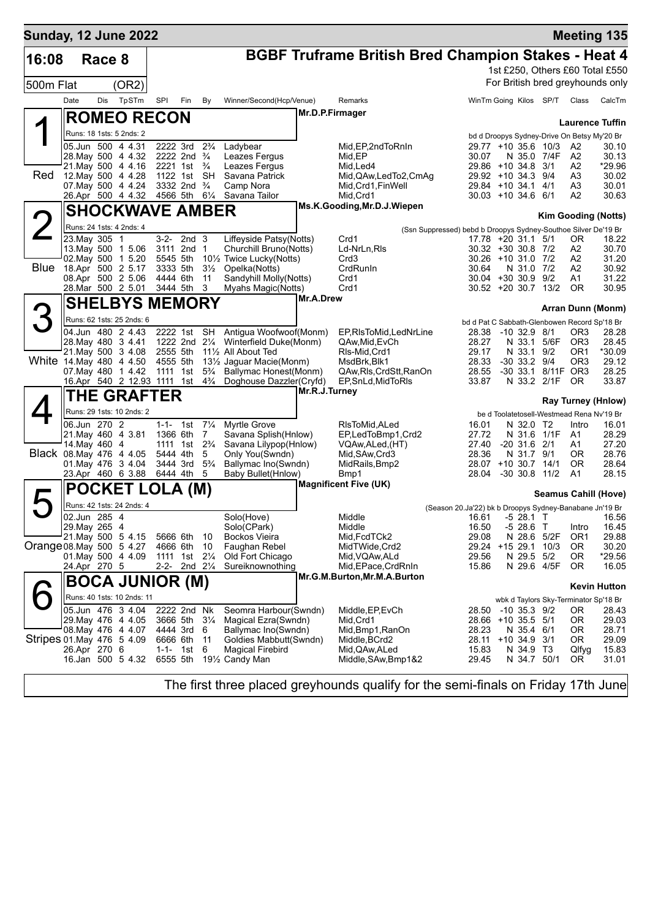**Sunday, 12 June 2022** — **Meeting 135**

# 16:08 Race 8 — BGBF Truframe British Bred Champion Stakes - Heat 4

500m Flat (OR2)

1st £250, Others £60 Total £550

For British bred greyhounds only

## 1 Red — ROMEO RECON

Mr.D.P.Firmager — Laurence Tuffin

Runs: 18 1sts: 5 2nds: 2 — bd d Droopys Sydney-Drive On Betsy My'20 Br

| Date | Dis | TpSTm | SPl | Fin | By | Winner/Second(Hcp/Venue) | Remarks | WinTm | Going | Kilos | SP/T | Class | CalcTm |
|---|---|---|---|---|---|---|---|---|---|---|---|---|---|
| 05.Jun | 500 | 4 4.31 | 2222 | 3rd | 2¾ | Ladybear | Mid,EP,2ndToRnIn | 29.77 | +10 | 35.6 | 10/3 | A2 | 30.10 |
| 28.May | 500 | 4 4.32 | 2222 | 2nd | ¾ | Leazes Fergus | Mid,EP | 30.07 | N | 35.0 | 7/4F | A2 | 30.13 |
| 21.May | 500 | 4 4.16 | 2221 | 1st | ¾ | Leazes Fergus | Mid,Led4 | 29.86 | +10 | 34.8 | 3/1 | A2 | *29.96 |
| 12.May | 500 | 4 4.28 | 1122 | 1st | SH | Savana Patrick | Mid,QAw,LedTo2,CmAg | 29.92 | +10 | 34.3 | 9/4 | A3 | 30.02 |
| 07.May | 500 | 4 4.24 | 3332 | 2nd | ¾ | Camp Nora | Mid,Crd1,FinWell | 29.84 | +10 | 34.1 | 4/1 | A3 | 30.01 |
| 26.Apr | 500 | 4 4.32 | 4566 | 5th | 6¼ | Savana Tailor | Mid,Crd1 | 30.03 | +10 | 34.6 | 6/1 | A2 | 30.63 |

## 2 Blue — SHOCKWAVE AMBER

Ms.K.Gooding,Mr.D.J.Wiepen — Kim Gooding (Notts)

Runs: 24 1sts: 4 2nds: 4 — (Ssn Suppressed) bebd b Droopys Sydney-Southoe Silver De'19 Br

| Date | Dis | TpSTm | SPl | Fin | By | Winner/Second(Hcp/Venue) | Remarks | WinTm | Going | Kilos | SP/T | Class | CalcTm |
|---|---|---|---|---|---|---|---|---|---|---|---|---|---|
| 23.May | 305 | 1 | 3-2- | 2nd | 3 | Liffeyside Patsy(Notts) | Crd1 | 17.78 | +20 | 31.1 | 5/1 | OR | 18.22 |
| 13.May | 500 | 1 5.06 | 3111 | 2nd | 1 | Churchill Bruno(Notts) | Ld-NrLn,Rls | 30.32 | +30 | 30.8 | 7/2 | A2 | 30.70 |
| 02.May | 500 | 1 5.20 | 5545 | 5th | 10½ | Twice Lucky(Notts) | Crd3 | 30.26 | +10 | 31.0 | 7/2 | A2 | 31.20 |
| 18.Apr | 500 | 2 5.17 | 3333 | 5th | 3½ | Opelka(Notts) | CrdRunIn | 30.64 | N | 31.0 | 7/2 | A2 | 30.92 |
| 08.Apr | 500 | 2 5.06 | 4444 | 6th | 11 | Sandyhill Molly(Notts) | Crd1 | 30.04 | +30 | 30.9 | 9/2 | A1 | 31.22 |
| 28.Mar | 500 | 2 5.01 | 3444 | 5th | 3 | Myahs Magic(Notts) | Crd1 | 30.52 | +20 | 30.7 | 13/2 | OR | 30.95 |

## 3 White — SHELBYS MEMORY

Mr.A.Drew — Arran Dunn (Monm)

Runs: 62 1sts: 25 2nds: 6 — bd d Pat C Sabbath-Glenbowen Record Sp'18 Br

| Date | Dis | TpSTm | SPl | Fin | By | Winner/Second(Hcp/Venue) | Remarks | WinTm | Going | Kilos | SP/T | Class | CalcTm |
|---|---|---|---|---|---|---|---|---|---|---|---|---|---|
| 04.Jun | 480 | 2 4.43 | 2222 | 1st | SH | Antigua Woofwoof(Monm) | EP,RlsToMid,LedNrLine | 28.38 | -10 | 32.9 | 8/1 | OR3 | 28.28 |
| 28.May | 480 | 3 4.41 | 1222 | 2nd | 2¼ | Winterfield Duke(Monm) | QAw,Mid,EvCh | 28.27 | N | 33.1 | 5/6F | OR3 | 28.45 |
| 21.May | 500 | 3 4.08 | 2555 | 5th | 11½ | All About Ted | Rls-Mid,Crd1 | 29.17 | N | 33.1 | 9/2 | OR1 | *30.09 |
| 14.May | 480 | 4 4.50 | 4555 | 5th | 13½ | Jaguar Macie(Monm) | MsdBrk,Blk1 | 28.33 | -30 | 33.2 | 9/4 | OR3 | 29.12 |
| 07.May | 480 | 1 4.42 | 1111 | 1st | 5¾ | Ballymac Honest(Monm) | QAw,Rls,CrdStt,RanOn | 28.55 | -30 | 33.1 | 8/11F | OR3 | 28.25 |
| 16.Apr | 540 | 2 12.93 | 1111 | 1st | 4¾ | Doghouse Dazzler(Cryfd) | EP,SnLd,MidToRls | 33.87 | N | 33.2 | 2/1F | OR | 33.87 |

## 4 Black — THE GRAFTER

Mr.R.J.Turney — Ray Turney (Hnlow)

Runs: 29 1sts: 10 2nds: 2 — be d Toolatetosell-Westmead Rena Nv'19 Br

| Date | Dis | TpSTm | SPl | Fin | By | Winner/Second(Hcp/Venue) | Remarks | WinTm | Going | Kilos | SP/T | Class | CalcTm |
|---|---|---|---|---|---|---|---|---|---|---|---|---|---|
| 06.Jun | 270 | 2 | 1-1- | 1st | 7¼ | Myrtle Grove | RlsToMid,ALed | 16.01 | N | 32.0 | T2 | Intro | 16.01 |
| 21.May | 460 | 4 3.81 | 1366 | 6th | 7 | Savana Splish(Hnlow) | EP,LedToBmp1,Crd2 | 27.72 | N | 31.6 | 1/1F | A1 | 28.29 |
| 14.May | 460 | 4 | 1111 | 1st | 2¾ | Savana Lilypop(Hnlow) | VQAw,ALed,(HT) | 27.40 | -20 | 31.6 | 2/1 | A1 | 27.20 |
| 08.May | 476 | 4 4.05 | 5444 | 4th | 5 | Only You(Swndn) | Mid,SAw,Crd3 | 28.36 | N | 31.7 | 9/1 | OR | 28.76 |
| 01.May | 476 | 3 4.04 | 3444 | 3rd | 5¾ | Ballymac Ino(Swndn) | MidRails,Bmp2 | 28.07 | +10 | 30.7 | 14/1 | OR | 28.64 |
| 23.Apr | 460 | 6 3.88 | 6444 | 4th | 5 | Baby Bullet(Hnlow) | Bmp1 | 28.04 | -30 | 30.8 | 11/2 | A1 | 28.15 |

## 5 Orange — POCKET LOLA (M)

Magnificent Five (UK) — Seamus Cahill (Hove)

Runs: 42 1sts: 24 2nds: 4 — (Season 20.Ja'22) bk b Droopys Sydney-Banabane Jn'19 Br

| Date | Dis | TpSTm | SPl | Fin | By | Winner/Second(Hcp/Venue) | Remarks | WinTm | Going | Kilos | SP/T | Class | CalcTm |
|---|---|---|---|---|---|---|---|---|---|---|---|---|---|
| 02.Jun | 285 | 4 | | | | Solo(Hove) | Middle | 16.61 | -5 | 28.1 | T | | 16.56 |
| 29.May | 265 | 4 | | | | Solo(CPark) | Middle | 16.50 | -5 | 28.6 | T | Intro | 16.45 |
| 21.May | 500 | 5 4.15 | 5666 | 6th | 10 | Bockos Vieira | Mid,FcdTCk2 | 29.08 | N | 28.6 | 5/2F | OR1 | 29.88 |
| 08.May | 500 | 5 4.27 | 4666 | 6th | 10 | Faughan Rebel | MidTWide,Crd2 | 29.24 | +15 | 29.1 | 10/3 | OR | 30.20 |
| 01.May | 500 | 4 4.09 | 1111 | 1st | 2¼ | Old Fort Chicago | Mid,VQAw,ALd | 29.56 | N | 29.5 | 5/2 | OR | *29.56 |
| 24.Apr | 270 | 5 | 2-2- | 2nd | 2¼ | Sureiknownothing | Mid,EPace,CrdRnIn | 15.86 | N | 29.6 | 4/5F | OR | 16.05 |

## 6 Stripes — BOCA JUNIOR (M)

Mr.G.M.Burton,Mr.M.A.Burton — Kevin Hutton

Runs: 40 1sts: 10 2nds: 11 — wbk d Taylors Sky-Terminator Sp'18 Br

| Date | Dis | TpSTm | SPl | Fin | By | Winner/Second(Hcp/Venue) | Remarks | WinTm | Going | Kilos | SP/T | Class | CalcTm |
|---|---|---|---|---|---|---|---|---|---|---|---|---|---|
| 05.Jun | 476 | 3 4.04 | 2222 | 2nd | Nk | Seomra Harbour(Swndn) | Middle,EP,EvCh | 28.50 | -10 | 35.3 | 9/2 | OR | 28.43 |
| 29.May | 476 | 4 4.05 | 3666 | 5th | 3¼ | Magical Ezra(Swndn) | Mid,Crd1 | 28.66 | +10 | 35.5 | 5/1 | OR | 29.03 |
| 08.May | 476 | 4 4.07 | 4444 | 3rd | 6 | Ballymac Ino(Swndn) | Mid,Bmp1,RanOn | 28.23 | N | 35.4 | 6/1 | OR | 28.71 |
| 01.May | 476 | 5 4.09 | 6666 | 6th | 11 | Goldies Mabbutt(Swndn) | Middle,BCrd2 | 28.11 | +10 | 34.9 | 3/1 | OR | 29.09 |
| 26.Apr | 270 | 6 | 1-1- | 1st | 6 | Magical Firebird | Mid,QAw,ALed | 15.83 | N | 34.9 | T3 | Qlfyg | 15.83 |
| 16.Jan | 500 | 5 4.32 | 6555 | 5th | 19½ | Candy Man | Middle,SAw,Bmp1&2 | 29.45 | N | 34.7 | 50/1 | OR | 31.01 |

The first three placed greyhounds qualify for the semi-finals on Friday 17th June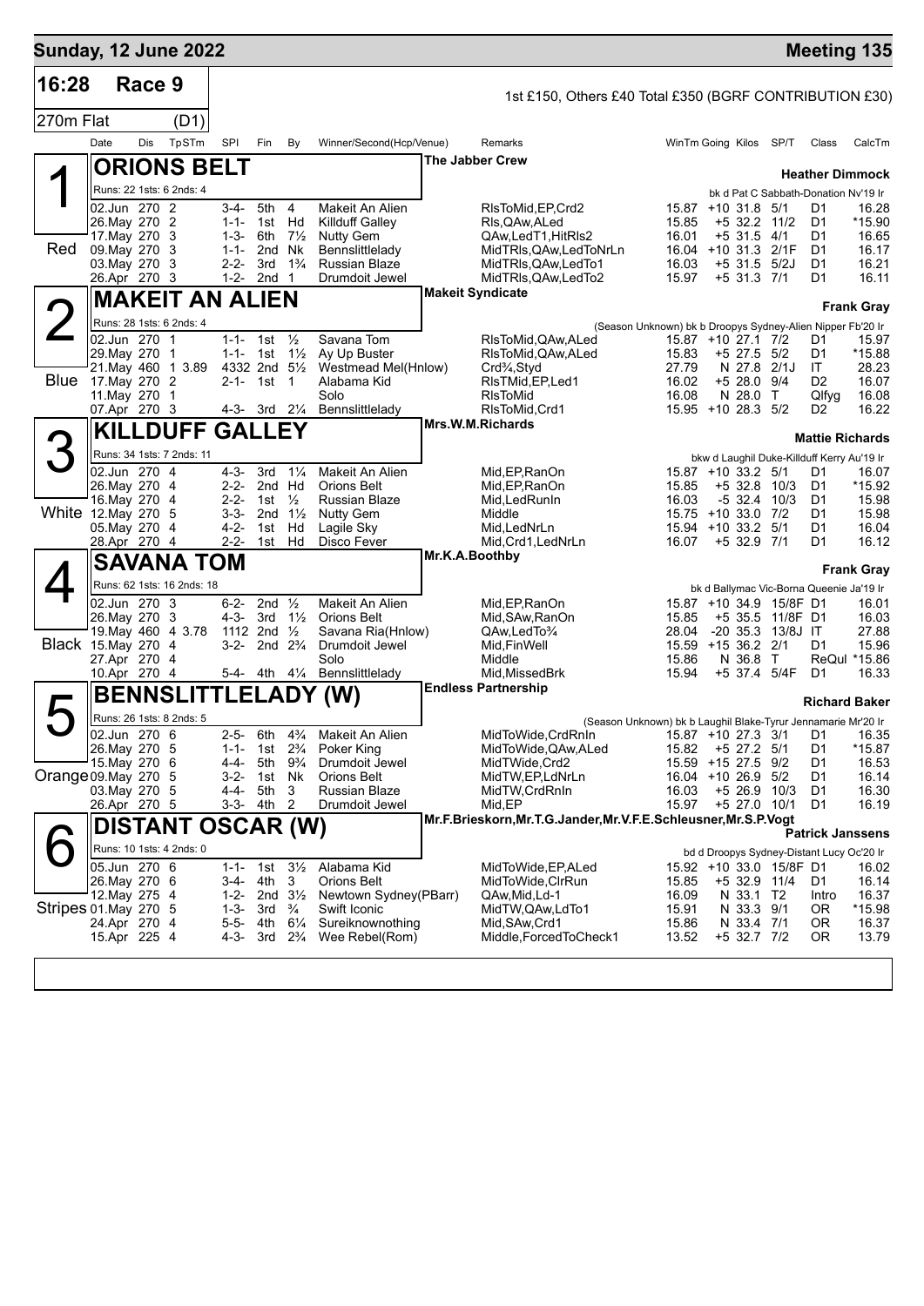# Sunday, 12 June 2022

**Meeting 135**

## 16:28 Race 9

1st £150, Others £40 Total £350 (BGRF CONTRIBUTION £30)

270m Flat (D1)

| Date | Dis | TpSTm | SPl | Fin | By | Winner/Second(Hcp/Venue) | Remarks | WinTm | Going | Kilos | SP/T | Class | CalcTm |
|---|---|---|---|---|---|---|---|---|---|---|---|---|---|

### 1 Red — ORIONS BELT
The Jabber Crew — **Heather Dimmock**

Runs: 22 1sts: 6 2nds: 4 — bk d Pat C Sabbath-Donation Nv'19 Ir

| Date | Dis | TpSTm | SPl | Fin | By | Winner/Second(Hcp/Venue) | Remarks | WinTm | Going | Kilos | SP/T | Class | CalcTm |
|---|---|---|---|---|---|---|---|---|---|---|---|---|---|
| 02.Jun | 270 | 2 | 3-4- | 5th | 4 | Makeit An Alien | RlsToMid,EP,Crd2 | 15.87 | +10 | 31.8 | 5/1 | D1 | 16.28 |
| 26.May | 270 | 2 | 1-1- | 1st | Hd | Killduff Galley | Rls,QAw,ALed | 15.85 | +5 | 32.2 | 11/2 | D1 | *15.90 |
| 17.May | 270 | 3 | 1-3- | 6th | 7½ | Nutty Gem | QAw,LedT1,HitRls2 | 16.01 | +5 | 31.5 | 4/1 | D1 | 16.65 |
| 09.May | 270 | 3 | 1-1- | 2nd | Nk | Bennslittlelady | MidTRls,QAw,LedToNrLn | 16.04 | +10 | 31.3 | 2/1F | D1 | 16.17 |
| 03.May | 270 | 3 | 2-2- | 3rd | 1¾ | Russian Blaze | MidTRls,QAw,LedTo1 | 16.03 | +5 | 31.5 | 5/2J | D1 | 16.21 |
| 26.Apr | 270 | 3 | 1-2- | 2nd | 1 | Drumdoit Jewel | MidTRls,QAw,LedTo2 | 15.97 | +5 | 31.3 | 7/1 | D1 | 16.11 |

### 2 Blue — MAKEIT AN ALIEN
Makeit Syndicate — **Frank Gray**

Runs: 28 1sts: 6 2nds: 4 — (Season Unknown) bk b Droopys Sydney-Alien Nipper Fb'20 Ir

| Date | Dis | TpSTm | SPl | Fin | By | Winner/Second(Hcp/Venue) | Remarks | WinTm | Going | Kilos | SP/T | Class | CalcTm |
|---|---|---|---|---|---|---|---|---|---|---|---|---|---|
| 02.Jun | 270 | 1 | 1-1- | 1st | ½ | Savana Tom | RlsToMid,QAw,ALed | 15.87 | +10 | 27.1 | 7/2 | D1 | 15.97 |
| 29.May | 270 | 1 | 1-1- | 1st | 1½ | Ay Up Buster | RlsToMid,QAw,ALed | 15.83 | +5 | 27.5 | 5/2 | D1 | *15.88 |
| 21.May | 460 | 1 3.89 | 4332 | 2nd | 5½ | Westmead Mel(Hnlow) | Crd¾,Styd | 27.79 | N | 27.8 | 2/1J | IT | 28.23 |
| 17.May | 270 | 2 | 2-1- | 1st | 1 | Alabama Kid | RlsTMid,EP,Led1 | 16.02 | +5 | 28.0 | 9/4 | D2 | 16.07 |
| 11.May | 270 | 1 | | | | Solo | RlsToMid | 16.08 | N | 28.0 | T | Qlfyg | 16.08 |
| 07.Apr | 270 | 3 | 4-3- | 3rd | 2¼ | Bennslittlelady | RlsToMid,Crd1 | 15.95 | +10 | 28.3 | 5/2 | D2 | 16.22 |

### 3 White — KILLDUFF GALLEY
Mrs.W.M.Richards — **Mattie Richards**

Runs: 34 1sts: 7 2nds: 11 — bkw d Laughil Duke-Killduff Kerry Au'19 Ir

| Date | Dis | TpSTm | SPl | Fin | By | Winner/Second(Hcp/Venue) | Remarks | WinTm | Going | Kilos | SP/T | Class | CalcTm |
|---|---|---|---|---|---|---|---|---|---|---|---|---|---|
| 02.Jun | 270 | 4 | 4-3- | 3rd | 1¼ | Makeit An Alien | Mid,EP,RanOn | 15.87 | +10 | 33.2 | 5/1 | D1 | 16.07 |
| 26.May | 270 | 4 | 2-2- | 2nd | Hd | Orions Belt | Mid,EP,RanOn | 15.85 | +5 | 32.8 | 10/3 | D1 | *15.92 |
| 16.May | 270 | 4 | 2-2- | 1st | ½ | Russian Blaze | Mid,LedRunIn | 16.03 | -5 | 32.4 | 10/3 | D1 | 15.98 |
| 12.May | 270 | 5 | 3-3- | 2nd | 1½ | Nutty Gem | Middle | 15.75 | +10 | 33.0 | 7/2 | D1 | 15.98 |
| 05.May | 270 | 4 | 4-2- | 1st | Hd | Lagile Sky | Mid,LedNrLn | 15.94 | +10 | 33.2 | 5/1 | D1 | 16.04 |
| 28.Apr | 270 | 4 | 2-2- | 1st | Hd | Disco Fever | Mid,Crd1,LedNrLn | 16.07 | +5 | 32.9 | 7/1 | D1 | 16.12 |

### 4 Black — SAVANA TOM
Mr.K.A.Boothby — **Frank Gray**

Runs: 62 1sts: 16 2nds: 18 — bk d Ballymac Vic-Borna Queenie Ja'19 Ir

| Date | Dis | TpSTm | SPl | Fin | By | Winner/Second(Hcp/Venue) | Remarks | WinTm | Going | Kilos | SP/T | Class | CalcTm |
|---|---|---|---|---|---|---|---|---|---|---|---|---|---|
| 02.Jun | 270 | 3 | 6-2- | 2nd | ½ | Makeit An Alien | Mid,EP,RanOn | 15.87 | +10 | 34.9 | 15/8F | D1 | 16.01 |
| 26.May | 270 | 3 | 4-3- | 3rd | 1½ | Orions Belt | Mid,SAw,RanOn | 15.85 | +5 | 35.5 | 11/8F | D1 | 16.03 |
| 19.May | 460 | 4 3.78 | 1112 | 2nd | ½ | Savana Ria(Hnlow) | QAw,LedTo¾ | 28.04 | -20 | 35.3 | 13/8J | IT | 27.88 |
| 15.May | 270 | 4 | 3-2- | 2nd | 2¾ | Drumdoit Jewel | Mid,FinWell | 15.59 | +15 | 36.2 | 2/1 | D1 | 15.96 |
| 27.Apr | 270 | 4 | | | | Solo | Middle | 15.86 | N | 36.8 | T | ReQul | *15.86 |
| 10.Apr | 270 | 4 | 5-4- | 4th | 4¼ | Bennslittlelady | Mid,MissedBrk | 15.94 | +5 | 37.4 | 5/4F | D1 | 16.33 |

### 5 Orange — BENNSLITTLELADY (W)
Endless Partnership — **Richard Baker**

Runs: 26 1sts: 8 2nds: 5 — (Season Unknown) bk b Laughil Blake-Tyrur Jennamarie Mr'20 Ir

| Date | Dis | TpSTm | SPl | Fin | By | Winner/Second(Hcp/Venue) | Remarks | WinTm | Going | Kilos | SP/T | Class | CalcTm |
|---|---|---|---|---|---|---|---|---|---|---|---|---|---|
| 02.Jun | 270 | 6 | 2-5- | 6th | 4¾ | Makeit An Alien | MidToWide,CrdRnIn | 15.87 | +10 | 27.3 | 3/1 | D1 | 16.35 |
| 26.May | 270 | 5 | 1-1- | 1st | 2¾ | Poker King | MidToWide,QAw,ALed | 15.82 | +5 | 27.2 | 5/1 | D1 | *15.87 |
| 15.May | 270 | 6 | 4-4- | 5th | 9¾ | Drumdoit Jewel | MidTWide,Crd2 | 15.59 | +15 | 27.5 | 9/2 | D1 | 16.53 |
| 09.May | 270 | 5 | 3-2- | 1st | Nk | Orions Belt | MidTW,EP,LdNrLn | 16.04 | +10 | 26.9 | 5/2 | D1 | 16.14 |
| 03.May | 270 | 5 | 4-4- | 5th | 3 | Russian Blaze | MidTW,CrdRnIn | 16.03 | +5 | 26.9 | 10/3 | D1 | 16.30 |
| 26.Apr | 270 | 5 | 3-3- | 4th | 2 | Drumdoit Jewel | Mid,EP | 15.97 | +5 | 27.0 | 10/1 | D1 | 16.19 |

### 6 Stripes — DISTANT OSCAR (W)
Mr.F.Brieskorn,Mr.T.G.Jander,Mr.V.F.E.Schleusner,Mr.S.P.Vogt — **Patrick Janssens**

Runs: 10 1sts: 4 2nds: 0 — bd d Droopys Sydney-Distant Lucy Oc'20 Ir

| Date | Dis | TpSTm | SPl | Fin | By | Winner/Second(Hcp/Venue) | Remarks | WinTm | Going | Kilos | SP/T | Class | CalcTm |
|---|---|---|---|---|---|---|---|---|---|---|---|---|---|
| 05.Jun | 270 | 6 | 1-1- | 1st | 3½ | Alabama Kid | MidToWide,EP,ALed | 15.92 | +10 | 33.0 | 15/8F | D1 | 16.02 |
| 26.May | 270 | 6 | 3-4- | 4th | 3 | Orions Belt | MidToWide,ClrRun | 15.85 | +5 | 32.9 | 11/4 | D1 | 16.14 |
| 12.May | 275 | 4 | 1-2- | 2nd | 3½ | Newtown Sydney(PBarr) | QAw,Mid,Ld-1 | 16.09 | N | 33.1 | T2 | Intro | 16.37 |
| 01.May | 270 | 5 | 1-3- | 3rd | ¾ | Swift Iconic | MidTW,QAw,LdTo1 | 15.91 | N | 33.3 | 9/1 | OR | *15.98 |
| 24.Apr | 270 | 4 | 5-5- | 4th | 6¼ | Sureiknownothing | Mid,SAw,Crd1 | 15.86 | N | 33.4 | 7/1 | OR | 16.37 |
| 15.Apr | 225 | 4 | 4-3- | 3rd | 2¾ | Wee Rebel(Rom) | Middle,ForcedToCheck1 | 13.52 | +5 | 32.7 | 7/2 | OR | 13.79 |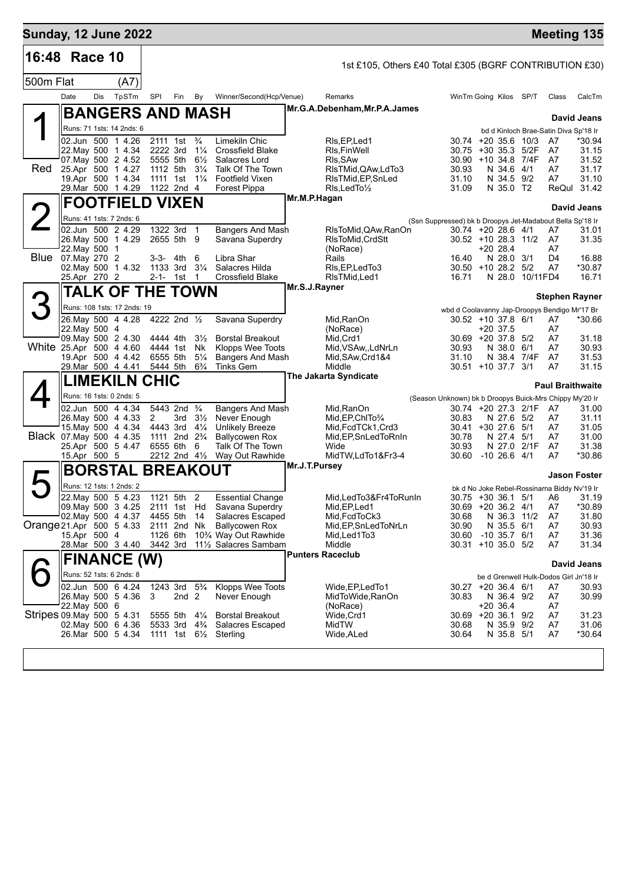## Sunday, 12 June 2022 — Meeting 135

**16:48 Race 10** — 1st £105, Others £40 Total £305 (BGRF CONTRIBUTION £30)

500m Flat (A7)

### 1 (Red) BANGERS AND MASH — Mr.G.A.Debenham,Mr.P.A.James — David Jeans

Runs: 71 1sts: 14 2nds: 6 — bd d Kinloch Brae-Satin Diva Sp'18 Ir

| Date | Dis | TpSTm | SPl | Fin | By | Winner/Second(Hcp/Venue) | Remarks | WinTm | Going | Kilos | SP/T | Class | CalcTm |
|---|---|---|---|---|---|---|---|---|---|---|---|---|---|
| 02.Jun | 500 | 1 4.26 | 2111 | 1st | ¾ | Limekiln Chic | Rls,EP,Led1 | 30.74 | +20 | 35.6 | 10/3 | A7 | *30.94 |
| 22.May | 500 | 1 4.34 | 2222 | 3rd | 1¼ | Crossfield Blake | Rls,FinWell | 30.75 | +30 | 35.3 | 5/2F | A7 | 31.15 |
| 07.May | 500 | 2 4.52 | 5555 | 5th | 6½ | Salacres Lord | Rls,SAw | 30.90 | +10 | 34.8 | 7/4F | A7 | 31.52 |
| 25.Apr | 500 | 1 4.27 | 1112 | 5th | 3¼ | Talk Of The Town | RlsTMid,QAw,LdTo3 | 30.93 | N | 34.6 | 4/1 | A7 | 31.17 |
| 19.Apr | 500 | 1 4.34 | 1111 | 1st | 1¼ | Footfield Vixen | RlsTMid,EP,SnLed | 31.10 | N | 34.5 | 9/2 | A7 | 31.10 |
| 29.Mar | 500 | 1 4.29 | 1122 | 2nd | 4 | Forest Pippa | Rls,LedTo½ | 31.09 | N | 35.0 | T2 | ReQul | 31.42 |

### 2 (Blue) FOOTFIELD VIXEN — Mr.M.P.Hagan — David Jeans

Runs: 41 1sts: 7 2nds: 6 — (Ssn Suppressed) bk b Droopys Jet-Madabout Bella Sp'18 Ir

| Date | Dis | TpSTm | SPl | Fin | By | Winner/Second(Hcp/Venue) | Remarks | WinTm | Going | Kilos | SP/T | Class | CalcTm |
|---|---|---|---|---|---|---|---|---|---|---|---|---|---|
| 02.Jun | 500 | 2 4.29 | 1322 | 3rd | 1 | Bangers And Mash | RlsToMid,QAw,RanOn | 30.74 | +20 | 28.6 | 4/1 | A7 | 31.01 |
| 26.May | 500 | 1 4.29 | 2655 | 5th | 9 | Savana Superdry | RlsToMid,CrdStt | 30.52 | +10 | 28.3 | 11/2 | A7 | 31.35 |
| 22.May | 500 | 1 | | | | | (NoRace) | | +20 | 28.4 | | A7 | |
| 07.May | 270 | 2 | 3-3- | 4th | 6 | Libra Shar | Rails | 16.40 | N | 28.0 | 3/1 | D4 | 16.88 |
| 02.May | 500 | 1 4.32 | 1133 | 3rd | 3¼ | Salacres Hilda | Rls,EP,LedTo3 | 30.50 | +10 | 28.2 | 5/2 | A7 | *30.87 |
| 25.Apr | 270 | 2 | 2-1- | 1st | 1 | Crossfield Blake | RlsTMid,Led1 | 16.71 | N | 28.0 | 10/11F | D4 | 16.71 |

### 3 (White) TALK OF THE TOWN — Mr.S.J.Rayner — Stephen Rayner

Runs: 108 1sts: 17 2nds: 19 — wbd d Coolavanny Jap-Droopys Bendigo Mr'17 Br

| Date | Dis | TpSTm | SPl | Fin | By | Winner/Second(Hcp/Venue) | Remarks | WinTm | Going | Kilos | SP/T | Class | CalcTm |
|---|---|---|---|---|---|---|---|---|---|---|---|---|---|
| 26.May | 500 | 4 4.28 | 4222 | 2nd | ½ | Savana Superdry | Mid,RanOn | 30.52 | +10 | 37.8 | 6/1 | A7 | *30.66 |
| 22.May | 500 | 4 | | | | | (NoRace) | | +20 | 37.5 | | A7 | |
| 09.May | 500 | 2 4.30 | 4444 | 4th | 3½ | Borstal Breakout | Mid,Crd1 | 30.69 | +20 | 37.8 | 5/2 | A7 | 31.18 |
| 25.Apr | 500 | 4 4.60 | 4444 | 1st | Nk | Klopps Wee Toots | Mid,VSAw,,LdNrLn | 30.93 | N | 38.0 | 6/1 | A7 | 30.93 |
| 19.Apr | 500 | 4 4.42 | 6555 | 5th | 5¼ | Bangers And Mash | Mid,SAw,Crd1&4 | 31.10 | N | 38.4 | 7/4F | A7 | 31.53 |
| 29.Mar | 500 | 4 4.41 | 5444 | 5th | 6¾ | Tinks Gem | Middle | 30.51 | +10 | 37.7 | 3/1 | A7 | 31.15 |

### 4 (Black) LIMEKILN CHIC — The Jakarta Syndicate — Paul Braithwaite

Runs: 16 1sts: 0 2nds: 5 — (Season Unknown) bk b Droopys Buick-Mrs Chippy My'20 Ir

| Date | Dis | TpSTm | SPl | Fin | By | Winner/Second(Hcp/Venue) | Remarks | WinTm | Going | Kilos | SP/T | Class | CalcTm |
|---|---|---|---|---|---|---|---|---|---|---|---|---|---|
| 02.Jun | 500 | 4 4.34 | 5443 | 2nd | ¾ | Bangers And Mash | Mid,RanOn | 30.74 | +20 | 27.3 | 2/1F | A7 | 31.00 |
| 26.May | 500 | 4 4.33 | 2 | 3rd | 3½ | Never Enough | Mid,EP,ChlTo¾ | 30.83 | N | 27.6 | 5/2 | A7 | 31.11 |
| 15.May | 500 | 4 4.34 | 4443 | 3rd | 4¼ | Unlikely Breeze | Mid,FcdTCk1,Crd3 | 30.41 | +30 | 27.6 | 5/1 | A7 | 31.05 |
| 07.May | 500 | 4 4.35 | 1111 | 2nd | 2¾ | Ballycowen Rox | Mid,EP,SnLedToRnIn | 30.78 | N | 27.4 | 5/1 | A7 | 31.00 |
| 25.Apr | 500 | 5 4.47 | 6555 | 6th | 6 | Talk Of The Town | Wide | 30.93 | N | 27.0 | 2/1F | A7 | 31.38 |
| 15.Apr | 500 | 5 | 2212 | 2nd | 4½ | Way Out Rawhide | MidTW,LdTo1&Fr3-4 | 30.60 | -10 | 26.6 | 4/1 | A7 | *30.86 |

### 5 (Orange) BORSTAL BREAKOUT — Mr.J.T.Pursey — Jason Foster

Runs: 12 1sts: 1 2nds: 2 — bk d No Joke Rebel-Rossinarna Biddy Nv'19 Ir

| Date | Dis | TpSTm | SPl | Fin | By | Winner/Second(Hcp/Venue) | Remarks | WinTm | Going | Kilos | SP/T | Class | CalcTm |
|---|---|---|---|---|---|---|---|---|---|---|---|---|---|
| 22.May | 500 | 5 4.23 | 1121 | 5th | 2 | Essential Change | Mid,LedTo3&Fr4ToRunIn | 30.75 | +30 | 36.1 | 5/1 | A6 | 31.19 |
| 09.May | 500 | 3 4.25 | 2111 | 1st | Hd | Savana Superdry | Mid,EP,Led1 | 30.69 | +20 | 36.2 | 4/1 | A7 | *30.89 |
| 02.May | 500 | 4 4.37 | 4455 | 5th | 14 | Salacres Escaped | Mid,FcdToCk3 | 30.68 | N | 36.3 | 11/2 | A7 | 31.80 |
| 21.Apr | 500 | 5 4.33 | 2111 | 2nd | Nk | Ballycowen Rox | Mid,EP,SnLedToNrLn | 30.90 | N | 35.5 | 6/1 | A7 | 30.93 |
| 15.Apr | 500 | 4 | 1126 | 6th | 10¾ | Way Out Rawhide | Mid,Led1To3 | 30.60 | -10 | 35.7 | 6/1 | A7 | 31.36 |
| 28.Mar | 500 | 3 4.40 | 3442 | 3rd | 11½ | Salacres Sambam | Middle | 30.31 | +10 | 35.0 | 5/2 | A7 | 31.34 |

### 6 (Stripes) FINANCE (W) — Punters Raceclub — David Jeans

Runs: 52 1sts: 6 2nds: 8 — be d Grenwell Hulk-Dodos Girl Jn'18 Ir

| Date | Dis | TpSTm | SPl | Fin | By | Winner/Second(Hcp/Venue) | Remarks | WinTm | Going | Kilos | SP/T | Class | CalcTm |
|---|---|---|---|---|---|---|---|---|---|---|---|---|---|
| 02.Jun | 500 | 6 4.24 | 1243 | 3rd | 5¾ | Klopps Wee Toots | Wide,EP,LedTo1 | 30.27 | +20 | 36.4 | 6/1 | A7 | 30.93 |
| 26.May | 500 | 5 4.36 | 3 | 2nd | 2 | Never Enough | MidToWide,RanOn | 30.83 | N | 36.4 | 9/2 | A7 | 30.99 |
| 22.May | 500 | 6 | | | | | (NoRace) | | +20 | 36.4 | | A7 | |
| 09.May | 500 | 5 4.31 | 5555 | 5th | 4¼ | Borstal Breakout | Wide,Crd1 | 30.69 | +20 | 36.1 | 9/2 | A7 | 31.23 |
| 02.May | 500 | 6 4.36 | 5533 | 3rd | 4¾ | Salacres Escaped | MidTW | 30.68 | N | 35.9 | 9/2 | A7 | 31.06 |
| 26.Mar | 500 | 5 4.34 | 1111 | 1st | 6½ | Sterling | Wide,ALed | 30.64 | N | 35.8 | 5/1 | A7 | *30.64 |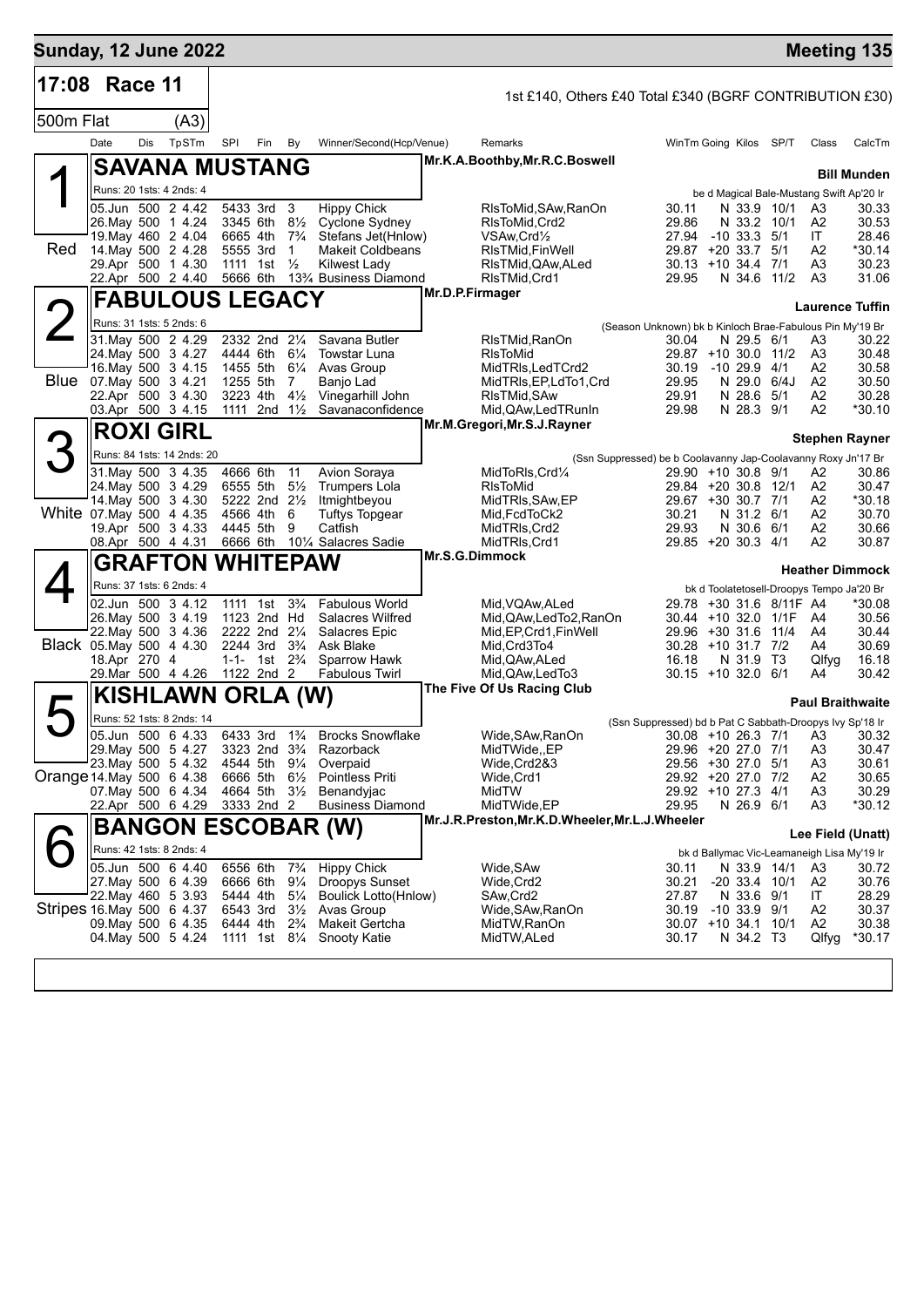**Sunday, 12 June 2022** — **Meeting 135**

## 17:08 Race 11

1st £140, Others £40 Total £340 (BGRF CONTRIBUTION £30)

500m Flat (A3)

| Date | Dis | TpSTm | SPI | Fin | By | Winner/Second(Hcp/Venue) | Remarks | WinTm | Going | Kilos | SP/T | Class | CalcTm |
|---|---|---|---|---|---|---|---|---|---|---|---|---|---|

### 1 (Red) SAVANA MUSTANG

Mr.K.A.Boothby,Mr.R.C.Boswell — **Bill Munden**

Runs: 20 1sts: 4 2nds: 4 — be d Magical Bale-Mustang Swift Ap'20 Ir

| Date | Dis | TpSTm | SPI | Fin | By | Winner/Second(Hcp/Venue) | Remarks | WinTm | Going | Kilos | SP/T | Class | CalcTm |
|---|---|---|---|---|---|---|---|---|---|---|---|---|---|
| 05.Jun | 500 | 2 4.42 | 5433 | 3rd | 3 | Hippy Chick | RlsToMid,SAw,RanOn | 30.11 | N | 33.9 | 10/1 | A3 | 30.33 |
| 26.May | 500 | 1 4.24 | 3345 | 6th | 8½ | Cyclone Sydney | RlsToMid,Crd2 | 29.86 | N | 33.2 | 10/1 | A2 | 30.53 |
| 19.May | 460 | 2 4.04 | 6665 | 4th | 7¾ | Stefans Jet(Hnlow) | VSAw,Crd½ | 27.94 | -10 | 33.3 | 5/1 | IT | 28.46 |
| 14.May | 500 | 2 4.28 | 5555 | 3rd | 1 | Makeit Coldbeans | RlsTMid,FinWell | 29.87 | +20 | 33.7 | 5/1 | A2 | *30.14 |
| 29.Apr | 500 | 1 4.30 | 1111 | 1st | ½ | Kilwest Lady | RlsTMid,QAw,ALed | 30.13 | +10 | 34.4 | 7/1 | A3 | 30.23 |
| 22.Apr | 500 | 2 4.40 | 5666 | 6th | 13¾ | Business Diamond | RlsTMid,Crd1 | 29.95 | N | 34.6 | 11/2 | A3 | 31.06 |

### 2 (Blue) FABULOUS LEGACY

Mr.D.P.Firmager — **Laurence Tuffin**

Runs: 31 1sts: 5 2nds: 6 — (Season Unknown) bk b Kinloch Brae-Fabulous Pin My'19 Br

| Date | Dis | TpSTm | SPI | Fin | By | Winner/Second(Hcp/Venue) | Remarks | WinTm | Going | Kilos | SP/T | Class | CalcTm |
|---|---|---|---|---|---|---|---|---|---|---|---|---|---|
| 31.May | 500 | 2 4.29 | 2332 | 2nd | 2¼ | Savana Butler | RlsTMid,RanOn | 30.04 | N | 29.5 | 6/1 | A3 | 30.22 |
| 24.May | 500 | 3 4.27 | 4444 | 6th | 6¼ | Towstar Luna | RlsToMid | 29.87 | +10 | 30.0 | 11/2 | A3 | 30.48 |
| 16.May | 500 | 3 4.15 | 1455 | 5th | 6¼ | Avas Group | MidTRls,LedTCrd2 | 30.19 | -10 | 29.9 | 4/1 | A2 | 30.58 |
| 07.May | 500 | 3 4.21 | 1255 | 5th | 7 | Banjo Lad | MidTRls,EP,LdTo1,Crd | 29.95 | N | 29.0 | 6/4J | A2 | 30.50 |
| 22.Apr | 500 | 3 4.30 | 3223 | 4th | 4½ | Vinegarhill John | RlsTMid,SAw | 29.91 | N | 28.6 | 5/1 | A2 | 30.28 |
| 03.Apr | 500 | 3 4.15 | 1111 | 2nd | 1½ | Savanaconfidence | Mid,QAw,LedTRunIn | 29.98 | N | 28.3 | 9/1 | A2 | *30.10 |

### 3 (White) ROXI GIRL

Mr.M.Gregori,Mr.S.J.Rayner — **Stephen Rayner**

Runs: 84 1sts: 14 2nds: 20 — (Ssn Suppressed) be b Coolavanny Jap-Coolavanny Roxy Jn'17 Br

| Date | Dis | TpSTm | SPI | Fin | By | Winner/Second(Hcp/Venue) | Remarks | WinTm | Going | Kilos | SP/T | Class | CalcTm |
|---|---|---|---|---|---|---|---|---|---|---|---|---|---|
| 31.May | 500 | 3 4.35 | 4666 | 6th | 11 | Avion Soraya | MidToRls,Crd¼ | 29.90 | +10 | 30.8 | 9/1 | A2 | 30.86 |
| 24.May | 500 | 3 4.29 | 6555 | 5th | 5½ | Trumpers Lola | RlsToMid | 29.84 | +20 | 30.8 | 12/1 | A2 | 30.47 |
| 14.May | 500 | 3 4.30 | 5222 | 2nd | 2½ | Itmightbeyou | MidTRls,SAw,EP | 29.67 | +30 | 30.7 | 7/1 | A2 | *30.18 |
| 07.May | 500 | 4 4.35 | 4566 | 4th | 6 | Tuftys Topgear | Mid,FcdToCk2 | 30.21 | N | 31.2 | 6/1 | A2 | 30.70 |
| 19.Apr | 500 | 3 4.33 | 4445 | 5th | 9 | Catfish | MidTRls,Crd2 | 29.93 | N | 30.6 | 6/1 | A2 | 30.66 |
| 08.Apr | 500 | 4 4.31 | 6666 | 6th | 10¼ | Salacres Sadie | MidTRls,Crd1 | 29.85 | +20 | 30.3 | 4/1 | A2 | 30.87 |

### 4 (Black) GRAFTON WHITEPAW

Mr.S.G.Dimmock — **Heather Dimmock**

Runs: 37 1sts: 6 2nds: 4 — bk d Toolatetosell-Droopys Tempo Ja'20 Br

| Date | Dis | TpSTm | SPI | Fin | By | Winner/Second(Hcp/Venue) | Remarks | WinTm | Going | Kilos | SP/T | Class | CalcTm |
|---|---|---|---|---|---|---|---|---|---|---|---|---|---|
| 02.Jun | 500 | 3 4.12 | 1111 | 1st | 3¾ | Fabulous World | Mid,VQAw,ALed | 29.78 | +30 | 31.6 | 8/11F | A4 | *30.08 |
| 26.May | 500 | 3 4.19 | 1123 | 2nd | Hd | Salacres Wilfred | Mid,QAw,LedTo2,RanOn | 30.44 | +10 | 32.0 | 1/1F | A4 | 30.56 |
| 22.May | 500 | 3 4.36 | 2222 | 2nd | 2¼ | Salacres Epic | Mid,EP,Crd1,FinWell | 29.96 | +30 | 31.6 | 11/4 | A4 | 30.44 |
| 05.May | 500 | 4 4.30 | 2244 | 3rd | 3¾ | Ask Blake | Mid,Crd3To4 | 30.28 | +10 | 31.7 | 7/2 | A4 | 30.69 |
| 18.Apr | 270 | 4 | 1-1- | 1st | 2¾ | Sparrow Hawk | Mid,QAw,ALed | 16.18 | N | 31.9 | T3 | Qlfyg | 16.18 |
| 29.Mar | 500 | 4 4.26 | 1122 | 2nd | 2 | Fabulous Twirl | Mid,QAw,LedTo3 | 30.15 | +10 | 32.0 | 6/1 | A4 | 30.42 |

### 5 (Orange) KISHLAWN ORLA (W)

The Five Of Us Racing Club — **Paul Braithwaite**

Runs: 52 1sts: 8 2nds: 14 — (Ssn Suppressed) bd b Pat C Sabbath-Droopys Ivy Sp'18 Ir

| Date | Dis | TpSTm | SPI | Fin | By | Winner/Second(Hcp/Venue) | Remarks | WinTm | Going | Kilos | SP/T | Class | CalcTm |
|---|---|---|---|---|---|---|---|---|---|---|---|---|---|
| 05.Jun | 500 | 6 4.33 | 6433 | 3rd | 1¾ | Brocks Snowflake | Wide,SAw,RanOn | 30.08 | +10 | 26.3 | 7/1 | A3 | 30.32 |
| 29.May | 500 | 5 4.27 | 3323 | 2nd | 3¾ | Razorback | MidTWide,,EP | 29.96 | +20 | 27.0 | 7/1 | A3 | 30.47 |
| 23.May | 500 | 5 4.32 | 4544 | 5th | 9¼ | Overpaid | Wide,Crd2&3 | 29.56 | +30 | 27.0 | 5/1 | A3 | 30.61 |
| 14.May | 500 | 6 4.38 | 6666 | 5th | 6½ | Pointless Priti | Wide,Crd1 | 29.92 | +20 | 27.0 | 7/2 | A2 | 30.65 |
| 07.May | 500 | 6 4.34 | 4664 | 5th | 3½ | Benandyjac | MidTW | 29.92 | +10 | 27.3 | 4/1 | A3 | 30.29 |
| 22.Apr | 500 | 6 4.29 | 3333 | 2nd | 2 | Business Diamond | MidTWide,EP | 29.95 | N | 26.9 | 6/1 | A3 | *30.12 |

### 6 (Stripes) BANGON ESCOBAR (W)

Mr.J.R.Preston,Mr.K.D.Wheeler,Mr.L.J.Wheeler — **Lee Field (Unatt)**

Runs: 42 1sts: 8 2nds: 4 — bk d Ballymac Vic-Leamaneigh Lisa My'19 Ir

| Date | Dis | TpSTm | SPI | Fin | By | Winner/Second(Hcp/Venue) | Remarks | WinTm | Going | Kilos | SP/T | Class | CalcTm |
|---|---|---|---|---|---|---|---|---|---|---|---|---|---|
| 05.Jun | 500 | 6 4.40 | 6556 | 6th | 7¾ | Hippy Chick | Wide,SAw | 30.11 | N | 33.9 | 14/1 | A3 | 30.72 |
| 27.May | 500 | 6 4.39 | 6666 | 6th | 9¼ | Droopys Sunset | Wide,Crd2 | 30.21 | -20 | 33.4 | 10/1 | A2 | 30.76 |
| 22.May | 460 | 5 3.93 | 5444 | 4th | 5¼ | Boulick Lotto(Hnlow) | SAw,Crd2 | 27.87 | N | 33.6 | 9/1 | IT | 28.29 |
| 16.May | 500 | 6 4.37 | 6543 | 3rd | 3½ | Avas Group | Wide,SAw,RanOn | 30.19 | -10 | 33.9 | 9/1 | A2 | 30.37 |
| 09.May | 500 | 6 4.35 | 6444 | 4th | 2¾ | Makeit Gertcha | MidTW,RanOn | 30.07 | +10 | 34.1 | 10/1 | A2 | 30.38 |
| 04.May | 500 | 5 4.24 | 1111 | 1st | 8¼ | Snooty Katie | MidTW,ALed | 30.17 | N | 34.2 | T3 | Qlfyg | *30.17 |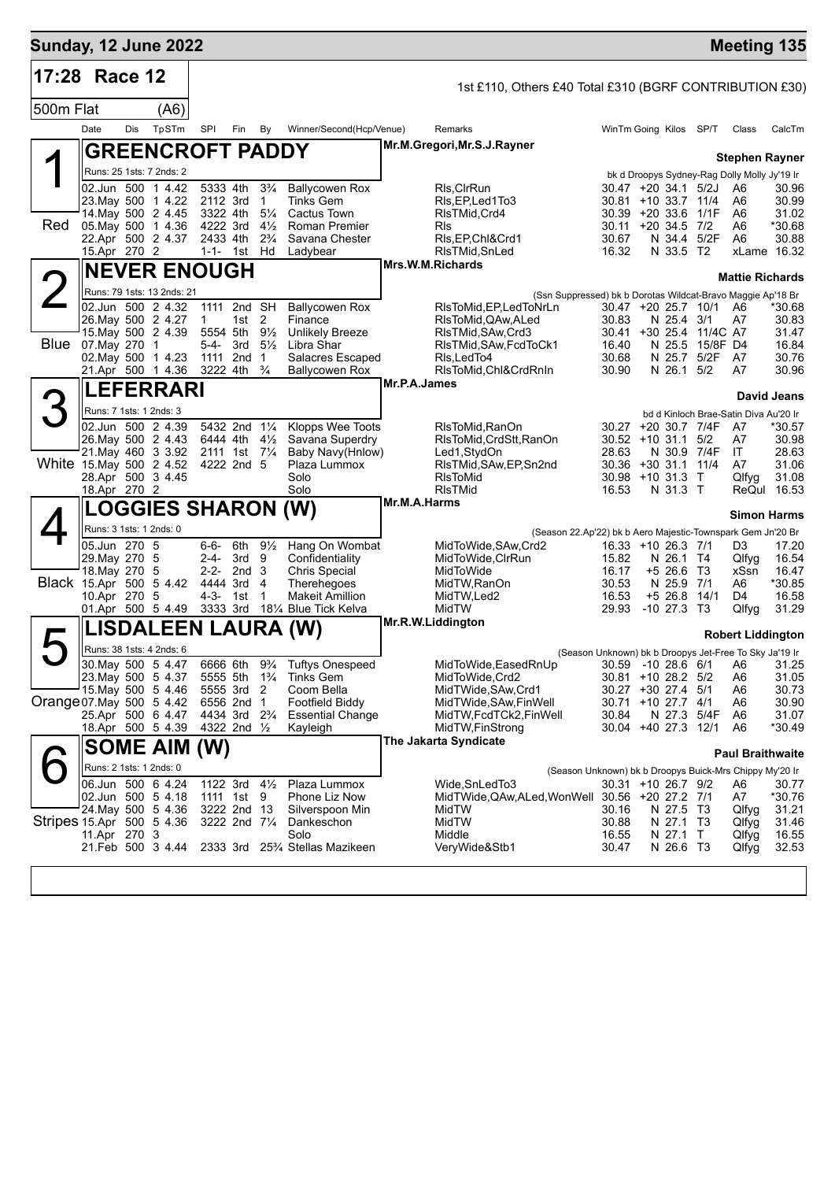**Sunday, 12 June 2022** — **Meeting 135**

## 17:28 Race 12

1st £110, Others £40 Total £310 (BGRF CONTRIBUTION £30)

500m Flat (A6)

| Date | Dis | TpSTm | SPI | Fin | By | Winner/Second(Hcp/Venue) | Remarks | WinTm | Going | Kilos | SP/T | Class | CalcTm |
|---|---|---|---|---|---|---|---|---|---|---|---|---|---|

### 1 — GREENCROFT PADDY (Red)
Mr.M.Gregori,Mr.S.J.Rayner — **Stephen Rayner**
Runs: 25 1sts: 7 2nds: 2 — bk d Droopys Sydney-Rag Dolly Molly Jy'19 Ir

| Date | Dis | TpSTm | SPI | Fin | By | Winner/Second(Hcp/Venue) | Remarks | WinTm | Going | Kilos | SP/T | Class | CalcTm |
|---|---|---|---|---|---|---|---|---|---|---|---|---|---|
| 02.Jun | 500 | 1 4.42 | 5333 | 4th | 3¾ | Ballycowen Rox | Rls,ClrRun | 30.47 | +20 | 34.1 | 5/2J | A6 | 30.96 |
| 23.May | 500 | 1 4.22 | 2112 | 3rd | 1 | Tinks Gem | Rls,EP,Led1To3 | 30.81 | +10 | 33.7 | 11/4 | A6 | 30.99 |
| 14.May | 500 | 2 4.45 | 3322 | 4th | 5¼ | Cactus Town | RlsTMid,Crd4 | 30.39 | +20 | 33.6 | 1/1F | A6 | 31.02 |
| 05.May | 500 | 1 4.36 | 4222 | 3rd | 4½ | Roman Premier | Rls | 30.11 | +20 | 34.5 | 7/2 | A6 | *30.68 |
| 22.Apr | 500 | 2 4.37 | 2433 | 4th | 2¾ | Savana Chester | Rls,EP,Chl&Crd1 | 30.67 | N | 34.4 | 5/2F | A6 | 30.88 |
| 15.Apr | 270 | 2 | 1-1- | 1st | Hd | Ladybear | RlsTMid,SnLed | 16.32 | N | 33.5 | T2 | xLame | 16.32 |

### 2 — NEVER ENOUGH (Blue)
Mrs.W.M.Richards — **Mattie Richards**
Runs: 79 1sts: 13 2nds: 21 — (Ssn Suppressed) bk b Dorotas Wildcat-Bravo Maggie Ap'18 Br

| Date | Dis | TpSTm | SPI | Fin | By | Winner/Second(Hcp/Venue) | Remarks | WinTm | Going | Kilos | SP/T | Class | CalcTm |
|---|---|---|---|---|---|---|---|---|---|---|---|---|---|
| 02.Jun | 500 | 2 4.32 | 1111 | 2nd | SH | Ballycowen Rox | RlsToMid,EP,LedToNrLn | 30.47 | +20 | 25.7 | 10/1 | A6 | *30.68 |
| 26.May | 500 | 2 4.27 | 1 | 1st | 2 | Finance | RlsToMid,QAw,ALed | 30.83 | N | 25.4 | 3/1 | A7 | 30.83 |
| 15.May | 500 | 2 4.39 | 5554 | 5th | 9½ | Unlikely Breeze | RlsTMid,SAw,Crd3 | 30.41 | +30 | 25.4 | 11/4C | A7 | 31.47 |
| 07.May | 270 | 1 | 5-4- | 3rd | 5½ | Libra Shar | RlsTMid,SAw,FcdToCk1 | 16.40 | N | 25.5 | 15/8F | D4 | 16.84 |
| 02.May | 500 | 1 4.23 | 1111 | 2nd | 1 | Salacres Escaped | Rls,LedTo4 | 30.68 | N | 25.7 | 5/2F | A7 | 30.76 |
| 21.Apr | 500 | 1 4.36 | 3222 | 4th | ¾ | Ballycowen Rox | RlsToMid,Chl&CrdRnIn | 30.90 | N | 26.1 | 5/2 | A7 | 30.96 |

### 3 — LEFERRARI (White)
Mr.P.A.James — **David Jeans**
Runs: 7 1sts: 1 2nds: 3 — bd d Kinloch Brae-Satin Diva Au'20 Ir

| Date | Dis | TpSTm | SPI | Fin | By | Winner/Second(Hcp/Venue) | Remarks | WinTm | Going | Kilos | SP/T | Class | CalcTm |
|---|---|---|---|---|---|---|---|---|---|---|---|---|---|
| 02.Jun | 500 | 2 4.39 | 5432 | 2nd | 1¼ | Klopps Wee Toots | RlsToMid,RanOn | 30.27 | +20 | 30.7 | 7/4F | A7 | *30.57 |
| 26.May | 500 | 2 4.43 | 6444 | 4th | 4½ | Savana Superdry | RlsToMid,CrdStt,RanOn | 30.52 | +10 | 31.1 | 5/2 | A7 | 30.98 |
| 21.May | 460 | 3 3.92 | 2111 | 1st | 7¼ | Baby Navy(Hnlow) | Led1,StydOn | 28.63 | N | 30.9 | 7/4F | IT | 28.63 |
| 15.May | 500 | 2 4.52 | 4222 | 2nd | 5 | Plaza Lummox | RlsTMid,SAw,EP,Sn2nd | 30.36 | +30 | 31.1 | 11/4 | A7 | 31.06 |
| 28.Apr | 500 | 3 4.45 | | | | Solo | RlsToMid | 30.98 | +10 | 31.3 | T | Qlfyg | 31.08 |
| 18.Apr | 270 | 2 | | | | Solo | RlsTMid | 16.53 | N | 31.3 | T | ReQul | 16.53 |

### 4 — LOGGIES SHARON (W) (Black)
Mr.M.A.Harms — **Simon Harms**
Runs: 3 1sts: 1 2nds: 0 — (Season 22.Ap'22) bk b Aero Majestic-Townspark Gem Jn'20 Br

| Date | Dis | TpSTm | SPI | Fin | By | Winner/Second(Hcp/Venue) | Remarks | WinTm | Going | Kilos | SP/T | Class | CalcTm |
|---|---|---|---|---|---|---|---|---|---|---|---|---|---|
| 05.Jun | 270 | 5 | 6-6- | 6th | 9½ | Hang On Wombat | MidToWide,SAw,Crd2 | 16.33 | +10 | 26.3 | 7/1 | D3 | 17.20 |
| 29.May | 270 | 5 | 2-4- | 3rd | 9 | Confidentiality | MidToWide,ClrRun | 15.82 | N | 26.1 | T4 | Qlfyg | 16.54 |
| 18.May | 270 | 5 | 2-2- | 2nd | 3 | Chris Special | MidToWide | 16.17 | +5 | 26.6 | T3 | xSsn | 16.47 |
| 15.Apr | 500 | 5 4.42 | 4444 | 3rd | 4 | Therehegoes | MidTW,RanOn | 30.53 | N | 25.9 | 7/1 | A6 | *30.85 |
| 10.Apr | 270 | 5 | 4-3- | 1st | 1 | Makeit Amillion | MidTW,Led2 | 16.53 | +5 | 26.8 | 14/1 | D4 | 16.58 |
| 01.Apr | 500 | 5 4.49 | 3333 | 3rd | 18¼ | Blue Tick Kelva | MidTW | 29.93 | -10 | 27.3 | T3 | Qlfyg | 31.29 |

### 5 — LISDALEEN LAURA (W) (Orange)
Mr.R.W.Liddington — **Robert Liddington**
Runs: 38 1sts: 4 2nds: 6 — (Season Unknown) bk b Droopys Jet-Free To Sky Ja'19 Ir

| Date | Dis | TpSTm | SPI | Fin | By | Winner/Second(Hcp/Venue) | Remarks | WinTm | Going | Kilos | SP/T | Class | CalcTm |
|---|---|---|---|---|---|---|---|---|---|---|---|---|---|
| 30.May | 500 | 5 4.47 | 6666 | 6th | 9¾ | Tuftys Onespeed | MidToWide,EasedRnUp | 30.59 | -10 | 28.6 | 6/1 | A6 | 31.25 |
| 23.May | 500 | 5 4.37 | 5555 | 5th | 1¾ | Tinks Gem | MidToWide,Crd2 | 30.81 | +10 | 28.2 | 5/2 | A6 | 31.05 |
| 15.May | 500 | 5 4.46 | 5555 | 3rd | 2 | Coom Bella | MidTWide,SAw,Crd1 | 30.27 | +30 | 27.4 | 5/1 | A6 | 30.73 |
| 07.May | 500 | 5 4.42 | 6556 | 2nd | 1 | Footfield Biddy | MidTWide,SAw,FinWell | 30.71 | +10 | 27.7 | 4/1 | A6 | 30.90 |
| 25.Apr | 500 | 6 4.47 | 4434 | 3rd | 2¾ | Essential Change | MidTW,FcdTCk2,FinWell | 30.84 | N | 27.3 | 5/4F | A6 | 31.07 |
| 18.Apr | 500 | 5 4.39 | 4322 | 2nd | ½ | Kayleigh | MidTW,FinStrong | 30.04 | +40 | 27.3 | 12/1 | A6 | *30.49 |

### 6 — SOME AIM (W) (Stripes)
The Jakarta Syndicate — **Paul Braithwaite**
Runs: 2 1sts: 1 2nds: 0 — (Season Unknown) bk b Droopys Buick-Mrs Chippy My'20 Ir

| Date | Dis | TpSTm | SPI | Fin | By | Winner/Second(Hcp/Venue) | Remarks | WinTm | Going | Kilos | SP/T | Class | CalcTm |
|---|---|---|---|---|---|---|---|---|---|---|---|---|---|
| 06.Jun | 500 | 6 4.24 | 1122 | 3rd | 4½ | Plaza Lummox | Wide,SnLedTo3 | 30.31 | +10 | 26.7 | 9/2 | A6 | 30.77 |
| 02.Jun | 500 | 5 4.18 | 1111 | 1st | 9 | Phone Liz Now | MidTWide,QAw,ALed,WonWell | 30.56 | +20 | 27.2 | 7/1 | A7 | *30.76 |
| 24.May | 500 | 5 4.36 | 3222 | 2nd | 13 | Silverspoon Min | MidTW | 30.16 | N | 27.5 | T3 | Qlfyg | 31.21 |
| 15.Apr | 500 | 5 4.36 | 3222 | 2nd | 7¼ | Dankeschon | MidTW | 30.88 | N | 27.1 | T3 | Qlfyg | 31.46 |
| 11.Apr | 270 | 3 | | | | Solo | Middle | 16.55 | N | 27.1 | T | Qlfyg | 16.55 |
| 21.Feb | 500 | 3 4.44 | 2333 | 3rd | 25¾ | Stellas Mazikeen | VeryWide&Stb1 | 30.47 | N | 26.6 | T3 | Qlfyg | 32.53 |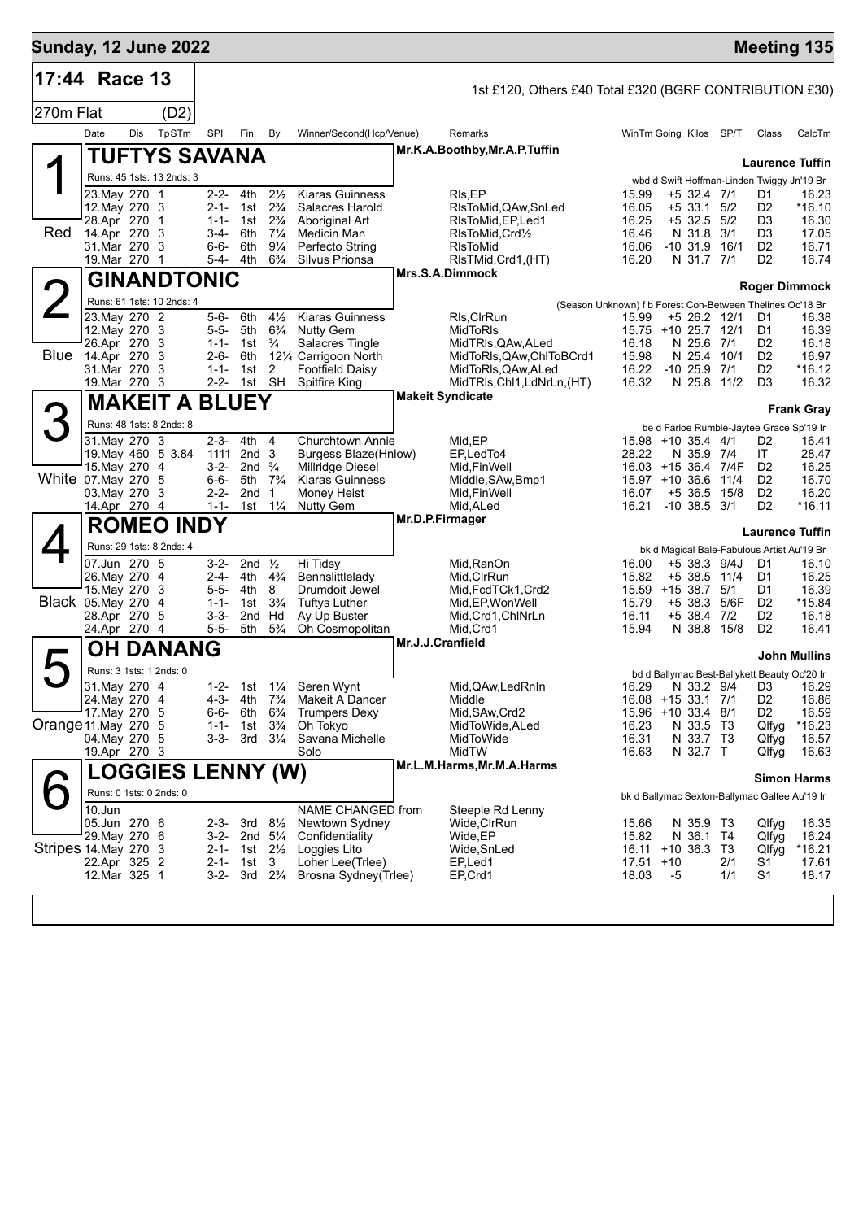**Sunday, 12 June 2022** — **Meeting 135**

## 17:44 Race 13

1st £120, Others £40 Total £320 (BGRF CONTRIBUTION £30)

270m Flat (D2)

### 1 — TUFTYS SAVANA (Red)

Mr.K.A.Boothby,Mr.A.P.Tuffin — Trainer: Laurence Tuffin

Runs: 45 1sts: 13 2nds: 3 — wbd d Swift Hoffman-Linden Twiggy Jn'19 Br

| Date | Dis | TpSTm | SPI | Fin | By | Winner/Second(Hcp/Venue) | Remarks | WinTm | Going | Kilos | SP/T | Class | CalcTm |
|---|---|---|---|---|---|---|---|---|---|---|---|---|---|
| 23.May | 270 | 1 | 2-2- | 4th | 2½ | Kiaras Guinness | Rls,EP | 15.99 | +5 | 32.4 | 7/1 | D1 | 16.23 |
| 12.May | 270 | 3 | 2-1- | 1st | 2¾ | Salacres Harold | RlsToMid,QAw,SnLed | 16.05 | +5 | 33.1 | 5/2 | D2 | *16.10 |
| 28.Apr | 270 | 1 | 1-1- | 1st | 2¾ | Aboriginal Art | RlsToMid,EP,Led1 | 16.25 | +5 | 32.5 | 5/2 | D3 | 16.30 |
| 14.Apr | 270 | 3 | 3-4- | 6th | 7¼ | Medicin Man | RlsToMid,Crd½ | 16.46 | N | 31.8 | 3/1 | D3 | 17.05 |
| 31.Mar | 270 | 3 | 6-6- | 6th | 9¼ | Perfecto String | RlsToMid | 16.06 | -10 | 31.9 | 16/1 | D2 | 16.71 |
| 19.Mar | 270 | 1 | 5-4- | 4th | 6¾ | Silvus Prionsa | RlsTMid,Crd1,(HT) | 16.20 | N | 31.7 | 7/1 | D2 | 16.74 |

### 2 — GINANDTONIC (Blue)

Mrs.S.A.Dimmock — Trainer: Roger Dimmock

Runs: 61 1sts: 10 2nds: 4 — (Season Unknown) f b Forest Con-Between Thelines Oc'18 Br

| Date | Dis | TpSTm | SPI | Fin | By | Winner/Second(Hcp/Venue) | Remarks | WinTm | Going | Kilos | SP/T | Class | CalcTm |
|---|---|---|---|---|---|---|---|---|---|---|---|---|---|
| 23.May | 270 | 2 | 5-6- | 6th | 4½ | Kiaras Guinness | Rls,ClrRun | 15.99 | +5 | 26.2 | 12/1 | D1 | 16.38 |
| 12.May | 270 | 3 | 5-5- | 5th | 6¾ | Nutty Gem | MidToRls | 15.75 | +10 | 25.7 | 12/1 | D1 | 16.39 |
| 26.Apr | 270 | 3 | 1-1- | 1st | ¾ | Salacres Tingle | MidTRls,QAw,ALed | 16.18 | N | 25.6 | 7/1 | D2 | 16.18 |
| 14.Apr | 270 | 3 | 2-6- | 6th | 12¼ | Carrigoon North | MidToRls,QAw,ChlToBCrd1 | 15.98 | N | 25.4 | 10/1 | D2 | 16.97 |
| 31.Mar | 270 | 3 | 1-1- | 1st | 2 | Footfield Daisy | MidToRls,QAw,ALed | 16.22 | -10 | 25.9 | 7/1 | D2 | *16.12 |
| 19.Mar | 270 | 3 | 2-2- | 1st | SH | Spitfire King | MidTRls,Chl1,LdNrLn,(HT) | 16.32 | N | 25.8 | 11/2 | D3 | 16.32 |

### 3 — MAKEIT A BLUEY (White)

Makeit Syndicate — Trainer: Frank Gray

Runs: 48 1sts: 8 2nds: 8 — be d Farloe Rumble-Jaytee Grace Sp'19 Ir

| Date | Dis | TpSTm | SPI | Fin | By | Winner/Second(Hcp/Venue) | Remarks | WinTm | Going | Kilos | SP/T | Class | CalcTm |
|---|---|---|---|---|---|---|---|---|---|---|---|---|---|
| 31.May | 270 | 3 | 2-3- | 4th | 4 | Churchtown Annie | Mid,EP | 15.98 | +10 | 35.4 | 4/1 | D2 | 16.41 |
| 19.May | 460 | 5 3.84 | 1111 | 2nd | 3 | Burgess Blaze(Hnlow) | EP,LedTo4 | 28.22 | N | 35.9 | 7/4 | IT | 28.47 |
| 15.May | 270 | 4 | 3-2- | 2nd | ¾ | Millridge Diesel | Mid,FinWell | 16.03 | +15 | 36.4 | 7/4F | D2 | 16.25 |
| 07.May | 270 | 5 | 6-6- | 5th | 7¾ | Kiaras Guinness | Middle,SAw,Bmp1 | 15.97 | +10 | 36.6 | 11/4 | D2 | 16.70 |
| 03.May | 270 | 3 | 2-2- | 2nd | 1 | Money Heist | Mid,FinWell | 16.07 | +5 | 36.5 | 15/8 | D2 | 16.20 |
| 14.Apr | 270 | 4 | 1-1- | 1st | 1¼ | Nutty Gem | Mid,ALed | 16.21 | -10 | 38.5 | 3/1 | D2 | *16.11 |

### 4 — ROMEO INDY (Black)

Mr.D.P.Firmager — Trainer: Laurence Tuffin

Runs: 29 1sts: 8 2nds: 4 — bk d Magical Bale-Fabulous Artist Au'19 Br

| Date | Dis | TpSTm | SPI | Fin | By | Winner/Second(Hcp/Venue) | Remarks | WinTm | Going | Kilos | SP/T | Class | CalcTm |
|---|---|---|---|---|---|---|---|---|---|---|---|---|---|
| 07.Jun | 270 | 5 | 3-2- | 2nd | ½ | Hi Tidsy | Mid,RanOn | 16.00 | +5 | 38.3 | 9/4J | D1 | 16.10 |
| 26.May | 270 | 4 | 2-4- | 4th | 4¾ | Bennslittlelady | Mid,ClrRun | 15.82 | +5 | 38.5 | 11/4 | D1 | 16.25 |
| 15.May | 270 | 3 | 5-5- | 4th | 8 | Drumdoit Jewel | Mid,FcdTCk1,Crd2 | 15.59 | +15 | 38.7 | 5/1 | D1 | 16.39 |
| 05.May | 270 | 4 | 1-1- | 1st | 3¾ | Tuftys Luther | Mid,EP,WonWell | 15.79 | +5 | 38.3 | 5/6F | D2 | *15.84 |
| 28.Apr | 270 | 5 | 3-3- | 2nd | Hd | Ay Up Buster | Mid,Crd1,ChlNrLn | 16.11 | +5 | 38.4 | 7/2 | D2 | 16.18 |
| 24.Apr | 270 | 4 | 5-5- | 5th | 5¾ | Oh Cosmopolitan | Mid,Crd1 | 15.94 | N | 38.8 | 15/8 | D2 | 16.41 |

### 5 — OH DANANG (Orange)

Mr.J.J.Cranfield — Trainer: John Mullins

Runs: 3 1sts: 1 2nds: 0 — bd d Ballymac Best-Ballykett Beauty Oc'20 Ir

| Date | Dis | TpSTm | SPI | Fin | By | Winner/Second(Hcp/Venue) | Remarks | WinTm | Going | Kilos | SP/T | Class | CalcTm |
|---|---|---|---|---|---|---|---|---|---|---|---|---|---|
| 31.May | 270 | 4 | 1-2- | 1st | 1¼ | Seren Wynt | Mid,QAw,LedRnIn | 16.29 | N | 33.2 | 9/4 | D3 | 16.29 |
| 24.May | 270 | 4 | 4-3- | 4th | 7¾ | Makeit A Dancer | Middle | 16.08 | +15 | 33.1 | 7/1 | D2 | 16.86 |
| 17.May | 270 | 5 | 6-6- | 6th | 6¾ | Trumpers Dexy | Mid,SAw,Crd2 | 15.96 | +10 | 33.4 | 8/1 | D2 | 16.59 |
| 11.May | 270 | 5 | 1-1- | 1st | 3¾ | Oh Tokyo | MidToWide,ALed | 16.23 | N | 33.5 | T3 | Qlfyg | *16.23 |
| 04.May | 270 | 5 | 3-3- | 3rd | 3¼ | Savana Michelle | MidToWide | 16.31 | N | 33.7 | T3 | Qlfyg | 16.57 |
| 19.Apr | 270 | 3 | | | | Solo | MidTW | 16.63 | N | 32.7 | T | Qlfyg | 16.63 |

### 6 — LOGGIES LENNY (W) (Stripes)

Mr.L.M.Harms,Mr.M.A.Harms — Trainer: Simon Harms

Runs: 0 1sts: 0 2nds: 0 — bk d Ballymac Sexton-Ballymac Galtee Au'19 Ir

| Date | Dis | TpSTm | SPI | Fin | By | Winner/Second(Hcp/Venue) | Remarks | WinTm | Going | Kilos | SP/T | Class | CalcTm |
|---|---|---|---|---|---|---|---|---|---|---|---|---|---|
| 10.Jun | | | | | | NAME CHANGED from | Steeple Rd Lenny | | | | | | |
| 05.Jun | 270 | 6 | 2-3- | 3rd | 8½ | Newtown Sydney | Wide,ClrRun | 15.66 | N | 35.9 | T3 | Qlfyg | 16.35 |
| 29.May | 270 | 6 | 3-2- | 2nd | 5¼ | Confidentiality | Wide,EP | 15.82 | N | 36.1 | T4 | Qlfyg | 16.24 |
| 14.May | 270 | 3 | 2-1- | 1st | 2½ | Loggies Lito | Wide,SnLed | 16.11 | +10 | 36.3 | T3 | Qlfyg | *16.21 |
| 22.Apr | 325 | 2 | 2-1- | 1st | 3 | Loher Lee(Trlee) | EP,Led1 | 17.51 | +10 | | 2/1 | S1 | 17.61 |
| 12.Mar | 325 | 1 | 3-2- | 3rd | 2¾ | Brosna Sydney(Trlee) | EP,Crd1 | 18.03 | -5 | | 1/1 | S1 | 18.17 |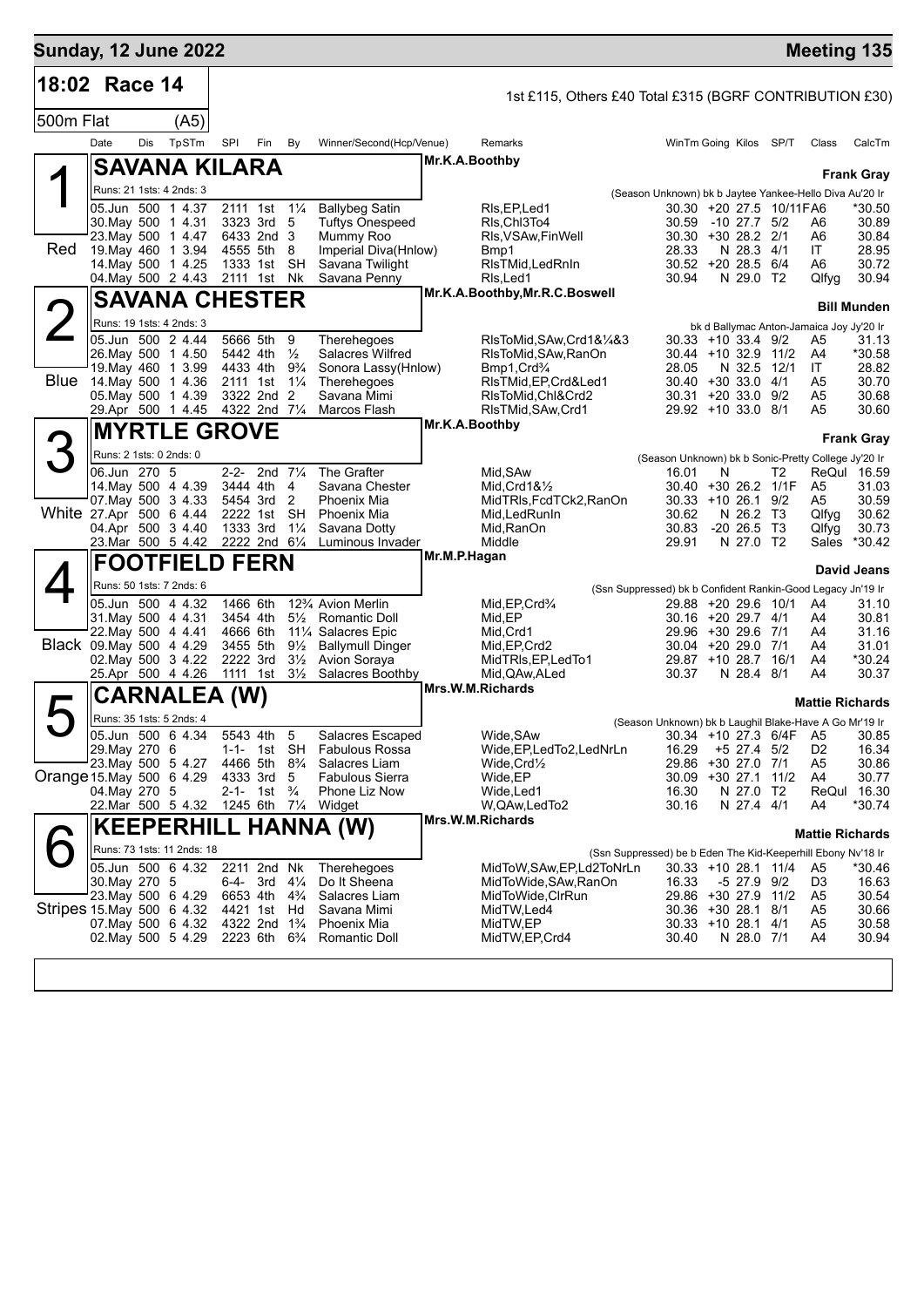**Sunday, 12 June 2022** — **Meeting 135**

## 18:02 Race 14

1st £115, Others £40 Total £315 (BGRF CONTRIBUTION £30)

500m Flat (A5)

| Date | Dis | TpSTm | SPI | Fin | By | Winner/Second(Hcp/Venue) | Remarks | WinTm | Going | Kilos | SP/T | Class | CalcTm |
|---|---|---|---|---|---|---|---|---|---|---|---|---|---|

### 1 Red — SAVANA KILARA — Mr.K.A.Boothby — Frank Gray

Runs: 21 1sts: 4 2nds: 3 — (Season Unknown) bk b Jaytee Yankee-Hello Diva Au'20 Ir

| Date | Dis | TpSTm | SPI | Fin | By | Winner/Second(Hcp/Venue) | Remarks | WinTm | Going | Kilos | SP/T | Class | CalcTm |
|---|---|---|---|---|---|---|---|---|---|---|---|---|---|
| 05.Jun | 500 | 1 4.37 | 2111 | 1st | 1¼ | Ballybeg Satin | Rls,EP,Led1 | 30.30 | +20 | 27.5 | 10/11F | A6 | *30.50 |
| 30.May | 500 | 1 4.31 | 3323 | 3rd | 5 | Tuftys Onespeed | Rls,Chl3To4 | 30.59 | -10 | 27.7 | 5/2 | A6 | 30.89 |
| 23.May | 500 | 1 4.47 | 6433 | 2nd | 3 | Mummy Roo | Rls,VSAw,FinWell | 30.30 | +30 | 28.2 | 2/1 | A6 | 30.84 |
| 19.May | 460 | 1 3.94 | 4555 | 5th | 8 | Imperial Diva(Hnlow) | Bmp1 | 28.33 | N | 28.3 | 4/1 | IT | 28.95 |
| 14.May | 500 | 1 4.25 | 1333 | 1st | SH | Savana Twilight | RlsTMid,LedRnIn | 30.52 | +20 | 28.5 | 6/4 | A6 | 30.72 |
| 04.May | 500 | 2 4.43 | 2111 | 1st | Nk | Savana Penny | Rls,Led1 | 30.94 | N | 29.0 | T2 | Qlfyg | 30.94 |

### 2 Blue — SAVANA CHESTER — Mr.K.A.Boothby,Mr.R.C.Boswell — Bill Munden

Runs: 19 1sts: 4 2nds: 3 — bk d Ballymac Anton-Jamaica Joy Jy'20 Ir

| Date | Dis | TpSTm | SPI | Fin | By | Winner/Second(Hcp/Venue) | Remarks | WinTm | Going | Kilos | SP/T | Class | CalcTm |
|---|---|---|---|---|---|---|---|---|---|---|---|---|---|
| 05.Jun | 500 | 2 4.44 | 5666 | 5th | 9 | Therehegoes | RlsToMid,SAw,Crd1&¼&3 | 30.33 | +10 | 33.4 | 9/2 | A5 | 31.13 |
| 26.May | 500 | 1 4.50 | 5442 | 4th | ½ | Salacres Wilfred | RlsToMid,SAw,RanOn | 30.44 | +10 | 32.9 | 11/2 | A4 | *30.58 |
| 19.May | 460 | 1 3.99 | 4433 | 4th | 9¾ | Sonora Lassy(Hnlow) | Bmp1,Crd¾ | 28.05 | N | 32.5 | 12/1 | IT | 28.82 |
| 14.May | 500 | 1 4.36 | 2111 | 1st | 1¼ | Therehegoes | RlsTMid,EP,Crd&Led1 | 30.40 | +30 | 33.0 | 4/1 | A5 | 30.70 |
| 05.May | 500 | 1 4.39 | 3322 | 2nd | 2 | Savana Mimi | RlsToMid,Chl&Crd2 | 30.31 | +20 | 33.0 | 9/2 | A5 | 30.68 |
| 29.Apr | 500 | 1 4.45 | 4322 | 2nd | 7¼ | Marcos Flash | RlsTMid,SAw,Crd1 | 29.92 | +10 | 33.0 | 8/1 | A5 | 30.60 |

### 3 White — MYRTLE GROVE — Mr.K.A.Boothby — Frank Gray

Runs: 2 1sts: 0 2nds: 0 — (Season Unknown) bk b Sonic-Pretty College Jy'20 Ir

| Date | Dis | TpSTm | SPI | Fin | By | Winner/Second(Hcp/Venue) | Remarks | WinTm | Going | Kilos | SP/T | Class | CalcTm |
|---|---|---|---|---|---|---|---|---|---|---|---|---|---|
| 06.Jun | 270 | 5 | 2-2- | 2nd | 7¼ | The Grafter | Mid,SAw | 16.01 | N | | T2 | ReQul | 16.59 |
| 14.May | 500 | 4 4.39 | 3444 | 4th | 4 | Savana Chester | Mid,Crd1&½ | 30.40 | +30 | 26.2 | 1/1F | A5 | 31.03 |
| 07.May | 500 | 3 4.33 | 5454 | 3rd | 2 | Phoenix Mia | MidTRls,FcdTCk2,RanOn | 30.33 | +10 | 26.1 | 9/2 | A5 | 30.59 |
| 27.Apr | 500 | 6 4.44 | 2222 | 1st | SH | Phoenix Mia | Mid,LedRunIn | 30.62 | N | 26.2 | T3 | Qlfyg | 30.62 |
| 04.Apr | 500 | 3 4.40 | 1333 | 3rd | 1¼ | Savana Dotty | Mid,RanOn | 30.83 | -20 | 26.5 | T3 | Qlfyg | 30.73 |
| 23.Mar | 500 | 5 4.42 | 2222 | 2nd | 6¼ | Luminous Invader | Middle | 29.91 | N | 27.0 | T2 | Sales | *30.42 |

### 4 Black — FOOTFIELD FERN — Mr.M.P.Hagan — David Jeans

Runs: 50 1sts: 7 2nds: 6 — (Ssn Suppressed) bk b Confident Rankin-Good Legacy Jn'19 Ir

| Date | Dis | TpSTm | SPI | Fin | By | Winner/Second(Hcp/Venue) | Remarks | WinTm | Going | Kilos | SP/T | Class | CalcTm |
|---|---|---|---|---|---|---|---|---|---|---|---|---|---|
| 05.Jun | 500 | 4 4.32 | 1466 | 6th | 12¾ | Avion Merlin | Mid,EP,Crd¾ | 29.88 | +20 | 29.6 | 10/1 | A4 | 31.10 |
| 31.May | 500 | 4 4.31 | 3454 | 4th | 5½ | Romantic Doll | Mid,EP | 30.16 | +20 | 29.7 | 4/1 | A4 | 30.81 |
| 22.May | 500 | 4 4.41 | 4666 | 6th | 11¼ | Salacres Epic | Mid,Crd1 | 29.96 | +30 | 29.6 | 7/1 | A4 | 31.16 |
| 09.May | 500 | 4 4.29 | 3455 | 5th | 9½ | Ballymull Dinger | Mid,EP,Crd2 | 30.04 | +20 | 29.0 | 7/1 | A4 | 31.01 |
| 02.May | 500 | 3 4.22 | 2222 | 3rd | 3½ | Avion Soraya | MidTRls,EP,LedTo1 | 29.87 | +10 | 28.7 | 16/1 | A4 | *30.24 |
| 25.Apr | 500 | 4 4.26 | 1111 | 1st | 3½ | Salacres Boothby | Mid,QAw,ALed | 30.37 | N | 28.4 | 8/1 | A4 | 30.37 |

### 5 Orange — CARNALEA (W) — Mrs.W.M.Richards — Mattie Richards

Runs: 35 1sts: 5 2nds: 4 — (Season Unknown) bk b Laughil Blake-Have A Go Mr'19 Ir

| Date | Dis | TpSTm | SPI | Fin | By | Winner/Second(Hcp/Venue) | Remarks | WinTm | Going | Kilos | SP/T | Class | CalcTm |
|---|---|---|---|---|---|---|---|---|---|---|---|---|---|
| 05.Jun | 500 | 6 4.34 | 5543 | 4th | 5 | Salacres Escaped | Wide,SAw | 30.34 | +10 | 27.3 | 6/4F | A5 | 30.85 |
| 29.May | 270 | 6 | 1-1- | 1st | SH | Fabulous Rossa | Wide,EP,LedTo2,LedNrLn | 16.29 | +5 | 27.4 | 5/2 | D2 | 16.34 |
| 23.May | 500 | 5 4.27 | 4466 | 5th | 8¾ | Salacres Liam | Wide,Crd½ | 29.86 | +30 | 27.0 | 7/1 | A5 | 30.86 |
| 15.May | 500 | 6 4.29 | 4333 | 3rd | 5 | Fabulous Sierra | Wide,EP | 30.09 | +30 | 27.1 | 11/2 | A4 | 30.77 |
| 04.May | 270 | 5 | 2-1- | 1st | ¾ | Phone Liz Now | Wide,Led1 | 16.30 | N | 27.0 | T2 | ReQul | 16.30 |
| 22.Mar | 500 | 5 4.32 | 1245 | 6th | 7¼ | Widget | W,QAw,LedTo2 | 30.16 | N | 27.4 | 4/1 | A4 | *30.74 |

### 6 Stripes — KEEPERHILL HANNA (W) — Mrs.W.M.Richards — Mattie Richards

Runs: 73 1sts: 11 2nds: 18 — (Ssn Suppressed) be b Eden The Kid-Keeperhill Ebony Nv'18 Ir

| Date | Dis | TpSTm | SPI | Fin | By | Winner/Second(Hcp/Venue) | Remarks | WinTm | Going | Kilos | SP/T | Class | CalcTm |
|---|---|---|---|---|---|---|---|---|---|---|---|---|---|
| 05.Jun | 500 | 6 4.32 | 2211 | 2nd | Nk | Therehegoes | MidToW,SAw,EP,Ld2ToNrLn | 30.33 | +10 | 28.1 | 11/4 | A5 | *30.46 |
| 30.May | 270 | 5 | 6-4- | 3rd | 4¼ | Do It Sheena | MidToWide,SAw,RanOn | 16.33 | -5 | 27.9 | 9/2 | D3 | 16.63 |
| 23.May | 500 | 6 4.29 | 6653 | 4th | 4¾ | Salacres Liam | MidToWide,ClrRun | 29.86 | +30 | 27.9 | 11/2 | A5 | 30.54 |
| 15.May | 500 | 6 4.32 | 4421 | 1st | Hd | Savana Mimi | MidTW,Led4 | 30.36 | +30 | 28.1 | 8/1 | A5 | 30.66 |
| 07.May | 500 | 6 4.32 | 4322 | 2nd | 1¾ | Phoenix Mia | MidTW,EP | 30.33 | +10 | 28.1 | 4/1 | A5 | 30.58 |
| 02.May | 500 | 5 4.29 | 2223 | 6th | 6¾ | Romantic Doll | MidTW,EP,Crd4 | 30.40 | N | 28.0 | 7/1 | A4 | 30.94 |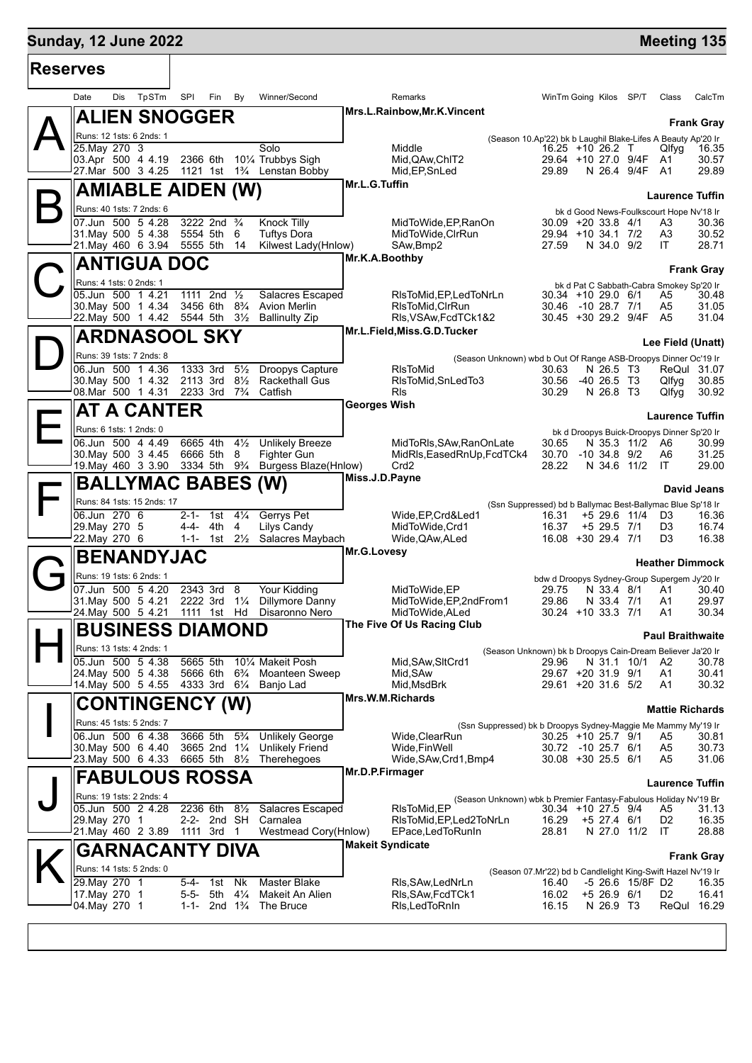**Sunday, 12 June 2022** — **Meeting 135**

## Reserves

| Date | Dis | TpSTm | SPI | Fin | By | Winner/Second | Remarks | WinTm | Going | Kilos | SP/T | Class | CalcTm |
|---|---|---|---|---|---|---|---|---|---|---|---|---|---|

### A — ALIEN SNOGGER
Mrs.L.Rainbow,Mr.K.Vincent — **Frank Gray**

Runs: 12 1sts: 6 2nds: 1 — (Season 10.Ap'22) bk b Laughil Blake-Lifes A Beauty Ap'20 Ir

| Date | Dis | TpSTm | SPI | Fin | By | Winner/Second | Remarks | WinTm | Going | Kilos | SP/T | Class | CalcTm |
|---|---|---|---|---|---|---|---|---|---|---|---|---|---|
| 25.May | 270 | 3 | | | | Solo | Middle | 16.25 | +10 | 26.2 | T | Qlfyg | 16.35 |
| 03.Apr | 500 | 4 4.19 | 2366 | 6th | 10¼ | Trubbys Sigh | Mid,QAw,ChlT2 | 29.64 | +10 | 27.0 | 9/4F | A1 | 30.57 |
| 27.Mar | 500 | 3 4.25 | 1121 | 1st | 1¾ | Lenstan Bobby | Mid,EP,SnLed | 29.89 | N | 26.4 | 9/4F | A1 | 29.89 |

### B — AMIABLE AIDEN (W)
Mr.L.G.Tuffin — **Laurence Tuffin**

Runs: 40 1sts: 7 2nds: 6 — bk d Good News-Foulkscourt Hope Nv'18 Ir

| Date | Dis | TpSTm | SPI | Fin | By | Winner/Second | Remarks | WinTm | Going | Kilos | SP/T | Class | CalcTm |
|---|---|---|---|---|---|---|---|---|---|---|---|---|---|
| 07.Jun | 500 | 5 4.28 | 3222 | 2nd | ¾ | Knock Tilly | MidToWide,EP,RanOn | 30.09 | +20 | 33.8 | 4/1 | A3 | 30.36 |
| 31.May | 500 | 5 4.38 | 5554 | 5th | 6 | Tuftys Dora | MidToWide,ClrRun | 29.94 | +10 | 34.1 | 7/2 | A3 | 30.52 |
| 21.May | 460 | 6 3.94 | 5555 | 5th | 14 | Kilwest Lady(Hnlow) | SAw,Bmp2 | 27.59 | N | 34.0 | 9/2 | IT | 28.71 |

### C — ANTIGUA DOC
Mr.K.A.Boothby — **Frank Gray**

Runs: 4 1sts: 0 2nds: 1 — bk d Pat C Sabbath-Cabra Smokey Sp'20 Ir

| Date | Dis | TpSTm | SPI | Fin | By | Winner/Second | Remarks | WinTm | Going | Kilos | SP/T | Class | CalcTm |
|---|---|---|---|---|---|---|---|---|---|---|---|---|---|
| 05.Jun | 500 | 1 4.21 | 1111 | 2nd | ½ | Salacres Escaped | RlsToMid,EP,LedToRnLn | 30.34 | +10 | 29.0 | 6/1 | A5 | 30.48 |
| 30.May | 500 | 1 4.34 | 3456 | 6th | 8¾ | Avion Merlin | RlsToMid,ClrRun | 30.46 | -10 | 28.7 | 7/1 | A5 | 31.05 |
| 22.May | 500 | 1 4.42 | 5544 | 5th | 3½ | Ballinulty Zip | Rls,VSAw,FcdTCk1&2 | 30.45 | +30 | 29.2 | 9/4F | A5 | 31.04 |

### D — ARDNASOOL SKY
Mr.L.Field,Miss.G.D.Tucker — **Lee Field (Unatt)**

Runs: 39 1sts: 7 2nds: 8 — (Season Unknown) wbd b Out Of Range ASB-Droopys Dinner Oc'19 Ir

| Date | Dis | TpSTm | SPI | Fin | By | Winner/Second | Remarks | WinTm | Going | Kilos | SP/T | Class | CalcTm |
|---|---|---|---|---|---|---|---|---|---|---|---|---|---|
| 06.Jun | 500 | 1 4.36 | 1333 | 3rd | 5½ | Droopys Capture | RlsToMid | 30.63 | N | 26.5 | T3 | ReQul | 31.07 |
| 30.May | 500 | 1 4.32 | 2113 | 3rd | 8½ | Rackethall Gus | RlsToMid,SnLedTo3 | 30.56 | -40 | 26.5 | T3 | Qlfyg | 30.85 |
| 08.Mar | 500 | 1 4.31 | 2233 | 3rd | 7¾ | Catfish | Rls | 30.29 | N | 26.8 | T3 | Qlfyg | 30.92 |

### E — AT A CANTER
Georges Wish — **Laurence Tuffin**

Runs: 6 1sts: 1 2nds: 0 — bk d Droopys Buick-Droopys Dinner Sp'20 Ir

| Date | Dis | TpSTm | SPI | Fin | By | Winner/Second | Remarks | WinTm | Going | Kilos | SP/T | Class | CalcTm |
|---|---|---|---|---|---|---|---|---|---|---|---|---|---|
| 06.Jun | 500 | 4 4.49 | 6665 | 4th | 4½ | Unlikely Breeze | MidToRls,SAw,RanOnLate | 30.65 | N | 35.3 | 11/2 | A6 | 30.99 |
| 30.May | 500 | 3 4.45 | 6666 | 5th | 8 | Fighter Gun | MidRls,EasedRnUp,FcdTCk4 | 30.70 | -10 | 34.8 | 9/2 | A6 | 31.25 |
| 19.May | 460 | 3 3.90 | 3334 | 5th | 9¾ | Burgess Blaze(Hnlow) | Crd2 | 28.22 | N | 34.6 | 11/2 | IT | 29.00 |

### F — BALLYMAC BABES (W)
Miss.J.D.Payne — **David Jeans**

Runs: 84 1sts: 15 2nds: 17 — (Ssn Suppressed) bd b Ballymac Best-Ballymac Blue Sp'18 Ir

| Date | Dis | TpSTm | SPI | Fin | By | Winner/Second | Remarks | WinTm | Going | Kilos | SP/T | Class | CalcTm |
|---|---|---|---|---|---|---|---|---|---|---|---|---|---|
| 06.Jun | 270 | 6 | 2-1- | 1st | 4¼ | Gerrys Pet | Wide,EP,Crd&Led1 | 16.31 | +5 | 29.6 | 11/4 | D3 | 16.36 |
| 29.May | 270 | 5 | 4-4- | 4th | 4 | Lilys Candy | MidToWide,Crd1 | 16.37 | +5 | 29.5 | 7/1 | D3 | 16.74 |
| 22.May | 270 | 6 | 1-1- | 1st | 2½ | Salacres Maybach | Wide,QAw,ALed | 16.08 | +30 | 29.4 | 7/1 | D3 | 16.38 |

### G — BENANDYJAC
Mr.G.Lovesy — **Heather Dimmock**

Runs: 19 1sts: 6 2nds: 1 — bdw d Droopys Sydney-Group Supergem Jy'20 Ir

| Date | Dis | TpSTm | SPI | Fin | By | Winner/Second | Remarks | WinTm | Going | Kilos | SP/T | Class | CalcTm |
|---|---|---|---|---|---|---|---|---|---|---|---|---|---|
| 07.Jun | 500 | 5 4.20 | 2343 | 3rd | 8 | Your Kidding | MidToWide,EP | 29.75 | N | 33.4 | 8/1 | A1 | 30.40 |
| 31.May | 500 | 5 4.21 | 2222 | 3rd | 1¼ | Dillymore Danny | MidToWide,EP,2ndFrom1 | 29.86 | N | 33.4 | 7/1 | A1 | 29.97 |
| 24.May | 500 | 5 4.21 | 1111 | 1st | Hd | Disaronno Nero | MidToWide,ALed | 30.24 | +10 | 33.3 | 7/1 | A1 | 30.34 |

### H — BUSINESS DIAMOND
The Five Of Us Racing Club — **Paul Braithwaite**

Runs: 13 1sts: 4 2nds: 1 — (Season Unknown) bk b Droopys Cain-Dream Believer Ja'20 Ir

| Date | Dis | TpSTm | SPI | Fin | By | Winner/Second | Remarks | WinTm | Going | Kilos | SP/T | Class | CalcTm |
|---|---|---|---|---|---|---|---|---|---|---|---|---|---|
| 05.Jun | 500 | 5 4.38 | 5665 | 5th | 10¼ | Makeit Posh | Mid,SAw,SltCrd1 | 29.96 | N | 31.1 | 10/1 | A2 | 30.78 |
| 24.May | 500 | 5 4.38 | 5666 | 6th | 6¾ | Moanteen Sweep | Mid,SAw | 29.67 | +20 | 31.9 | 9/1 | A1 | 30.41 |
| 14.May | 500 | 5 4.55 | 4333 | 3rd | 6¼ | Banjo Lad | Mid,MsdBrk | 29.61 | +20 | 31.6 | 5/2 | A1 | 30.32 |

### I — CONTINGENCY (W)
Mrs.W.M.Richards — **Mattie Richards**

Runs: 45 1sts: 5 2nds: 7 — (Ssn Suppressed) bk b Droopys Sydney-Maggie Me Mammy My'19 Ir

| Date | Dis | TpSTm | SPI | Fin | By | Winner/Second | Remarks | WinTm | Going | Kilos | SP/T | Class | CalcTm |
|---|---|---|---|---|---|---|---|---|---|---|---|---|---|
| 06.Jun | 500 | 6 4.38 | 3666 | 5th | 5¾ | Unlikely George | Wide,ClearRun | 30.25 | +10 | 25.7 | 9/1 | A5 | 30.81 |
| 30.May | 500 | 6 4.40 | 3665 | 2nd | 1¼ | Unlikely Friend | Wide,FinWell | 30.72 | -10 | 25.7 | 6/1 | A5 | 30.73 |
| 23.May | 500 | 6 4.33 | 6665 | 5th | 8½ | Therehegoes | Wide,SAw,Crd1,Bmp4 | 30.08 | +30 | 25.5 | 6/1 | A5 | 31.06 |

### J — FABULOUS ROSSA
Mr.D.P.Firmager — **Laurence Tuffin**

Runs: 19 1sts: 2 2nds: 4 — (Season Unknown) wbk b Premier Fantasy-Fabulous Holiday Nv'19 Br

| Date | Dis | TpSTm | SPI | Fin | By | Winner/Second | Remarks | WinTm | Going | Kilos | SP/T | Class | CalcTm |
|---|---|---|---|---|---|---|---|---|---|---|---|---|---|
| 05.Jun | 500 | 2 4.28 | 2236 | 6th | 8½ | Salacres Escaped | RlsToMid,EP | 30.34 | +10 | 27.5 | 9/4 | A5 | 31.13 |
| 29.May | 270 | 1 | 2-2- | 2nd | SH | Carnalea | RlsToMid,EP,Led2ToRnLn | 16.29 | +5 | 27.4 | 6/1 | D2 | 16.35 |
| 21.May | 460 | 2 3.89 | 1111 | 3rd | 1 | Westmead Cory(Hnlow) | EPace,LedToRunIn | 28.81 | N | 27.0 | 11/2 | IT | 28.88 |

### K — GARNACANTY DIVA
Makeit Syndicate — **Frank Gray**

Runs: 14 1sts: 5 2nds: 0 — (Season 07.Mr'22) bd b Candlelight King-Swift Hazel Nv'19 Ir

| Date | Dis | TpSTm | SPI | Fin | By | Winner/Second | Remarks | WinTm | Going | Kilos | SP/T | Class | CalcTm |
|---|---|---|---|---|---|---|---|---|---|---|---|---|---|
| 29.May | 270 | 1 | 5-4- | 1st | Nk | Master Blake | Rls,SAw,LedNrLn | 16.40 | -5 | 26.6 | 15/8F | D2 | 16.35 |
| 17.May | 270 | 1 | 5-5- | 5th | 4¼ | Makeit An Alien | Rls,SAw,FcdTCk1 | 16.02 | +5 | 26.9 | 6/1 | D2 | 16.41 |
| 04.May | 270 | 1 | 1-1- | 2nd | 1¾ | The Bruce | Rls,LedToRnIn | 16.15 | N | 26.9 | T3 | ReQul | 16.29 |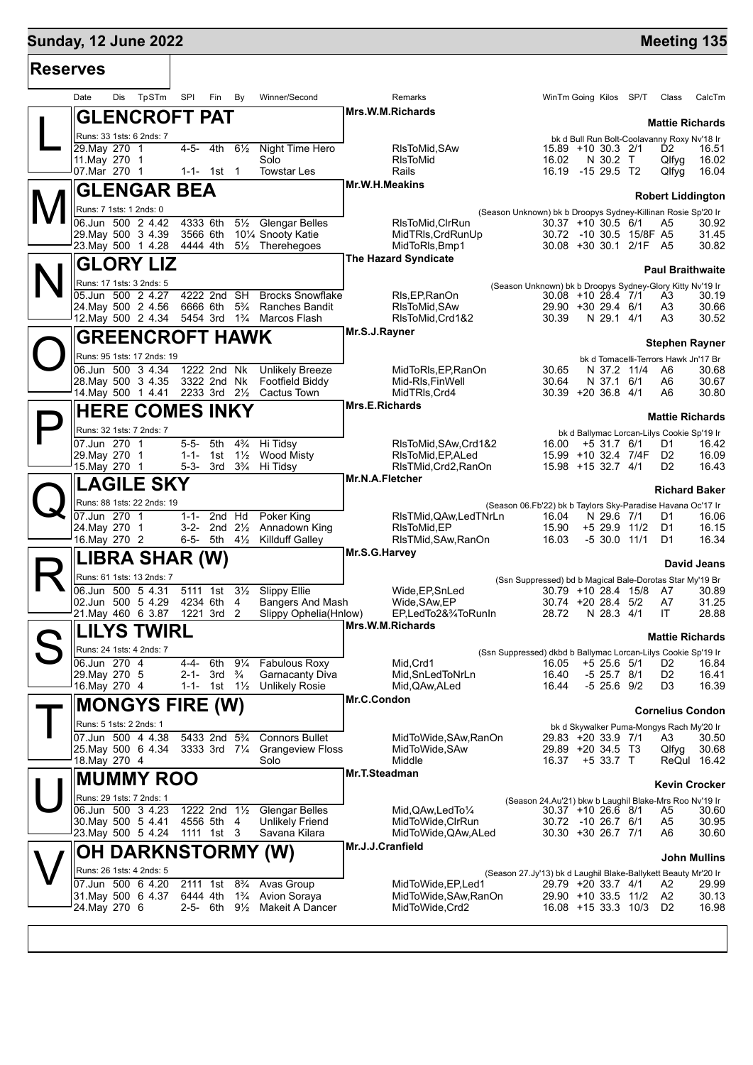## Sunday, 12 June 2022 — Meeting 135

### Reserves

| Date | Dis | TpSTm | SPI | Fin | By | Winner/Second | Remarks | WinTm | Going | Kilos | SP/T | Class | CalcTm |
|---|---|---|---|---|---|---|---|---|---|---|---|---|---|

**L — GLENCROFT PAT** — Mrs.W.M.Richards — Mattie Richards
Runs: 33 1sts: 6 2nds: 7 — bk d Bull Run Bolt-Coolavanny Roxy Nv'18 Ir

| Date | Dis | TpSTm | SPI | Fin | By | Winner/Second | Remarks | WinTm | Going | Kilos | SP/T | Class | CalcTm |
|---|---|---|---|---|---|---|---|---|---|---|---|---|---|
| 29.May | 270 | 1 | 4-5- | 4th | 6½ | Night Time Hero | RlsToMid,SAw | 15.89 | +10 | 30.3 | 2/1 | D2 | 16.51 |
| 11.May | 270 | 1 | | | | Solo | RlsToMid | 16.02 | N | 30.2 | T | Qlfyg | 16.02 |
| 07.Mar | 270 | 1 | 1-1- | 1st | 1 | Towstar Les | Rails | 16.19 | -15 | 29.5 | T2 | Qlfyg | 16.04 |

**M — GLENGAR BEA** — Mr.W.H.Meakins — Robert Liddington
Runs: 7 1sts: 1 2nds: 0 — (Season Unknown) bk b Droopys Sydney-Killinan Rosie Sp'20 Ir

| Date | Dis | TpSTm | SPI | Fin | By | Winner/Second | Remarks | WinTm | Going | Kilos | SP/T | Class | CalcTm |
|---|---|---|---|---|---|---|---|---|---|---|---|---|---|
| 06.Jun | 500 | 2 4.42 | 4333 | 6th | 5½ | Glengar Belles | RlsToMid,ClrRun | 30.37 | +10 | 30.5 | 6/1 | A5 | 30.92 |
| 29.May | 500 | 3 4.39 | 3566 | 6th | 10¼ | Snooty Katie | MidTRls,CrdRunUp | 30.72 | -10 | 30.5 | 15/8F | A5 | 31.45 |
| 23.May | 500 | 1 4.28 | 4444 | 4th | 5½ | Therehegoes | MidToRls,Bmp1 | 30.08 | +30 | 30.1 | 2/1F | A5 | 30.82 |

**N — GLORY LIZ** — The Hazard Syndicate — Paul Braithwaite
Runs: 17 1sts: 3 2nds: 5 — (Season Unknown) bk b Droopys Sydney-Glory Kitty Nv'19 Ir

| Date | Dis | TpSTm | SPI | Fin | By | Winner/Second | Remarks | WinTm | Going | Kilos | SP/T | Class | CalcTm |
|---|---|---|---|---|---|---|---|---|---|---|---|---|---|
| 05.Jun | 500 | 2 4.27 | 4222 | 2nd | SH | Brocks Snowflake | Rls,EP,RanOn | 30.08 | +10 | 28.4 | 7/1 | A3 | 30.19 |
| 24.May | 500 | 2 4.56 | 6666 | 6th | 5¾ | Ranches Bandit | RlsToMid,SAw | 29.90 | +30 | 29.4 | 6/1 | A3 | 30.66 |
| 12.May | 500 | 2 4.34 | 5454 | 3rd | 1¾ | Marcos Flash | RlsToMid,Crd1&2 | 30.39 | N | 29.1 | 4/1 | A3 | 30.52 |

**O — GREENCROFT HAWK** — Mr.S.J.Rayner — Stephen Rayner
Runs: 95 1sts: 17 2nds: 19 — bk d Tomacelli-Terrors Hawk Jn'17 Br

| Date | Dis | TpSTm | SPI | Fin | By | Winner/Second | Remarks | WinTm | Going | Kilos | SP/T | Class | CalcTm |
|---|---|---|---|---|---|---|---|---|---|---|---|---|---|
| 06.Jun | 500 | 3 4.34 | 1222 | 2nd | Nk | Unlikely Breeze | MidToRls,EP,RanOn | 30.65 | N | 37.2 | 11/4 | A6 | 30.68 |
| 28.May | 500 | 3 4.35 | 3322 | 2nd | Nk | Footfield Biddy | Mid-Rls,FinWell | 30.64 | N | 37.1 | 6/1 | A6 | 30.67 |
| 14.May | 500 | 1 4.41 | 2233 | 3rd | 2½ | Cactus Town | MidTRls,Crd4 | 30.39 | +20 | 36.8 | 4/1 | A6 | 30.80 |

**P — HERE COMES INKY** — Mrs.E.Richards — Mattie Richards
Runs: 32 1sts: 7 2nds: 7 — bk d Ballymac Lorcan-Lilys Cookie Sp'19 Ir

| Date | Dis | TpSTm | SPI | Fin | By | Winner/Second | Remarks | WinTm | Going | Kilos | SP/T | Class | CalcTm |
|---|---|---|---|---|---|---|---|---|---|---|---|---|---|
| 07.Jun | 270 | 1 | 5-5- | 5th | 4¾ | Hi Tidsy | RlsToMid,SAw,Crd1&2 | 16.00 | +5 | 31.7 | 6/1 | D1 | 16.42 |
| 29.May | 270 | 1 | 1-1- | 1st | 1½ | Wood Misty | RlsToMid,EP,ALed | 15.99 | +10 | 32.4 | 7/4F | D2 | 16.09 |
| 15.May | 270 | 1 | 5-3- | 3rd | 3¾ | Hi Tidsy | RlsTMid,Crd2,RanOn | 15.98 | +15 | 32.7 | 4/1 | D2 | 16.43 |

**Q — LAGILE SKY** — Mr.N.A.Fletcher — Richard Baker
Runs: 88 1sts: 22 2nds: 19 — (Season 06.Fb'22) bk b Taylors Sky-Paradise Havana Oc'17 Ir

| Date | Dis | TpSTm | SPI | Fin | By | Winner/Second | Remarks | WinTm | Going | Kilos | SP/T | Class | CalcTm |
|---|---|---|---|---|---|---|---|---|---|---|---|---|---|
| 07.Jun | 270 | 1 | 1-1- | 2nd | Hd | Poker King | RlsTMid,QAw,LedTNrLn | 16.04 | N | 29.6 | 7/1 | D1 | 16.06 |
| 24.May | 270 | 1 | 3-2- | 2nd | 2½ | Annadown King | RlsToMid,EP | 15.90 | +5 | 29.9 | 11/2 | D1 | 16.15 |
| 16.May | 270 | 2 | 6-5- | 5th | 4½ | Killduff Galley | RlsTMid,SAw,RanOn | 16.03 | -5 | 30.0 | 11/1 | D1 | 16.34 |

**R — LIBRA SHAR (W)** — Mr.S.G.Harvey — David Jeans
Runs: 61 1sts: 13 2nds: 7 — (Ssn Suppressed) bd b Magical Bale-Dorotas Star My'19 Br

| Date | Dis | TpSTm | SPI | Fin | By | Winner/Second | Remarks | WinTm | Going | Kilos | SP/T | Class | CalcTm |
|---|---|---|---|---|---|---|---|---|---|---|---|---|---|
| 06.Jun | 500 | 5 4.31 | 5111 | 1st | 3½ | Slippy Ellie | Wide,EP,SnLed | 30.79 | +10 | 28.4 | 15/8 | A7 | 30.89 |
| 02.Jun | 500 | 5 4.29 | 4234 | 6th | 4 | Bangers And Mash | Wide,SAw,EP | 30.74 | +20 | 28.4 | 5/2 | A7 | 31.25 |
| 21.May | 460 | 6 3.87 | 1221 | 3rd | 2 | Slippy Ophelia(Hnlow) | EP,LedTo2&¾ToRunIn | 28.72 | N | 28.3 | 4/1 | IT | 28.88 |

**S — LILYS TWIRL** — Mrs.W.M.Richards — Mattie Richards
Runs: 24 1sts: 4 2nds: 7 — (Ssn Suppressed) dkbd b Ballymac Lorcan-Lilys Cookie Sp'19 Ir

| Date | Dis | TpSTm | SPI | Fin | By | Winner/Second | Remarks | WinTm | Going | Kilos | SP/T | Class | CalcTm |
|---|---|---|---|---|---|---|---|---|---|---|---|---|---|
| 06.Jun | 270 | 4 | 4-4- | 6th | 9¼ | Fabulous Roxy | Mid,Crd1 | 16.05 | +5 | 25.6 | 5/1 | D2 | 16.84 |
| 29.May | 270 | 5 | 2-1- | 3rd | ¾ | Garnacanty Diva | Mid,SnLedToNrLn | 16.40 | -5 | 25.7 | 8/1 | D2 | 16.41 |
| 16.May | 270 | 4 | 1-1- | 1st | 1½ | Unlikely Rosie | Mid,QAw,ALed | 16.44 | -5 | 25.6 | 9/2 | D3 | 16.39 |

**T — MONGYS FIRE (W)** — Mr.C.Condon — Cornelius Condon
Runs: 5 1sts: 2 2nds: 1 — bk d Skywalker Puma-Mongys Rach My'20 Ir

| Date | Dis | TpSTm | SPI | Fin | By | Winner/Second | Remarks | WinTm | Going | Kilos | SP/T | Class | CalcTm |
|---|---|---|---|---|---|---|---|---|---|---|---|---|---|
| 07.Jun | 500 | 4 4.38 | 5433 | 2nd | 5¾ | Connors Bullet | MidToWide,SAw,RanOn | 29.83 | +20 | 33.9 | 7/1 | A3 | 30.50 |
| 25.May | 500 | 6 4.34 | 3333 | 3rd | 7¼ | Grangeview Floss | MidToWide,SAw | 29.89 | +20 | 34.5 | T3 | Qlfyg | 30.68 |
| 18.May | 270 | 4 | | | | Solo | Middle | 16.37 | +5 | 33.7 | T | ReQul | 16.42 |

**U — MUMMY ROO** — Mr.T.Steadman — Kevin Crocker
Runs: 29 1sts: 7 2nds: 1 — (Season 24.Au'21) bkw b Laughil Blake-Mrs Roo Nv'19 Ir

| Date | Dis | TpSTm | SPI | Fin | By | Winner/Second | Remarks | WinTm | Going | Kilos | SP/T | Class | CalcTm |
|---|---|---|---|---|---|---|---|---|---|---|---|---|---|
| 06.Jun | 500 | 3 4.23 | 1222 | 2nd | 1½ | Glengar Belles | Mid,QAw,LedTo¼ | 30.37 | +10 | 26.6 | 8/1 | A5 | 30.60 |
| 30.May | 500 | 5 4.41 | 4556 | 5th | 4 | Unlikely Friend | MidToWide,ClrRun | 30.72 | -10 | 26.7 | 6/1 | A5 | 30.95 |
| 23.May | 500 | 5 4.24 | 1111 | 1st | 3 | Savana Kilara | MidToWide,QAw,ALed | 30.30 | +30 | 26.7 | 7/1 | A6 | 30.60 |

**V — OH DARKNSTORMY (W)** — Mr.J.J.Cranfield — John Mullins
Runs: 26 1sts: 4 2nds: 5 — (Season 27.Jy'13) bk d Laughil Blake-Ballykett Beauty Mr'20 Ir

| Date | Dis | TpSTm | SPI | Fin | By | Winner/Second | Remarks | WinTm | Going | Kilos | SP/T | Class | CalcTm |
|---|---|---|---|---|---|---|---|---|---|---|---|---|---|
| 07.Jun | 500 | 6 4.20 | 2111 | 1st | 8¾ | Avas Group | MidToWide,EP,Led1 | 29.79 | +20 | 33.7 | 4/1 | A2 | 29.99 |
| 31.May | 500 | 6 4.37 | 6444 | 4th | 1¾ | Avion Soraya | MidToWide,SAw,RanOn | 29.90 | +10 | 33.5 | 11/2 | A2 | 30.13 |
| 24.May | 270 | 6 | 2-5- | 6th | 9½ | Makeit A Dancer | MidToWide,Crd2 | 16.08 | +15 | 33.3 | 10/3 | D2 | 16.98 |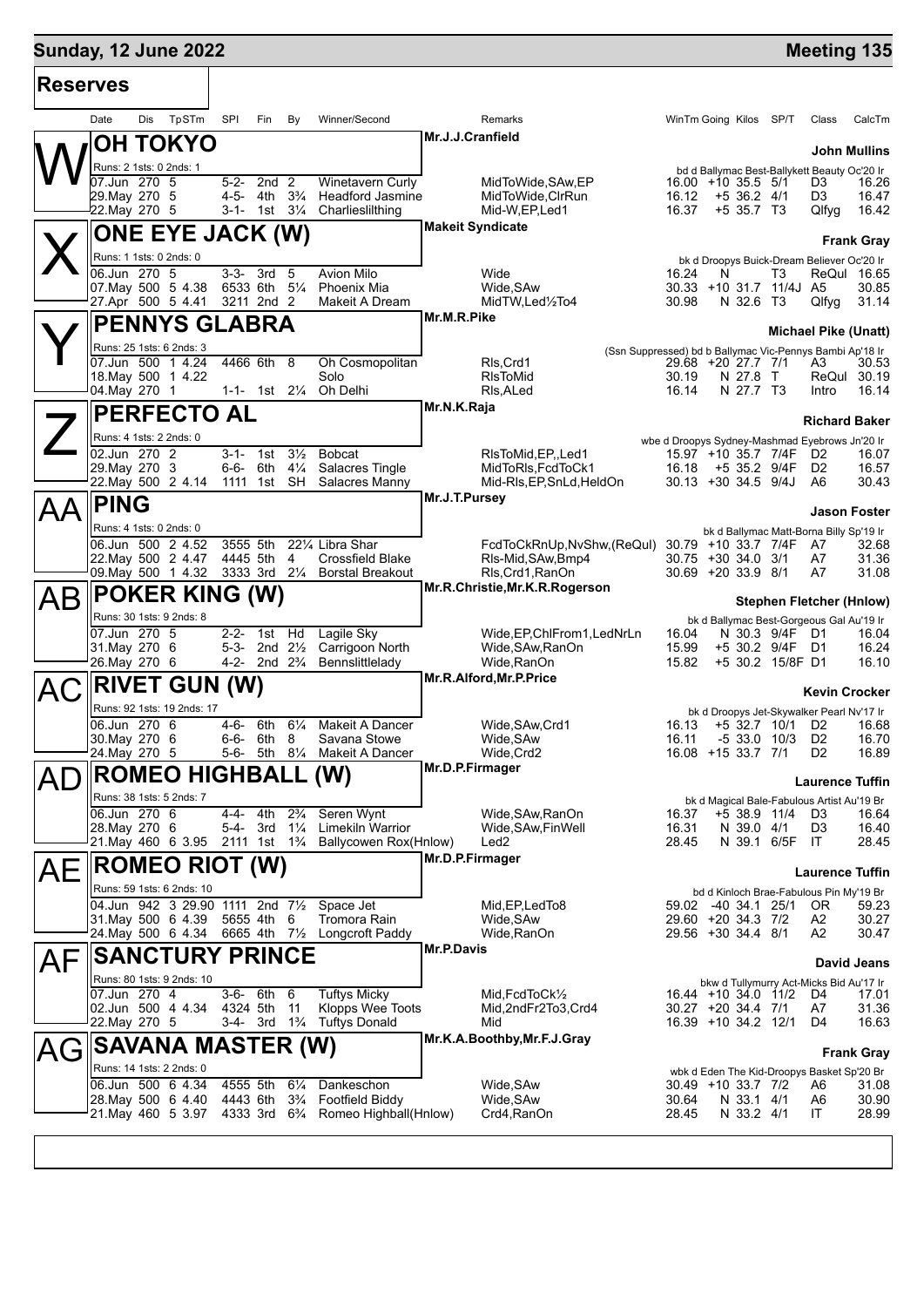# Sunday, 12 June 2022

**Meeting 135**

## Reserves

| Date | Dis | TpSTm | SPI | Fin | By | Winner/Second | Remarks | WinTm | Going | Kilos | SP/T | Class | CalcTm |
|---|---|---|---|---|---|---|---|---|---|---|---|---|---|

### W — OH TOKYO

Mr.J.J.Cranfield — **John Mullins**

Runs: 2 1sts: 0 2nds: 1 — bd d Ballymac Best-Ballykett Beauty Oc'20 Ir

| Date | Dis | TpSTm | SPI | Fin | By | Winner/Second | Remarks | WinTm | Going | Kilos | SP/T | Class | CalcTm |
|---|---|---|---|---|---|---|---|---|---|---|---|---|---|
| 07.Jun | 270 | 5 | 5-2- | 2nd | 2 | Winetavern Curly | MidToWide,SAw,EP | 16.00 | +10 | 35.5 | 5/1 | D3 | 16.26 |
| 29.May | 270 | 5 | 4-5- | 4th | 3¾ | Headford Jasmine | MidToWide,ClrRun | 16.12 | +5 | 36.2 | 4/1 | D3 | 16.47 |
| 22.May | 270 | 5 | 3-1- | 1st | 3¼ | Charlieslilthing | Mid-W,EP,Led1 | 16.37 | +5 | 35.7 | T3 | Qlfyg | 16.42 |

### X — ONE EYE JACK (W)

Makeit Syndicate — **Frank Gray**

Runs: 1 1sts: 0 2nds: 0 — bk d Droopys Buick-Dream Believer Oc'20 Ir

| Date | Dis | TpSTm | SPI | Fin | By | Winner/Second | Remarks | WinTm | Going | Kilos | SP/T | Class | CalcTm |
|---|---|---|---|---|---|---|---|---|---|---|---|---|---|
| 06.Jun | 270 | 5 | 3-3- | 3rd | 5 | Avion Milo | Wide | 16.24 | N | | T3 | ReQul | 16.65 |
| 07.May | 500 | 5 4.38 | 6533 | 6th | 5¼ | Phoenix Mia | Wide,SAw | 30.33 | +10 | 31.7 | 11/4J | A5 | 30.85 |
| 27.Apr | 500 | 5 4.41 | 3211 | 2nd | 2 | Makeit A Dream | MidTW,Led½To4 | 30.98 | N | 32.6 | T3 | Qlfyg | 31.14 |

### Y — PENNYS GLABRA

Mr.M.R.Pike — **Michael Pike (Unatt)**

Runs: 25 1sts: 6 2nds: 3 — (Ssn Suppressed) bd b Ballymac Vic-Pennys Bambi Ap'18 Ir

| Date | Dis | TpSTm | SPI | Fin | By | Winner/Second | Remarks | WinTm | Going | Kilos | SP/T | Class | CalcTm |
|---|---|---|---|---|---|---|---|---|---|---|---|---|---|
| 07.Jun | 500 | 1 4.24 | 4466 | 6th | 8 | Oh Cosmopolitan | Rls,Crd1 | 29.68 | +20 | 27.7 | 7/1 | A3 | 30.53 |
| 18.May | 500 | 1 4.22 | | | | Solo | RlsToMid | 30.19 | N | 27.8 | T | ReQul | 30.19 |
| 04.May | 270 | 1 | 1-1- | 1st | 2¼ | Oh Delhi | Rls,ALed | 16.14 | N | 27.7 | T3 | Intro | 16.14 |

### Z — PERFECTO AL

Mr.N.K.Raja — **Richard Baker**

Runs: 4 1sts: 2 2nds: 0 — wbe d Droopys Sydney-Mashmad Eyebrows Jn'20 Ir

| Date | Dis | TpSTm | SPI | Fin | By | Winner/Second | Remarks | WinTm | Going | Kilos | SP/T | Class | CalcTm |
|---|---|---|---|---|---|---|---|---|---|---|---|---|---|
| 02.Jun | 270 | 2 | 3-1- | 1st | 3½ | Bobcat | RlsToMid,EP,,Led1 | 15.97 | +10 | 35.7 | 7/4F | D2 | 16.07 |
| 29.May | 270 | 3 | 6-6- | 6th | 4¼ | Salacres Tingle | MidToRls,FcdToCk1 | 16.18 | +5 | 35.2 | 9/4F | D2 | 16.57 |
| 22.May | 500 | 2 4.14 | 1111 | 1st | SH | Salacres Manny | Mid-Rls,EP,SnLd,HeldOn | 30.13 | +30 | 34.5 | 9/4J | A6 | 30.43 |

### AA — PING

Mr.J.T.Pursey — **Jason Foster**

Runs: 4 1sts: 0 2nds: 0 — bk d Ballymac Matt-Borna Billy Sp'19 Ir

| Date | Dis | TpSTm | SPI | Fin | By | Winner/Second | Remarks | WinTm | Going | Kilos | SP/T | Class | CalcTm |
|---|---|---|---|---|---|---|---|---|---|---|---|---|---|
| 06.Jun | 500 | 2 4.52 | 3555 | 5th | 22¼ | Libra Shar | FcdToCkRnUp,NvShw,(ReQul) | 30.79 | +10 | 33.7 | 7/4F | A7 | 32.68 |
| 22.May | 500 | 2 4.47 | 4445 | 5th | 4 | Crossfield Blake | Rls-Mid,SAw,Bmp4 | 30.75 | +30 | 34.0 | 3/1 | A7 | 31.36 |
| 09.May | 500 | 1 4.32 | 3333 | 3rd | 2¼ | Borstal Breakout | Rls,Crd1,RanOn | 30.69 | +20 | 33.9 | 8/1 | A7 | 31.08 |

### AB — POKER KING (W)

Mr.R.Christie,Mr.K.R.Rogerson — **Stephen Fletcher (Hnlow)**

Runs: 30 1sts: 9 2nds: 8 — bk d Ballymac Best-Gorgeous Gal Au'19 Ir

| Date | Dis | TpSTm | SPI | Fin | By | Winner/Second | Remarks | WinTm | Going | Kilos | SP/T | Class | CalcTm |
|---|---|---|---|---|---|---|---|---|---|---|---|---|---|
| 07.Jun | 270 | 5 | 2-2- | 1st | Hd | Lagile Sky | Wide,EP,ChlFrom1,LedNrLn | 16.04 | N | 30.3 | 9/4F | D1 | 16.04 |
| 31.May | 270 | 6 | 5-3- | 2nd | 2½ | Carrigoon North | Wide,SAw,RanOn | 15.99 | +5 | 30.2 | 9/4F | D1 | 16.24 |
| 26.May | 270 | 6 | 4-2- | 2nd | 2¾ | Bennslittlelady | Wide,RanOn | 15.82 | +5 | 30.2 | 15/8F | D1 | 16.10 |

### AC — RIVET GUN (W)

Mr.R.Alford,Mr.P.Price — **Kevin Crocker**

Runs: 92 1sts: 19 2nds: 17 — bk d Droopys Jet-Skywalker Pearl Nv'17 Ir

| Date | Dis | TpSTm | SPI | Fin | By | Winner/Second | Remarks | WinTm | Going | Kilos | SP/T | Class | CalcTm |
|---|---|---|---|---|---|---|---|---|---|---|---|---|---|
| 06.Jun | 270 | 6 | 4-6- | 6th | 6¼ | Makeit A Dancer | Wide,SAw,Crd1 | 16.13 | +5 | 32.7 | 10/1 | D2 | 16.68 |
| 30.May | 270 | 6 | 6-6- | 6th | 8 | Savana Stowe | Wide,SAw | 16.11 | -5 | 33.0 | 10/3 | D2 | 16.70 |
| 24.May | 270 | 5 | 5-6- | 5th | 8¼ | Makeit A Dancer | Wide,Crd2 | 16.08 | +15 | 33.7 | 7/1 | D2 | 16.89 |

### AD — ROMEO HIGHBALL (W)

Mr.D.P.Firmager — **Laurence Tuffin**

Runs: 38 1sts: 5 2nds: 7 — bk d Magical Bale-Fabulous Artist Au'19 Br

| Date | Dis | TpSTm | SPI | Fin | By | Winner/Second | Remarks | WinTm | Going | Kilos | SP/T | Class | CalcTm |
|---|---|---|---|---|---|---|---|---|---|---|---|---|---|
| 06.Jun | 270 | 6 | 4-4- | 4th | 2¾ | Seren Wynt | Wide,SAw,RanOn | 16.37 | +5 | 38.9 | 11/4 | D3 | 16.64 |
| 28.May | 270 | 6 | 5-4- | 3rd | 1¼ | Limekiln Warrior | Wide,SAw,FinWell | 16.31 | N | 39.0 | 4/1 | D3 | 16.40 |
| 21.May | 460 | 6 3.95 | 2111 | 1st | 1¾ | Ballycowen Rox(Hnlow) | Led2 | 28.45 | N | 39.1 | 6/5F | IT | 28.45 |

### AE — ROMEO RIOT (W)

Mr.D.P.Firmager — **Laurence Tuffin**

Runs: 59 1sts: 6 2nds: 10 — bd d Kinloch Brae-Fabulous Pin My'19 Br

| Date | Dis | TpSTm | SPI | Fin | By | Winner/Second | Remarks | WinTm | Going | Kilos | SP/T | Class | CalcTm |
|---|---|---|---|---|---|---|---|---|---|---|---|---|---|
| 04.Jun | 942 | 3 29.90 | 1111 | 2nd | 7½ | Space Jet | Mid,EP,LedTo8 | 59.02 | -40 | 34.1 | 25/1 | OR | 59.23 |
| 31.May | 500 | 6 4.39 | 5655 | 4th | 6 | Tromora Rain | Wide,SAw | 29.60 | +20 | 34.3 | 7/2 | A2 | 30.27 |
| 24.May | 500 | 6 4.34 | 6665 | 4th | 7½ | Longcroft Paddy | Wide,RanOn | 29.56 | +30 | 34.4 | 8/1 | A2 | 30.47 |

### AF — SANCTURY PRINCE

Mr.P.Davis — **David Jeans**

Runs: 80 1sts: 9 2nds: 10 — bkw d Tullymurry Act-Micks Bid Au'17 Ir

| Date | Dis | TpSTm | SPI | Fin | By | Winner/Second | Remarks | WinTm | Going | Kilos | SP/T | Class | CalcTm |
|---|---|---|---|---|---|---|---|---|---|---|---|---|---|
| 07.Jun | 270 | 4 | 3-6- | 6th | 6 | Tuftys Micky | Mid,FcdToCk½ | 16.44 | +10 | 34.0 | 11/2 | D4 | 17.01 |
| 02.Jun | 500 | 4 4.34 | 4324 | 5th | 11 | Klopps Wee Toots | Mid,2ndFr2To3,Crd4 | 30.27 | +20 | 34.4 | 7/1 | A7 | 31.36 |
| 22.May | 270 | 5 | 3-4- | 3rd | 1¾ | Tuftys Donald | Mid | 16.39 | +10 | 34.2 | 12/1 | D4 | 16.63 |

### AG — SAVANA MASTER (W)

Mr.K.A.Boothby,Mr.F.J.Gray — **Frank Gray**

Runs: 14 1sts: 2 2nds: 0 — wbk d Eden The Kid-Droopys Basket Sp'20 Br

| Date | Dis | TpSTm | SPI | Fin | By | Winner/Second | Remarks | WinTm | Going | Kilos | SP/T | Class | CalcTm |
|---|---|---|---|---|---|---|---|---|---|---|---|---|---|
| 06.Jun | 500 | 6 4.34 | 4555 | 5th | 6¼ | Dankeschon | Wide,SAw | 30.49 | +10 | 33.7 | 7/2 | A6 | 31.08 |
| 28.May | 500 | 6 4.40 | 4443 | 6th | 3¾ | Footfield Biddy | Wide,SAw | 30.64 | N | 33.1 | 4/1 | A6 | 30.90 |
| 21.May | 460 | 5 3.97 | 4333 | 3rd | 6¾ | Romeo Highball(Hnlow) | Crd4,RanOn | 28.45 | N | 33.2 | 4/1 | IT | 28.99 |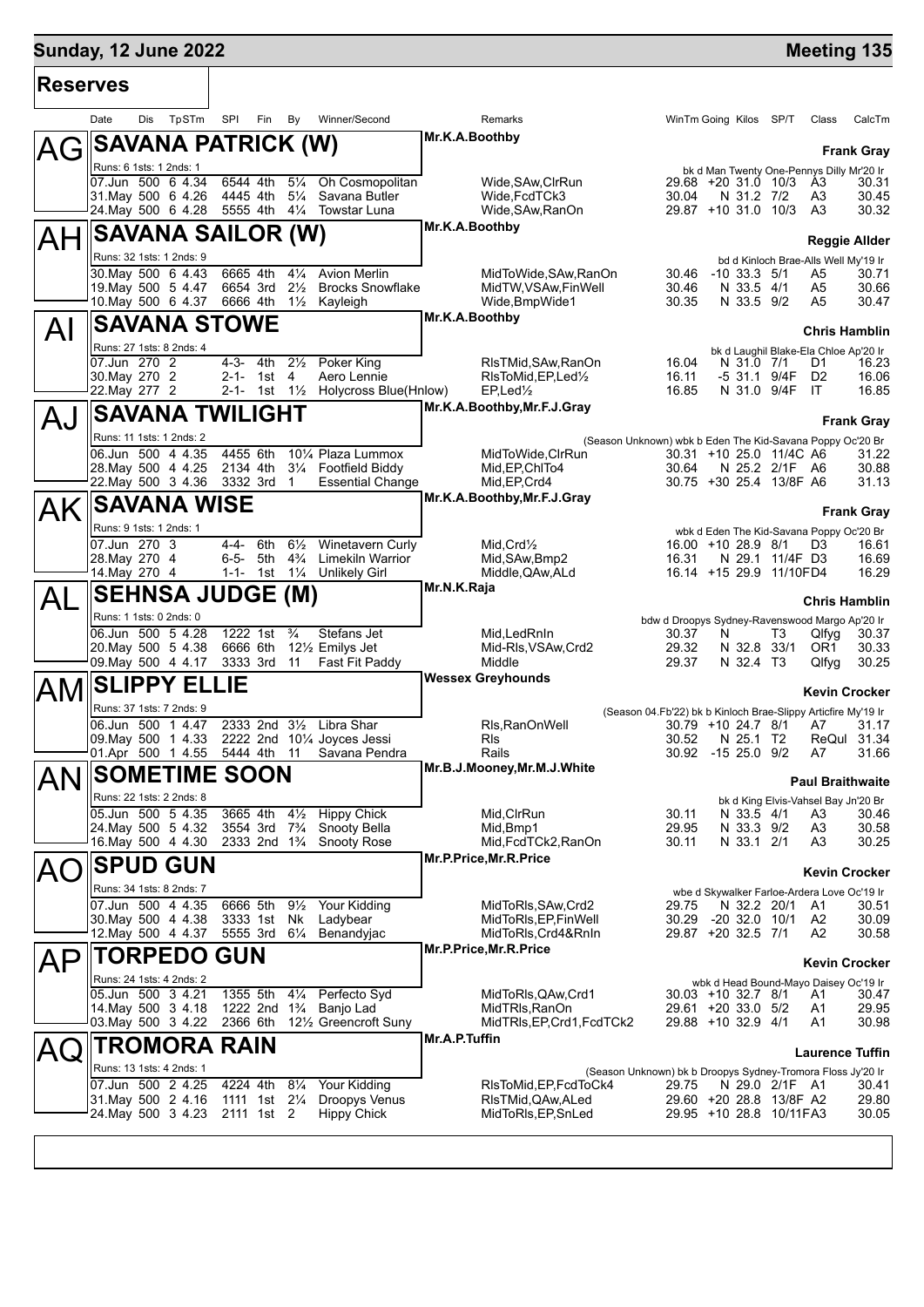**Sunday, 12 June 2022** | **Meeting 135**

## Reserves

| | Date | Dis | TpSTm | SPI | Fin | By | Winner/Second | Remarks | WinTm | Going | Kilos | SP/T | Class | CalcTm |
|---|---|---|---|---|---|---|---|---|---|---|---|---|---|---|

### AG SAVANA PATRICK (W)
Mr.K.A.Boothby — **Frank Gray**

Runs: 6 1sts: 1 2nds: 1 — bk d Man Twenty One-Pennys Dilly Mr'20 Ir

| Date | Dis | TpSTm | SPI | Fin | By | Winner/Second | Remarks | WinTm | Going | Kilos | SP/T | Class | CalcTm |
|---|---|---|---|---|---|---|---|---|---|---|---|---|---|
| 07.Jun | 500 | 6 4.34 | 6544 | 4th | 5¼ | Oh Cosmopolitan | Wide,SAw,ClrRun | 29.68 | +20 | 31.0 | 10/3 | A3 | 30.31 |
| 31.May | 500 | 6 4.26 | 4445 | 4th | 5¼ | Savana Butler | Wide,FcdTCk3 | 30.04 | N | 31.2 | 7/2 | A3 | 30.45 |
| 24.May | 500 | 6 4.28 | 5555 | 4th | 4¼ | Towstar Luna | Wide,SAw,RanOn | 29.87 | +10 | 31.0 | 10/3 | A3 | 30.32 |

### AH SAVANA SAILOR (W)
Mr.K.A.Boothby — **Reggie Allder**

Runs: 32 1sts: 1 2nds: 9 — bd d Kinloch Brae-Alls Well My'19 Ir

| Date | Dis | TpSTm | SPI | Fin | By | Winner/Second | Remarks | WinTm | Going | Kilos | SP/T | Class | CalcTm |
|---|---|---|---|---|---|---|---|---|---|---|---|---|---|
| 30.May | 500 | 6 4.43 | 6665 | 4th | 4¼ | Avion Merlin | MidToWide,SAw,RanOn | 30.46 | -10 | 33.3 | 5/1 | A5 | 30.71 |
| 19.May | 500 | 5 4.47 | 6654 | 3rd | 2½ | Brocks Snowflake | MidTW,VSAw,FinWell | 30.46 | N | 33.5 | 4/1 | A5 | 30.66 |
| 10.May | 500 | 6 4.37 | 6666 | 4th | 1½ | Kayleigh | Wide,BmpWide1 | 30.35 | N | 33.5 | 9/2 | A5 | 30.47 |

### AI SAVANA STOWE
Mr.K.A.Boothby — **Chris Hamblin**

Runs: 27 1sts: 8 2nds: 4 — bk d Laughil Blake-Ela Chloe Ap'20 Ir

| Date | Dis | TpSTm | SPI | Fin | By | Winner/Second | Remarks | WinTm | Going | Kilos | SP/T | Class | CalcTm |
|---|---|---|---|---|---|---|---|---|---|---|---|---|---|
| 07.Jun | 270 | 2 | 4-3- | 4th | 2½ | Poker King | RlsTMid,SAw,RanOn | 16.04 | N | 31.0 | 7/1 | D1 | 16.23 |
| 30.May | 270 | 2 | 2-1- | 1st | 4 | Aero Lennie | RlsToMid,EP,Led½ | 16.11 | -5 | 31.1 | 9/4F | D2 | 16.06 |
| 22.May | 277 | 2 | 2-1- | 1st | 1½ | Holycross Blue(Hnlow) | EP,Led½ | 16.85 | N | 31.0 | 9/4F | IT | 16.85 |

### AJ SAVANA TWILIGHT
Mr.K.A.Boothby,Mr.F.J.Gray — **Frank Gray**

Runs: 11 1sts: 1 2nds: 2 — (Season Unknown) wbk b Eden The Kid-Savana Poppy Oc'20 Br

| Date | Dis | TpSTm | SPI | Fin | By | Winner/Second | Remarks | WinTm | Going | Kilos | SP/T | Class | CalcTm |
|---|---|---|---|---|---|---|---|---|---|---|---|---|---|
| 06.Jun | 500 | 4 4.35 | 4455 | 6th | 10¼ | Plaza Lummox | MidToWide,ClrRun | 30.31 | +10 | 25.0 | 11/4C | A6 | 31.22 |
| 28.May | 500 | 4 4.25 | 2134 | 4th | 3¼ | Footfield Biddy | Mid,EP,ChlTo4 | 30.64 | N | 25.2 | 2/1F | A6 | 30.88 |
| 22.May | 500 | 3 4.36 | 3332 | 3rd | 1 | Essential Change | Mid,EP,Crd4 | 30.75 | +30 | 25.4 | 13/8F | A6 | 31.13 |

### AK SAVANA WISE
Mr.K.A.Boothby,Mr.F.J.Gray — **Frank Gray**

Runs: 9 1sts: 1 2nds: 1 — wbk d Eden The Kid-Savana Poppy Oc'20 Br

| Date | Dis | TpSTm | SPI | Fin | By | Winner/Second | Remarks | WinTm | Going | Kilos | SP/T | Class | CalcTm |
|---|---|---|---|---|---|---|---|---|---|---|---|---|---|
| 07.Jun | 270 | 3 | 4-4- | 6th | 6½ | Winetavern Curly | Mid,Crd½ | 16.00 | +10 | 28.9 | 8/1 | D3 | 16.61 |
| 28.May | 270 | 4 | 6-5- | 5th | 4¾ | Limekiln Warrior | Mid,SAw,Bmp2 | 16.31 | N | 29.1 | 11/4F | D3 | 16.69 |
| 14.May | 270 | 4 | 1-1- | 1st | 1¼ | Unlikely Girl | Middle,QAw,ALd | 16.14 | +15 | 29.9 | 11/10F | D4 | 16.29 |

### AL SEHNSA JUDGE (M)
Mr.N.K.Raja — **Chris Hamblin**

Runs: 1 1sts: 0 2nds: 0 — bdw d Droopys Sydney-Ravenswood Margo Ap'20 Ir

| Date | Dis | TpSTm | SPI | Fin | By | Winner/Second | Remarks | WinTm | Going | Kilos | SP/T | Class | CalcTm |
|---|---|---|---|---|---|---|---|---|---|---|---|---|---|
| 06.Jun | 500 | 5 4.28 | 1222 | 1st | ¾ | Stefans Jet | Mid,LedRnIn | 30.37 | N | | T3 | Qlfyg | 30.37 |
| 20.May | 500 | 5 4.38 | 6666 | 6th | 12½ | Emilys Jet | Mid-Rls,VSAw,Crd2 | 29.32 | N | 32.8 | 33/1 | OR1 | 30.33 |
| 09.May | 500 | 4 4.17 | 3333 | 3rd | 11 | Fast Fit Paddy | Middle | 29.37 | N | 32.4 | T3 | Qlfyg | 30.25 |

### AM SLIPPY ELLIE
Wessex Greyhounds — **Kevin Crocker**

Runs: 37 1sts: 7 2nds: 9 — (Season 04.Fb'22) bk b Kinloch Brae-Slippy Articfire My'19 Ir

| Date | Dis | TpSTm | SPI | Fin | By | Winner/Second | Remarks | WinTm | Going | Kilos | SP/T | Class | CalcTm |
|---|---|---|---|---|---|---|---|---|---|---|---|---|---|
| 06.Jun | 500 | 1 4.47 | 2333 | 2nd | 3½ | Libra Shar | Rls,RanOnWell | 30.79 | +10 | 24.7 | 8/1 | A7 | 31.17 |
| 09.May | 500 | 1 4.33 | 2222 | 2nd | 10¼ | Joyces Jessi | Rls | 30.52 | N | 25.1 | T2 | ReQul | 31.34 |
| 01.Apr | 500 | 1 4.55 | 5444 | 4th | 11 | Savana Pendra | Rails | 30.92 | -15 | 25.0 | 9/2 | A7 | 31.66 |

### AN SOMETIME SOON
Mr.B.J.Mooney,Mr.M.J.White — **Paul Braithwaite**

Runs: 22 1sts: 2 2nds: 8 — bk d King Elvis-Vahsel Bay Jn'20 Br

| Date | Dis | TpSTm | SPI | Fin | By | Winner/Second | Remarks | WinTm | Going | Kilos | SP/T | Class | CalcTm |
|---|---|---|---|---|---|---|---|---|---|---|---|---|---|
| 05.Jun | 500 | 5 4.35 | 3665 | 4th | 4½ | Hippy Chick | Mid,ClrRun | 30.11 | N | 33.5 | 4/1 | A3 | 30.46 |
| 24.May | 500 | 5 4.32 | 3554 | 3rd | 7¾ | Snooty Bella | Mid,Bmp1 | 29.95 | N | 33.3 | 9/2 | A3 | 30.58 |
| 16.May | 500 | 4 4.30 | 2333 | 2nd | 1¾ | Snooty Rose | Mid,FcdTCk2,RanOn | 30.11 | N | 33.1 | 2/1 | A3 | 30.25 |

### AO SPUD GUN
Mr.P.Price,Mr.R.Price — **Kevin Crocker**

Runs: 34 1sts: 8 2nds: 7 — wbe d Skywalker Farloe-Ardera Love Oc'19 Ir

| Date | Dis | TpSTm | SPI | Fin | By | Winner/Second | Remarks | WinTm | Going | Kilos | SP/T | Class | CalcTm |
|---|---|---|---|---|---|---|---|---|---|---|---|---|---|
| 07.Jun | 500 | 4 4.35 | 6666 | 5th | 9½ | Your Kidding | MidToRls,SAw,Crd2 | 29.75 | N | 32.2 | 20/1 | A1 | 30.51 |
| 30.May | 500 | 4 4.38 | 3333 | 1st | Nk | Ladybear | MidToRls,EP,FinWell | 30.29 | -20 | 32.0 | 10/1 | A2 | 30.09 |
| 12.May | 500 | 4 4.37 | 5555 | 3rd | 6¼ | Benandyjac | MidToRls,Crd4&RnIn | 29.87 | +20 | 32.5 | 7/1 | A2 | 30.58 |

### AP TORPEDO GUN
Mr.P.Price,Mr.R.Price — **Kevin Crocker**

Runs: 24 1sts: 4 2nds: 2 — wbk d Head Bound-Mayo Daisey Oc'19 Ir

| Date | Dis | TpSTm | SPI | Fin | By | Winner/Second | Remarks | WinTm | Going | Kilos | SP/T | Class | CalcTm |
|---|---|---|---|---|---|---|---|---|---|---|---|---|---|
| 05.Jun | 500 | 3 4.21 | 1355 | 5th | 4¼ | Perfecto Syd | MidToRls,QAw,Crd1 | 30.03 | +10 | 32.7 | 8/1 | A1 | 30.47 |
| 14.May | 500 | 3 4.18 | 1222 | 2nd | 1¾ | Banjo Lad | MidTRls,RanOn | 29.61 | +20 | 33.0 | 5/2 | A1 | 29.95 |
| 03.May | 500 | 3 4.22 | 2366 | 6th | 12½ | Greencroft Suny | MidTRls,EP,Crd1,FcdTCk2 | 29.88 | +10 | 32.9 | 4/1 | A1 | 30.98 |

### AQ TROMORA RAIN
Mr.A.P.Tuffin — **Laurence Tuffin**

Runs: 13 1sts: 4 2nds: 1 — (Season Unknown) bk b Droopys Sydney-Tromora Floss Jy'20 Ir

| Date | Dis | TpSTm | SPI | Fin | By | Winner/Second | Remarks | WinTm | Going | Kilos | SP/T | Class | CalcTm |
|---|---|---|---|---|---|---|---|---|---|---|---|---|---|
| 07.Jun | 500 | 2 4.25 | 4224 | 4th | 8¼ | Your Kidding | RlsToMid,EP,FcdToCk4 | 29.75 | N | 29.0 | 2/1F | A1 | 30.41 |
| 31.May | 500 | 2 4.16 | 1111 | 1st | 2¼ | Droopys Venus | RlsTMid,QAw,ALed | 29.60 | +20 | 28.8 | 13/8F | A2 | 29.80 |
| 24.May | 500 | 3 4.23 | 2111 | 1st | 2 | Hippy Chick | MidToRls,EP,SnLed | 29.95 | +10 | 28.8 | 10/11F | A3 | 30.05 |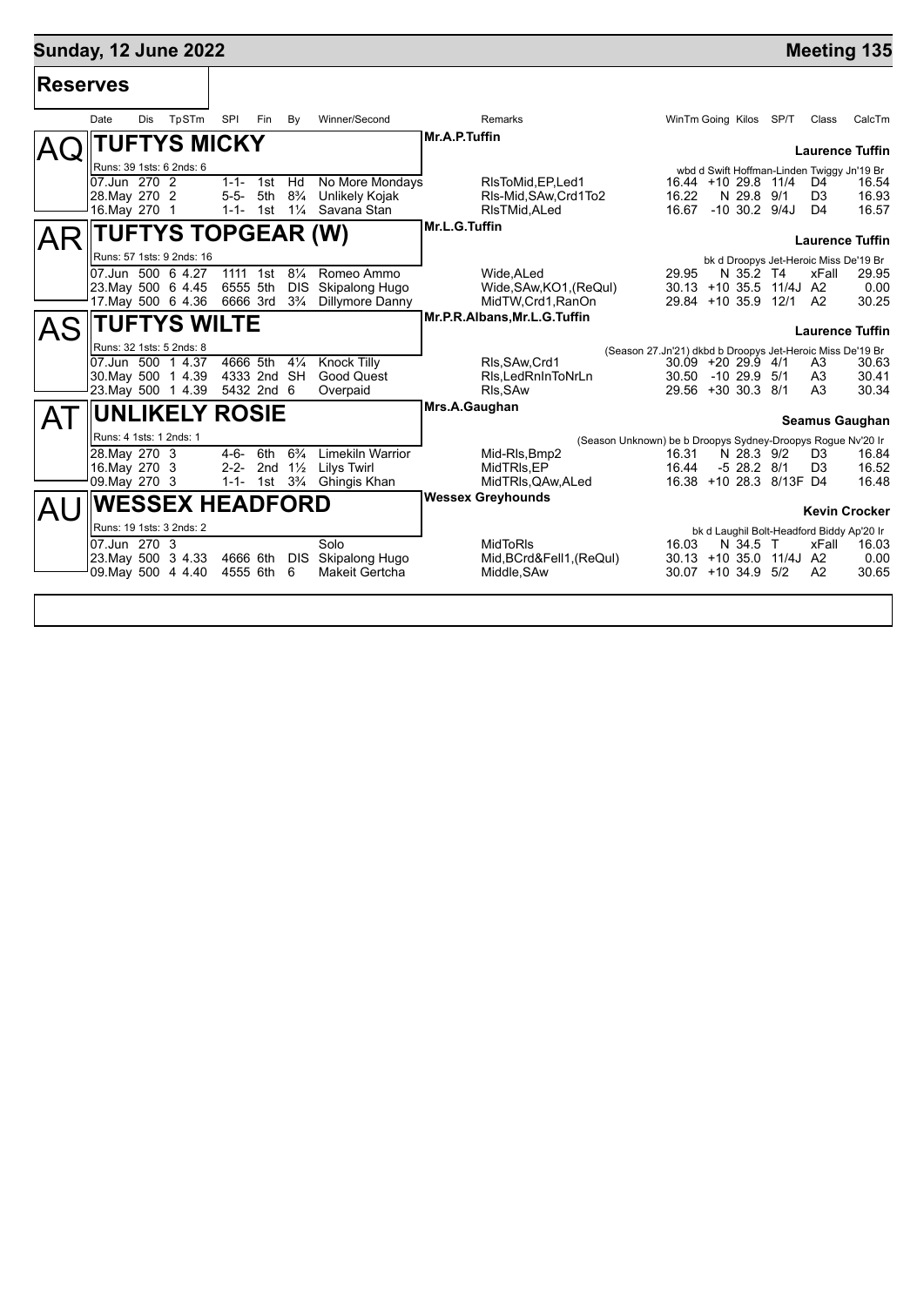## Sunday, 12 June 2022

## Meeting 135

### Reserves

| Date | Dis | TpSTm | SPI | Fin | By | Winner/Second | Remarks | WinTm | Going | Kilos | SP/T | Class | CalcTm |
|---|---|---|---|---|---|---|---|---|---|---|---|---|---|

### AQ TUFTYS MICKY

Mr.A.P.Tuffin — **Laurence Tuffin**

Runs: 39 1sts: 6 2nds: 6 — wbd d Swift Hoffman-Linden Twiggy Jn'19 Br

| Date | Dis | TpSTm | SPI | Fin | By | Winner/Second | Remarks | WinTm | Going | Kilos | SP/T | Class | CalcTm |
|---|---|---|---|---|---|---|---|---|---|---|---|---|---|
| 07.Jun | 270 | 2 | 1-1- | 1st | Hd | No More Mondays | RlsToMid,EP,Led1 | 16.44 | +10 | 29.8 | 11/4 | D4 | 16.54 |
| 28.May | 270 | 2 | 5-5- | 5th | 8¾ | Unlikely Kojak | Rls-Mid,SAw,Crd1To2 | 16.22 | N | 29.8 | 9/1 | D3 | 16.93 |
| 16.May | 270 | 1 | 1-1- | 1st | 1¼ | Savana Stan | RlsTMid,ALed | 16.67 | -10 | 30.2 | 9/4J | D4 | 16.57 |

### AR TUFTYS TOPGEAR (W)

Mr.L.G.Tuffin — **Laurence Tuffin**

Runs: 57 1sts: 9 2nds: 16 — bk d Droopys Jet-Heroic Miss De'19 Br

| Date | Dis | TpSTm | SPI | Fin | By | Winner/Second | Remarks | WinTm | Going | Kilos | SP/T | Class | CalcTm |
|---|---|---|---|---|---|---|---|---|---|---|---|---|---|
| 07.Jun | 500 | 6 4.27 | 1111 | 1st | 8¼ | Romeo Ammo | Wide,ALed | 29.95 | N | 35.2 | T4 | xFall | 29.95 |
| 23.May | 500 | 6 4.45 | 6555 | 5th | DIS | Skipalong Hugo | Wide,SAw,KO1,(ReQul) | 30.13 | +10 | 35.5 | 11/4J | A2 | 0.00 |
| 17.May | 500 | 6 4.36 | 6666 | 3rd | 3¾ | Dillymore Danny | MidTW,Crd1,RanOn | 29.84 | +10 | 35.9 | 12/1 | A2 | 30.25 |

### AS TUFTYS WILTE

Mr.P.R.Albans,Mr.L.G.Tuffin — **Laurence Tuffin**

Runs: 32 1sts: 5 2nds: 8 — (Season 27.Jn'21) dkbd b Droopys Jet-Heroic Miss De'19 Br

| Date | Dis | TpSTm | SPI | Fin | By | Winner/Second | Remarks | WinTm | Going | Kilos | SP/T | Class | CalcTm |
|---|---|---|---|---|---|---|---|---|---|---|---|---|---|
| 07.Jun | 500 | 1 4.37 | 4666 | 5th | 4¼ | Knock Tilly | Rls,SAw,Crd1 | 30.09 | +20 | 29.9 | 4/1 | A3 | 30.63 |
| 30.May | 500 | 1 4.39 | 4333 | 2nd | SH | Good Quest | Rls,LedRnInToNrLn | 30.50 | -10 | 29.9 | 5/1 | A3 | 30.41 |
| 23.May | 500 | 1 4.39 | 5432 | 2nd | 6 | Overpaid | Rls,SAw | 29.56 | +30 | 30.3 | 8/1 | A3 | 30.34 |

### AT UNLIKELY ROSIE

Mrs.A.Gaughan — **Seamus Gaughan**

Runs: 4 1sts: 1 2nds: 1 — (Season Unknown) be b Droopys Sydney-Droopys Rogue Nv'20 Ir

| Date | Dis | TpSTm | SPI | Fin | By | Winner/Second | Remarks | WinTm | Going | Kilos | SP/T | Class | CalcTm |
|---|---|---|---|---|---|---|---|---|---|---|---|---|---|
| 28.May | 270 | 3 | 4-6- | 6th | 6¾ | Limekiln Warrior | Mid-Rls,Bmp2 | 16.31 | N | 28.3 | 9/2 | D3 | 16.84 |
| 16.May | 270 | 3 | 2-2- | 2nd | 1½ | Lilys Twirl | MidTRls,EP | 16.44 | -5 | 28.2 | 8/1 | D3 | 16.52 |
| 09.May | 270 | 3 | 1-1- | 1st | 3¾ | Ghingis Khan | MidTRls,QAw,ALed | 16.38 | +10 | 28.3 | 8/13F | D4 | 16.48 |

### AU WESSEX HEADFORD

Wessex Greyhounds — **Kevin Crocker**

Runs: 19 1sts: 3 2nds: 2 — bk d Laughil Bolt-Headford Biddy Ap'20 Ir

| Date | Dis | TpSTm | SPI | Fin | By | Winner/Second | Remarks | WinTm | Going | Kilos | SP/T | Class | CalcTm |
|---|---|---|---|---|---|---|---|---|---|---|---|---|---|
| 07.Jun | 270 | 3 | | | | Solo | MidToRls | 16.03 | N | 34.5 | T | xFall | 16.03 |
| 23.May | 500 | 3 4.33 | 4666 | 6th | DIS | Skipalong Hugo | Mid,BCrd&Fell1,(ReQul) | 30.13 | +10 | 35.0 | 11/4J | A2 | 0.00 |
| 09.May | 500 | 4 4.40 | 4555 | 6th | 6 | Makeit Gertcha | Middle,SAw | 30.07 | +10 | 34.9 | 5/2 | A2 | 30.65 |